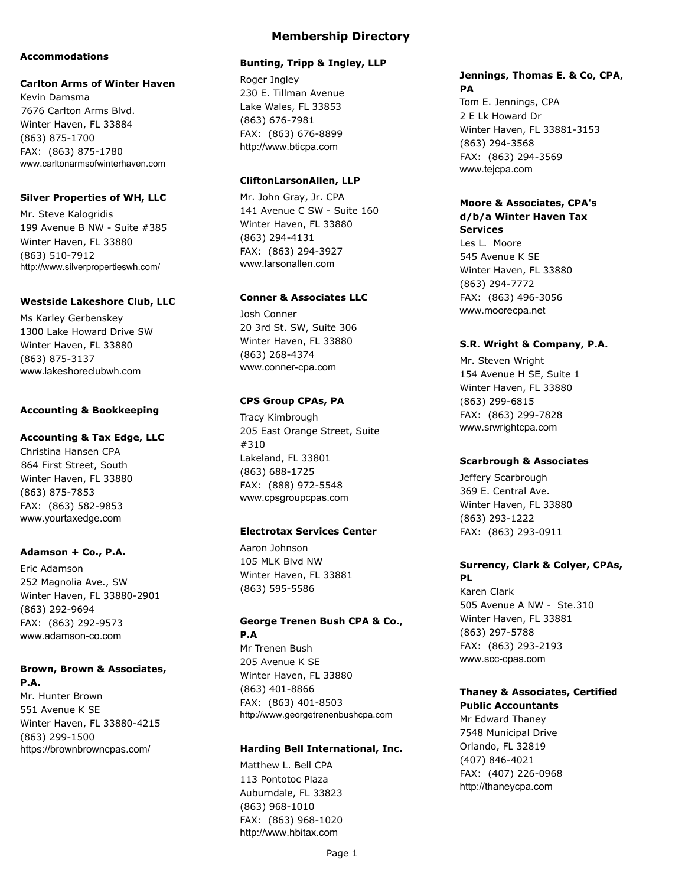# Membership Directory

## Accommodations

### Carlton Arms of Winter Haven

Kevin Damsma
7676 Carlton Arms Blvd.
Winter Haven, FL 33884
(863) 875-1700
FAX: (863) 875-1780
www.carltonarmsofwinterhaven.com

### Silver Properties of WH, LLC

Mr. Steve Kalogridis
199 Avenue B NW - Suite #385
Winter Haven, FL 33880
(863) 510-7912
http://www.silverpropertieswh.com/

### Westside Lakeshore Club, LLC

Ms Karley Gerbenskey
1300 Lake Howard Drive SW
Winter Haven, FL 33880
(863) 875-3137
www.lakeshoreclubwh.com

## Accounting & Bookkeeping

### Accounting & Tax Edge, LLC

Christina Hansen CPA
864 First Street, South
Winter Haven, FL 33880
(863) 875-7853
FAX: (863) 582-9853
www.yourtaxedge.com

### Adamson + Co., P.A.

Eric Adamson
252 Magnolia Ave., SW
Winter Haven, FL 33880-2901
(863) 292-9694
FAX: (863) 292-9573
www.adamson-co.com

### Brown, Brown & Associates, P.A.

Mr. Hunter Brown
551 Avenue K SE
Winter Haven, FL 33880-4215
(863) 299-1500
https://brownbrowncpas.com/

### Bunting, Tripp & Ingley, LLP

Roger Ingley
230 E. Tillman Avenue
Lake Wales, FL 33853
(863) 676-7981
FAX: (863) 676-8899
http://www.bticpa.com

### CliftonLarsonAllen, LLP

Mr. John Gray, Jr. CPA
141 Avenue C SW - Suite 160
Winter Haven, FL 33880
(863) 294-4131
FAX: (863) 294-3927
www.larsonallen.com

### Conner & Associates LLC

Josh Conner
20 3rd St. SW, Suite 306
Winter Haven, FL 33880
(863) 268-4374
www.conner-cpa.com

### CPS Group CPAs, PA

Tracy Kimbrough
205 East Orange Street, Suite #310
Lakeland, FL 33801
(863) 688-1725
FAX: (888) 972-5548
www.cpsgroupcpas.com

### Electrotax Services Center

Aaron Johnson
105 MLK Blvd NW
Winter Haven, FL 33881
(863) 595-5586

### George Trenen Bush CPA & Co., P.A

Mr Trenen Bush
205 Avenue K SE
Winter Haven, FL 33880
(863) 401-8866
FAX: (863) 401-8503
http://www.georgetrenenbushcpa.com

### Harding Bell International, Inc.

Matthew L. Bell CPA
113 Pontotoc Plaza
Auburndale, FL 33823
(863) 968-1010
FAX: (863) 968-1020
http://www.hbitax.com

### Jennings, Thomas E. & Co, CPA, PA

Tom E. Jennings, CPA
2 E Lk Howard Dr
Winter Haven, FL 33881-3153
(863) 294-3568
FAX: (863) 294-3569
www.tejcpa.com

### Moore & Associates, CPA's d/b/a Winter Haven Tax Services

Les L. Moore
545 Avenue K SE
Winter Haven, FL 33880
(863) 294-7772
FAX: (863) 496-3056
www.moorecpa.net

### S.R. Wright & Company, P.A.

Mr. Steven Wright
154 Avenue H SE, Suite 1
Winter Haven, FL 33880
(863) 299-6815
FAX: (863) 299-7828
www.srwrightcpa.com

### Scarbrough & Associates

Jeffery Scarbrough
369 E. Central Ave.
Winter Haven, FL 33880
(863) 293-1222
FAX: (863) 293-0911

### Surrency, Clark & Colyer, CPAs, PL

Karen Clark
505 Avenue A NW - Ste.310
Winter Haven, FL 33881
(863) 297-5788
FAX: (863) 293-2193
www.scc-cpas.com

### Thaney & Associates, Certified Public Accountants

Mr Edward Thaney
7548 Municipal Drive
Orlando, FL 32819
(407) 846-4021
FAX: (407) 226-0968
http://thaneycpa.com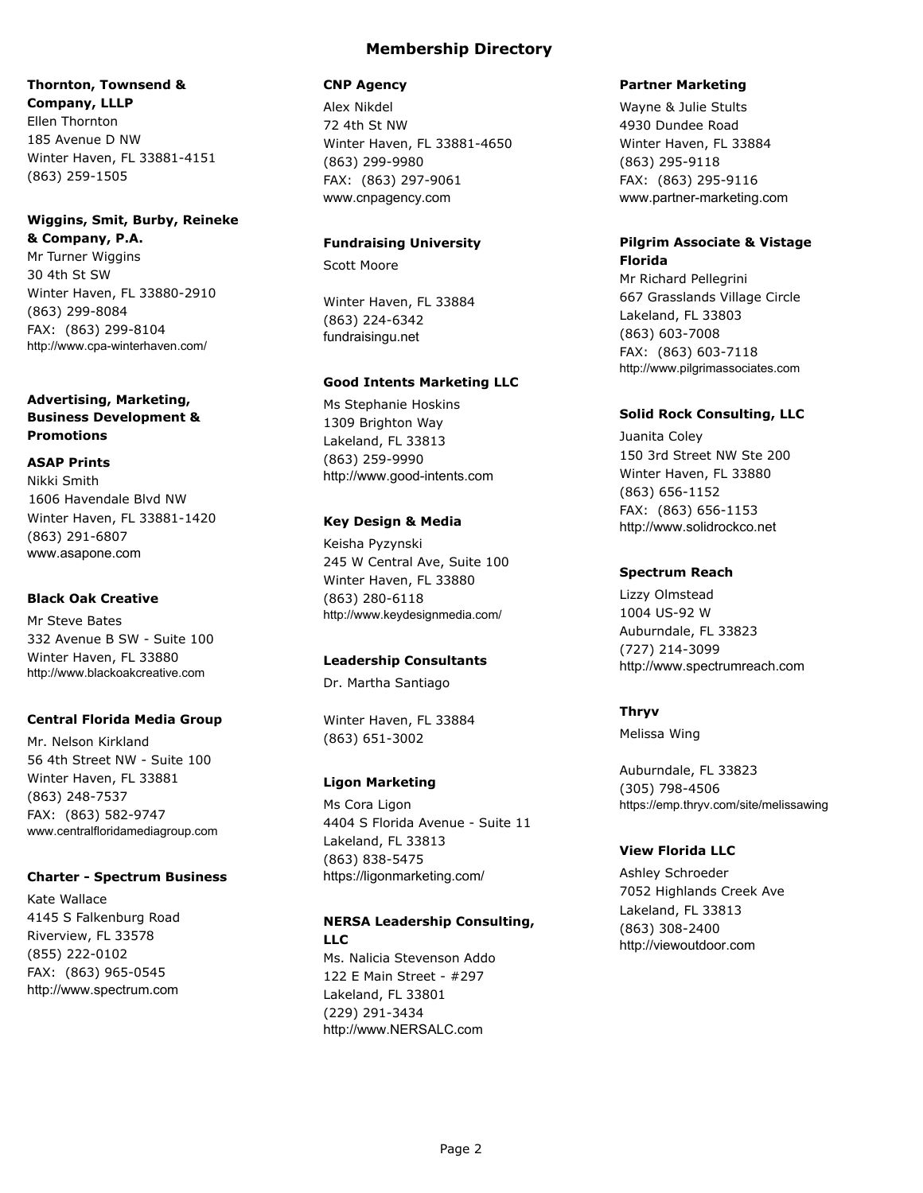# Membership Directory

**Thornton, Townsend & Company, LLLP**
Ellen Thornton
185 Avenue D NW
Winter Haven, FL 33881-4151
(863) 259-1505

**Wiggins, Smit, Burby, Reineke & Company, P.A.**
Mr Turner Wiggins
30 4th St SW
Winter Haven, FL 33880-2910
(863) 299-8084
FAX: (863) 299-8104
http://www.cpa-winterhaven.com/

## Advertising, Marketing, Business Development & Promotions

**ASAP Prints**
Nikki Smith
1606 Havendale Blvd NW
Winter Haven, FL 33881-1420
(863) 291-6807
www.asapone.com

**Black Oak Creative**
Mr Steve Bates
332 Avenue B SW - Suite 100
Winter Haven, FL 33880
http://www.blackoakcreative.com

**Central Florida Media Group**
Mr. Nelson Kirkland
56 4th Street NW - Suite 100
Winter Haven, FL 33881
(863) 248-7537
FAX: (863) 582-9747
www.centralfloridamediagroup.com

**Charter - Spectrum Business**
Kate Wallace
4145 S Falkenburg Road
Riverview, FL 33578
(855) 222-0102
FAX: (863) 965-0545
http://www.spectrum.com

**CNP Agency**
Alex Nikdel
72 4th St NW
Winter Haven, FL 33881-4650
(863) 299-9980
FAX: (863) 297-9061
www.cnpagency.com

**Fundraising University**
Scott Moore

Winter Haven, FL 33884
(863) 224-6342
fundraisingu.net

**Good Intents Marketing LLC**
Ms Stephanie Hoskins
1309 Brighton Way
Lakeland, FL 33813
(863) 259-9990
http://www.good-intents.com

**Key Design & Media**
Keisha Pyzynski
245 W Central Ave, Suite 100
Winter Haven, FL 33880
(863) 280-6118
http://www.keydesignmedia.com/

**Leadership Consultants**
Dr. Martha Santiago

Winter Haven, FL 33884
(863) 651-3002

**Ligon Marketing**
Ms Cora Ligon
4404 S Florida Avenue - Suite 11
Lakeland, FL 33813
(863) 838-5475
https://ligonmarketing.com/

**NERSA Leadership Consulting, LLC**
Ms. Nalicia Stevenson Addo
122 E Main Street - #297
Lakeland, FL 33801
(229) 291-3434
http://www.NERSALC.com

**Partner Marketing**
Wayne & Julie Stults
4930 Dundee Road
Winter Haven, FL 33884
(863) 295-9118
FAX: (863) 295-9116
www.partner-marketing.com

**Pilgrim Associate & Vistage Florida**
Mr Richard Pellegrini
667 Grasslands Village Circle
Lakeland, FL 33803
(863) 603-7008
FAX: (863) 603-7118
http://www.pilgrimassociates.com

**Solid Rock Consulting, LLC**
Juanita Coley
150 3rd Street NW Ste 200
Winter Haven, FL 33880
(863) 656-1152
FAX: (863) 656-1153
http://www.solidrockco.net

**Spectrum Reach**
Lizzy Olmstead
1004 US-92 W
Auburndale, FL 33823
(727) 214-3099
http://www.spectrumreach.com

**Thryv**
Melissa Wing

Auburndale, FL 33823
(305) 798-4506
https://emp.thryv.com/site/melissawing

**View Florida LLC**
Ashley Schroeder
7052 Highlands Creek Ave
Lakeland, FL 33813
(863) 308-2400
http://viewoutdoor.com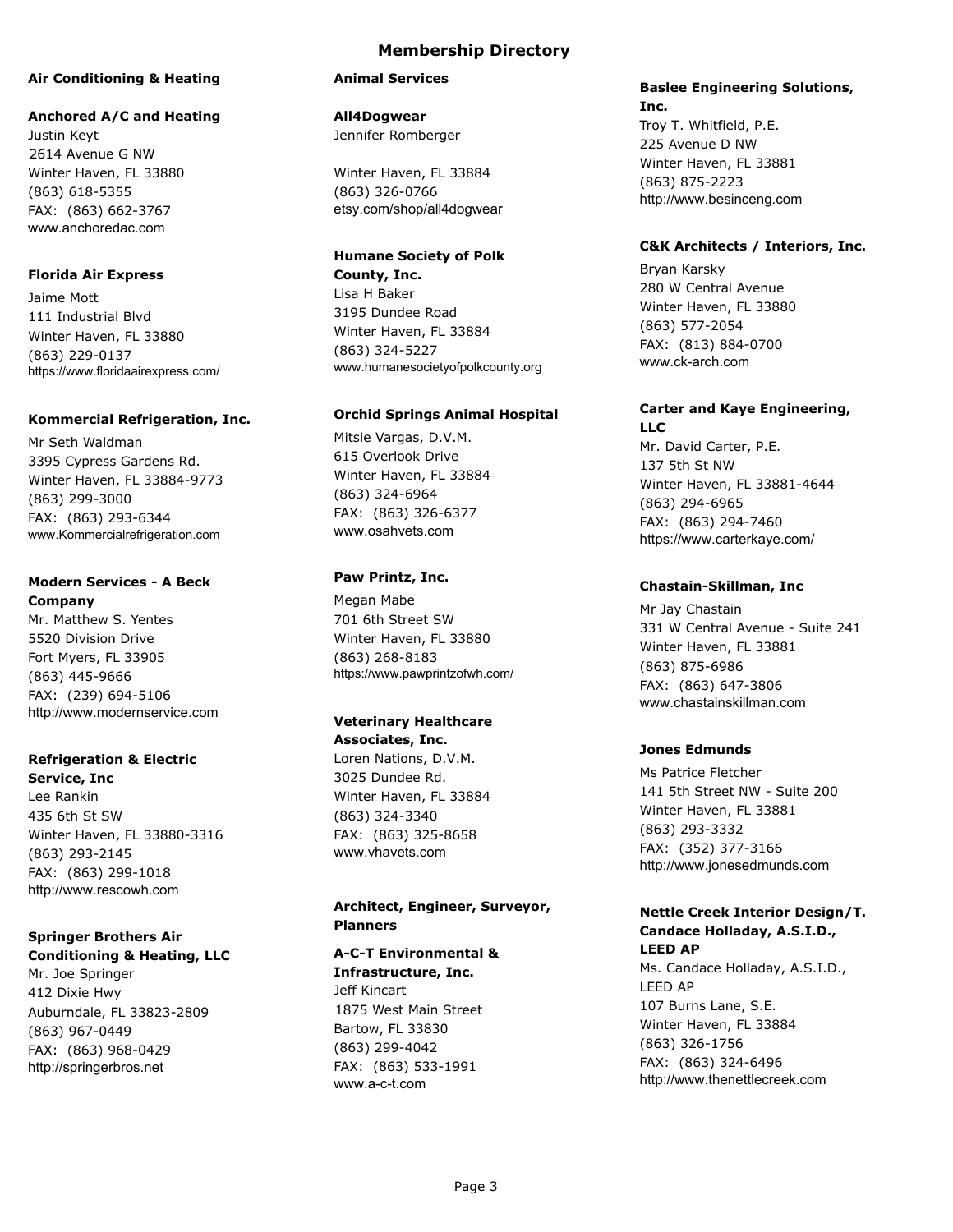# Membership Directory

## Air Conditioning & Heating

**Anchored A/C and Heating**
Justin Keyt
2614 Avenue G NW
Winter Haven, FL 33880
(863) 618-5355
FAX: (863) 662-3767
www.anchoredac.com

**Florida Air Express**
Jaime Mott
111 Industrial Blvd
Winter Haven, FL 33880
(863) 229-0137
https://www.floridaairexpress.com/

**Kommercial Refrigeration, Inc.**
Mr Seth Waldman
3395 Cypress Gardens Rd.
Winter Haven, FL 33884-9773
(863) 299-3000
FAX: (863) 293-6344
www.Kommercialrefrigeration.com

**Modern Services - A Beck Company**
Mr. Matthew S. Yentes
5520 Division Drive
Fort Myers, FL 33905
(863) 445-9666
FAX: (239) 694-5106
http://www.modernservice.com

**Refrigeration & Electric Service, Inc**
Lee Rankin
435 6th St SW
Winter Haven, FL 33880-3316
(863) 293-2145
FAX: (863) 299-1018
http://www.rescowh.com

**Springer Brothers Air Conditioning & Heating, LLC**
Mr. Joe Springer
412 Dixie Hwy
Auburndale, FL 33823-2809
(863) 967-0449
FAX: (863) 968-0429
http://springerbros.net

## Animal Services

**All4Dogwear**
Jennifer Romberger

Winter Haven, FL 33884
(863) 326-0766
etsy.com/shop/all4dogwear

**Humane Society of Polk County, Inc.**
Lisa H Baker
3195 Dundee Road
Winter Haven, FL 33884
(863) 324-5227
www.humanesocietyofpolkcounty.org

**Orchid Springs Animal Hospital**
Mitsie Vargas, D.V.M.
615 Overlook Drive
Winter Haven, FL 33884
(863) 324-6964
FAX: (863) 326-6377
www.osahvets.com

**Paw Printz, Inc.**
Megan Mabe
701 6th Street SW
Winter Haven, FL 33880
(863) 268-8183
https://www.pawprintzofwh.com/

**Veterinary Healthcare Associates, Inc.**
Loren Nations, D.V.M.
3025 Dundee Rd.
Winter Haven, FL 33884
(863) 324-3340
FAX: (863) 325-8658
www.vhavets.com

## Architect, Engineer, Surveyor, Planners

**A-C-T Environmental & Infrastructure, Inc.**
Jeff Kincart
1875 West Main Street
Bartow, FL 33830
(863) 299-4042
FAX: (863) 533-1991
www.a-c-t.com

**Baslee Engineering Solutions, Inc.**
Troy T. Whitfield, P.E.
225 Avenue D NW
Winter Haven, FL 33881
(863) 875-2223
http://www.besinceng.com

**C&K Architects / Interiors, Inc.**
Bryan Karsky
280 W Central Avenue
Winter Haven, FL 33880
(863) 577-2054
FAX: (813) 884-0700
www.ck-arch.com

**Carter and Kaye Engineering, LLC**
Mr. David Carter, P.E.
137 5th St NW
Winter Haven, FL 33881-4644
(863) 294-6965
FAX: (863) 294-7460
https://www.carterkaye.com/

**Chastain-Skillman, Inc**
Mr Jay Chastain
331 W Central Avenue - Suite 241
Winter Haven, FL 33881
(863) 875-6986
FAX: (863) 647-3806
www.chastainskillman.com

**Jones Edmunds**
Ms Patrice Fletcher
141 5th Street NW - Suite 200
Winter Haven, FL 33881
(863) 293-3332
FAX: (352) 377-3166
http://www.jonesedmunds.com

**Nettle Creek Interior Design/T. Candace Holladay, A.S.I.D., LEED AP**
Ms. Candace Holladay, A.S.I.D., LEED AP
107 Burns Lane, S.E.
Winter Haven, FL 33884
(863) 326-1756
FAX: (863) 324-6496
http://www.thenettlecreek.com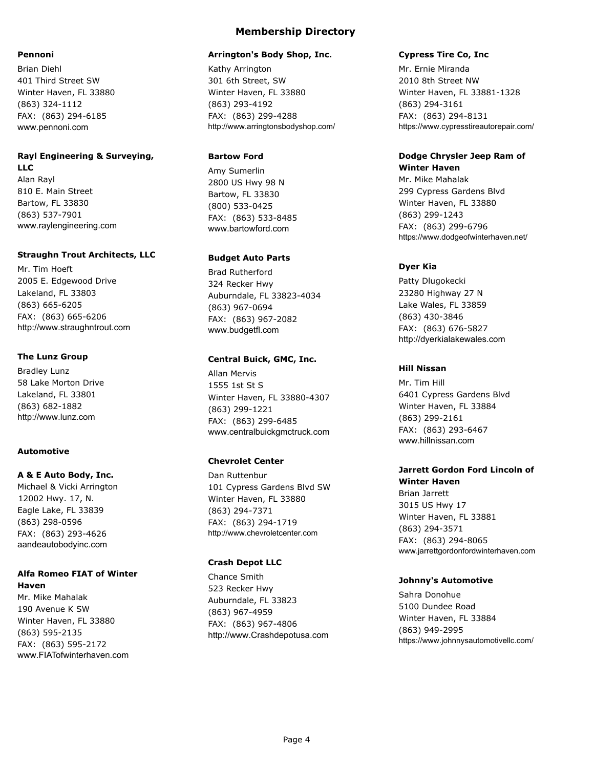# Membership Directory

### Pennoni

Brian Diehl
401 Third Street SW
Winter Haven, FL 33880
(863) 324-1112
FAX: (863) 294-6185
www.pennoni.com

### Rayl Engineering & Surveying, LLC

Alan Rayl
810 E. Main Street
Bartow, FL 33830
(863) 537-7901
www.raylengineering.com

### Straughn Trout Architects, LLC

Mr. Tim Hoeft
2005 E. Edgewood Drive
Lakeland, FL 33803
(863) 665-6205
FAX: (863) 665-6206
http://www.straughntrout.com

### The Lunz Group

Bradley Lunz
58 Lake Morton Drive
Lakeland, FL 33801
(863) 682-1882
http://www.lunz.com

## Automotive

### A & E Auto Body, Inc.

Michael & Vicki Arrington
12002 Hwy. 17, N.
Eagle Lake, FL 33839
(863) 298-0596
FAX: (863) 293-4626
aandeautobodyinc.com

### Alfa Romeo FIAT of Winter Haven

Mr. Mike Mahalak
190 Avenue K SW
Winter Haven, FL 33880
(863) 595-2135
FAX: (863) 595-2172
www.FIATofwinterhaven.com

### Arrington's Body Shop, Inc.

Kathy Arrington
301 6th Street, SW
Winter Haven, FL 33880
(863) 293-4192
FAX: (863) 299-4288
http://www.arringtonsbodyshop.com/

### Bartow Ford

Amy Sumerlin
2800 US Hwy 98 N
Bartow, FL 33830
(800) 533-0425
FAX: (863) 533-8485
www.bartowford.com

### Budget Auto Parts

Brad Rutherford
324 Recker Hwy
Auburndale, FL 33823-4034
(863) 967-0694
FAX: (863) 967-2082
www.budgetfl.com

### Central Buick, GMC, Inc.

Allan Mervis
1555 1st St S
Winter Haven, FL 33880-4307
(863) 299-1221
FAX: (863) 299-6485
www.centralbuickgmctruck.com

### Chevrolet Center

Dan Ruttenbur
101 Cypress Gardens Blvd SW
Winter Haven, FL 33880
(863) 294-7371
FAX: (863) 294-1719
http://www.chevroletcenter.com

### Crash Depot LLC

Chance Smith
523 Recker Hwy
Auburndale, FL 33823
(863) 967-4959
FAX: (863) 967-4806
http://www.Crashdepotusa.com

### Cypress Tire Co, Inc

Mr. Ernie Miranda
2010 8th Street NW
Winter Haven, FL 33881-1328
(863) 294-3161
FAX: (863) 294-8131
https://www.cypresstireautorepair.com/

### Dodge Chrysler Jeep Ram of Winter Haven

Mr. Mike Mahalak
299 Cypress Gardens Blvd
Winter Haven, FL 33880
(863) 299-1243
FAX: (863) 299-6796
https://www.dodgeofwinterhaven.net/

### Dyer Kia

Patty Dlugokecki
23280 Highway 27 N
Lake Wales, FL 33859
(863) 430-3846
FAX: (863) 676-5827
http://dyerkialakewales.com

### Hill Nissan

Mr. Tim Hill
6401 Cypress Gardens Blvd
Winter Haven, FL 33884
(863) 299-2161
FAX: (863) 293-6467
www.hillnissan.com

### Jarrett Gordon Ford Lincoln of Winter Haven

Brian Jarrett
3015 US Hwy 17
Winter Haven, FL 33881
(863) 294-3571
FAX: (863) 294-8065
www.jarrettgordonfordwinterhaven.com

### Johnny's Automotive

Sahra Donohue
5100 Dundee Road
Winter Haven, FL 33884
(863) 949-2995
https://www.johnnysautomotivellc.com/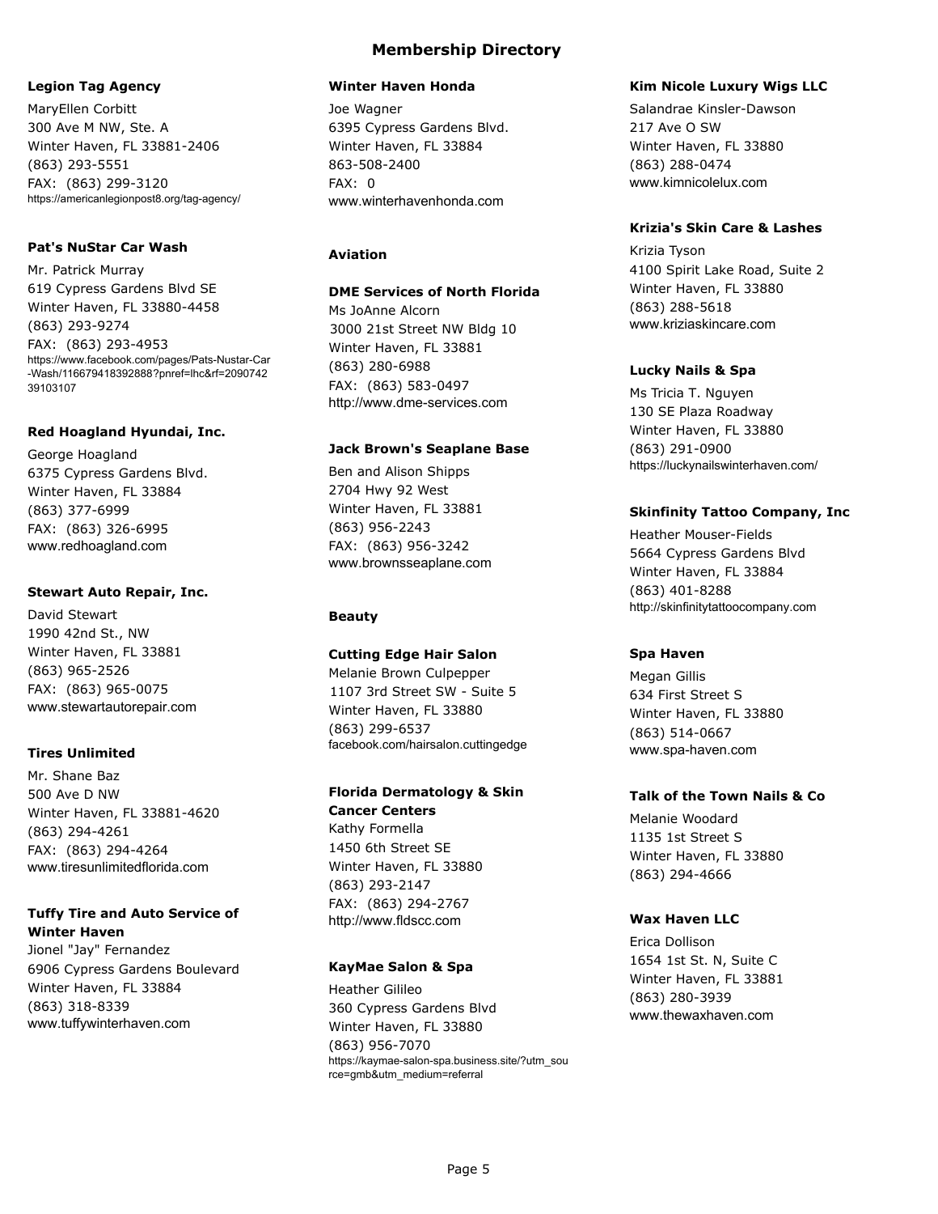# Membership Directory

### Legion Tag Agency

MaryEllen Corbitt
300 Ave M NW, Ste. A
Winter Haven, FL 33881-2406
(863) 293-5551
FAX: (863) 299-3120
https://americanlegionpost8.org/tag-agency/

### Pat's NuStar Car Wash

Mr. Patrick Murray
619 Cypress Gardens Blvd SE
Winter Haven, FL 33880-4458
(863) 293-9274
FAX: (863) 293-4953
https://www.facebook.com/pages/Pats-Nustar-Car-Wash/116679418392888?pnref=lhc&rf=209074239103107

### Red Hoagland Hyundai, Inc.

George Hoagland
6375 Cypress Gardens Blvd.
Winter Haven, FL 33884
(863) 377-6999
FAX: (863) 326-6995
www.redhoagland.com

### Stewart Auto Repair, Inc.

David Stewart
1990 42nd St., NW
Winter Haven, FL 33881
(863) 965-2526
FAX: (863) 965-0075
www.stewartautorepair.com

### Tires Unlimited

Mr. Shane Baz
500 Ave D NW
Winter Haven, FL 33881-4620
(863) 294-4261
FAX: (863) 294-4264
www.tiresunlimitedflorida.com

### Tuffy Tire and Auto Service of Winter Haven

Jionel "Jay" Fernandez
6906 Cypress Gardens Boulevard
Winter Haven, FL 33884
(863) 318-8339
www.tuffywinterhaven.com

### Winter Haven Honda

Joe Wagner
6395 Cypress Gardens Blvd.
Winter Haven, FL 33884
863-508-2400
FAX: 0
www.winterhavenhonda.com

## Aviation

### DME Services of North Florida

Ms JoAnne Alcorn
3000 21st Street NW Bldg 10
Winter Haven, FL 33881
(863) 280-6988
FAX: (863) 583-0497
http://www.dme-services.com

### Jack Brown's Seaplane Base

Ben and Alison Shipps
2704 Hwy 92 West
Winter Haven, FL 33881
(863) 956-2243
FAX: (863) 956-3242
www.brownsseaplane.com

## Beauty

### Cutting Edge Hair Salon

Melanie Brown Culpepper
1107 3rd Street SW - Suite 5
Winter Haven, FL 33880
(863) 299-6537
facebook.com/hairsalon.cuttingedge

### Florida Dermatology & Skin Cancer Centers

Kathy Formella
1450 6th Street SE
Winter Haven, FL 33880
(863) 293-2147
FAX: (863) 294-2767
http://www.fldscc.com

### KayMae Salon & Spa

Heather Gilileo
360 Cypress Gardens Blvd
Winter Haven, FL 33880
(863) 956-7070
https://kaymae-salon-spa.business.site/?utm_source=gmb&utm_medium=referral

### Kim Nicole Luxury Wigs LLC

Salandrae Kinsler-Dawson
217 Ave O SW
Winter Haven, FL 33880
(863) 288-0474
www.kimnicolelux.com

### Krizia's Skin Care & Lashes

Krizia Tyson
4100 Spirit Lake Road, Suite 2
Winter Haven, FL 33880
(863) 288-5618
www.kriziaskincare.com

### Lucky Nails & Spa

Ms Tricia T. Nguyen
130 SE Plaza Roadway
Winter Haven, FL 33880
(863) 291-0900
https://luckynailswinterhaven.com/

### Skinfinity Tattoo Company, Inc

Heather Mouser-Fields
5664 Cypress Gardens Blvd
Winter Haven, FL 33884
(863) 401-8288
http://skinfinitytattoocompany.com

### Spa Haven

Megan Gillis
634 First Street S
Winter Haven, FL 33880
(863) 514-0667
www.spa-haven.com

### Talk of the Town Nails & Co

Melanie Woodard
1135 1st Street S
Winter Haven, FL 33880
(863) 294-4666

### Wax Haven LLC

Erica Dollison
1654 1st St. N, Suite C
Winter Haven, FL 33881
(863) 280-3939
www.thewaxhaven.com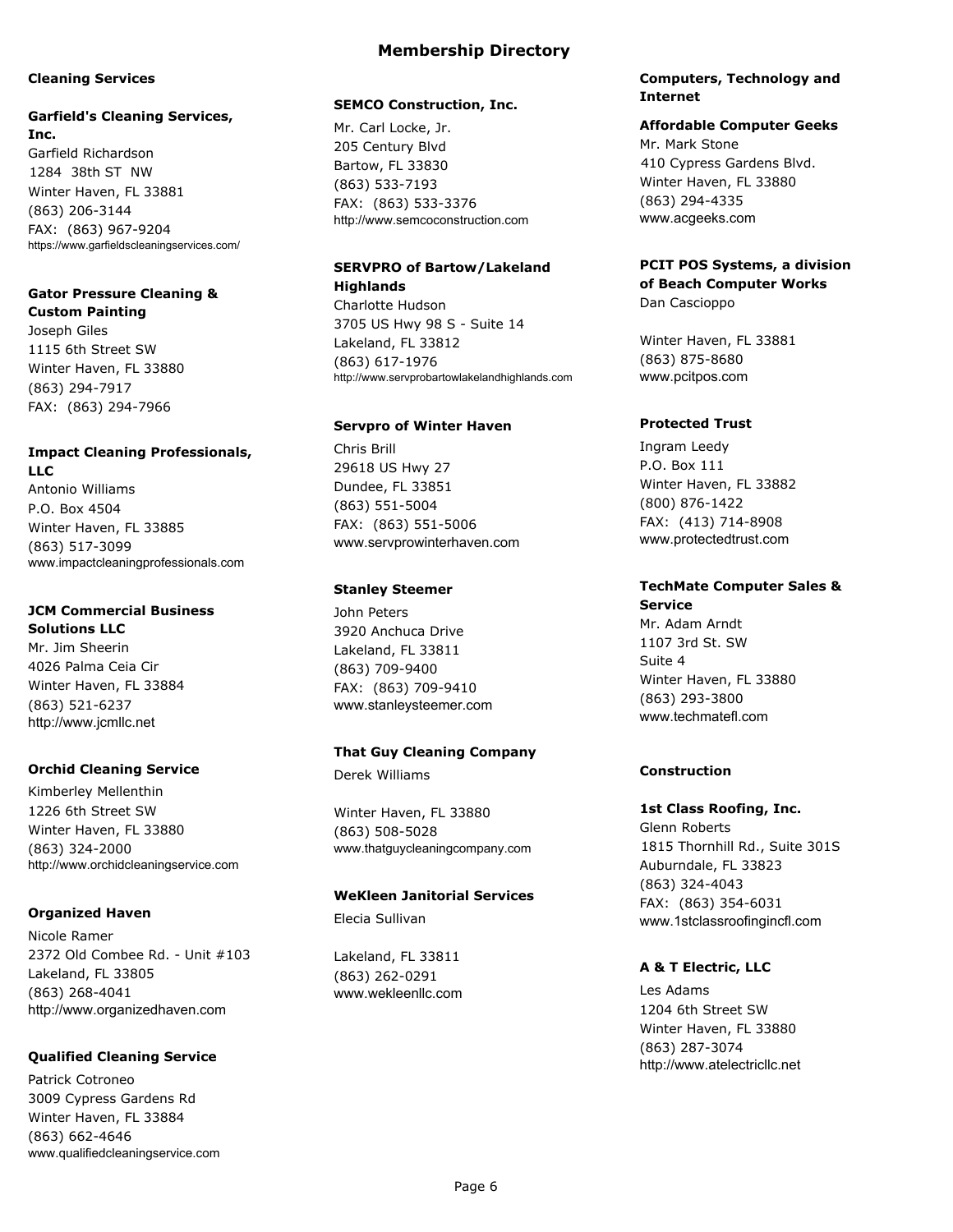# Membership Directory

## Cleaning Services

**Garfield's Cleaning Services, Inc.**
Garfield Richardson
1284 38th ST NW
Winter Haven, FL 33881
(863) 206-3144
FAX: (863) 967-9204
https://www.garfieldscleaningservices.com/

**Gator Pressure Cleaning & Custom Painting**
Joseph Giles
1115 6th Street SW
Winter Haven, FL 33880
(863) 294-7917
FAX: (863) 294-7966

**Impact Cleaning Professionals, LLC**
Antonio Williams
P.O. Box 4504
Winter Haven, FL 33885
(863) 517-3099
www.impactcleaningprofessionals.com

**JCM Commercial Business Solutions LLC**
Mr. Jim Sheerin
4026 Palma Ceia Cir
Winter Haven, FL 33884
(863) 521-6237
http://www.jcmllc.net

**Orchid Cleaning Service**
Kimberley Mellenthin
1226 6th Street SW
Winter Haven, FL 33880
(863) 324-2000
http://www.orchidcleaningservice.com

**Organized Haven**
Nicole Ramer
2372 Old Combee Rd. - Unit #103
Lakeland, FL 33805
(863) 268-4041
http://www.organizedhaven.com

**Qualified Cleaning Service**
Patrick Cotroneo
3009 Cypress Gardens Rd
Winter Haven, FL 33884
(863) 662-4646
www.qualifiedcleaningservice.com

**SEMCO Construction, Inc.**
Mr. Carl Locke, Jr.
205 Century Blvd
Bartow, FL 33830
(863) 533-7193
FAX: (863) 533-3376
http://www.semcoconstruction.com

**SERVPRO of Bartow/Lakeland Highlands**
Charlotte Hudson
3705 US Hwy 98 S - Suite 14
Lakeland, FL 33812
(863) 617-1976
http://www.servprobartowlakelandhighlands.com

**Servpro of Winter Haven**
Chris Brill
29618 US Hwy 27
Dundee, FL 33851
(863) 551-5004
FAX: (863) 551-5006
www.servprowinterhaven.com

**Stanley Steemer**
John Peters
3920 Anchuca Drive
Lakeland, FL 33811
(863) 709-9400
FAX: (863) 709-9410
www.stanleysteemer.com

**That Guy Cleaning Company**
Derek Williams

Winter Haven, FL 33880
(863) 508-5028
www.thatguycleaningcompany.com

**WeKleen Janitorial Services**
Elecia Sullivan

Lakeland, FL 33811
(863) 262-0291
www.wekleenllc.com

## Computers, Technology and Internet

**Affordable Computer Geeks**
Mr. Mark Stone
410 Cypress Gardens Blvd.
Winter Haven, FL 33880
(863) 294-4335
www.acgeeks.com

**PCIT POS Systems, a division of Beach Computer Works**
Dan Cascioppo

Winter Haven, FL 33881
(863) 875-8680
www.pcitpos.com

**Protected Trust**
Ingram Leedy
P.O. Box 111
Winter Haven, FL 33882
(800) 876-1422
FAX: (413) 714-8908
www.protectedtrust.com

**TechMate Computer Sales & Service**
Mr. Adam Arndt
1107 3rd St. SW
Suite 4
Winter Haven, FL 33880
(863) 293-3800
www.techmatefl.com

## Construction

**1st Class Roofing, Inc.**
Glenn Roberts
1815 Thornhill Rd., Suite 301S
Auburndale, FL 33823
(863) 324-4043
FAX: (863) 354-6031
www.1stclassroofingincfl.com

**A & T Electric, LLC**
Les Adams
1204 6th Street SW
Winter Haven, FL 33880
(863) 287-3074
http://www.atelectricllc.net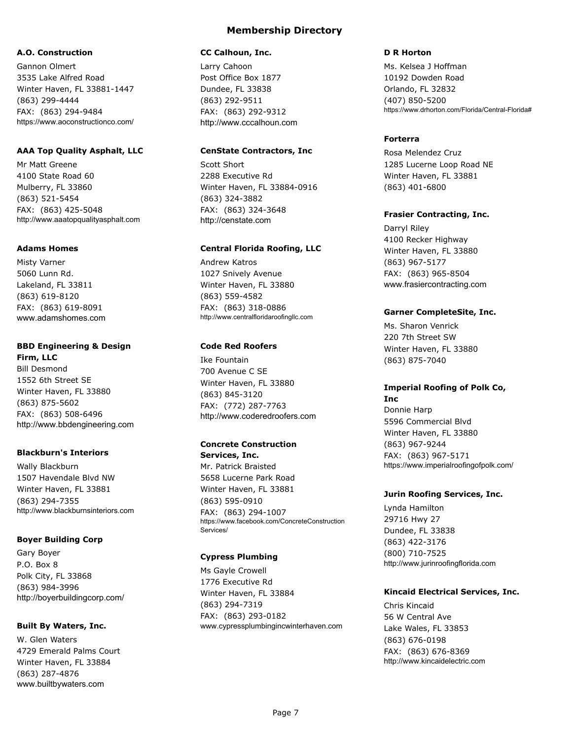# Membership Directory

**A.O. Construction**
Gannon Olmert
3535 Lake Alfred Road
Winter Haven, FL 33881-1447
(863) 299-4444
FAX: (863) 294-9484
https://www.aoconstructionco.com/

**AAA Top Quality Asphalt, LLC**
Mr Matt Greene
4100 State Road 60
Mulberry, FL 33860
(863) 521-5454
FAX: (863) 425-5048
http://www.aaatopqualityasphalt.com

**Adams Homes**
Misty Varner
5060 Lunn Rd.
Lakeland, FL 33811
(863) 619-8120
FAX: (863) 619-8091
www.adamshomes.com

**BBD Engineering & Design Firm, LLC**
Bill Desmond
1552 6th Street SE
Winter Haven, FL 33880
(863) 875-5602
FAX: (863) 508-6496
http://www.bbdengineering.com

**Blackburn's Interiors**
Wally Blackburn
1507 Havendale Blvd NW
Winter Haven, FL 33881
(863) 294-7355
http://www.blackburnsinteriors.com

**Boyer Building Corp**
Gary Boyer
P.O. Box 8
Polk City, FL 33868
(863) 984-3996
http://boyerbuildingcorp.com/

**Built By Waters, Inc.**
W. Glen Waters
4729 Emerald Palms Court
Winter Haven, FL 33884
(863) 287-4876
www.builtbywaters.com

**CC Calhoun, Inc.**
Larry Cahoon
Post Office Box 1877
Dundee, FL 33838
(863) 292-9511
FAX: (863) 292-9312
http://www.cccalhoun.com

**CenState Contractors, Inc**
Scott Short
2288 Executive Rd
Winter Haven, FL 33884-0916
(863) 324-3882
FAX: (863) 324-3648
http://censtate.com

**Central Florida Roofing, LLC**
Andrew Katros
1027 Snively Avenue
Winter Haven, FL 33880
(863) 559-4582
FAX: (863) 318-0886
http://www.centralfloridaroofingllc.com

**Code Red Roofers**
Ike Fountain
700 Avenue C SE
Winter Haven, FL 33880
(863) 845-3120
FAX: (772) 287-7763
http://www.coderedroofers.com

**Concrete Construction Services, Inc.**
Mr. Patrick Braisted
5658 Lucerne Park Road
Winter Haven, FL 33881
(863) 595-0910
FAX: (863) 294-1007
https://www.facebook.com/ConcreteConstructionServices/

**Cypress Plumbing**
Ms Gayle Crowell
1776 Executive Rd
Winter Haven, FL 33884
(863) 294-7319
FAX: (863) 293-0182
www.cypressplumbingincwinterhaven.com

**D R Horton**
Ms. Kelsea J Hoffman
10192 Dowden Road
Orlando, FL 32832
(407) 850-5200
https://www.drhorton.com/Florida/Central-Florida#

**Forterra**
Rosa Melendez Cruz
1285 Lucerne Loop Road NE
Winter Haven, FL 33881
(863) 401-6800

**Frasier Contracting, Inc.**
Darryl Riley
4100 Recker Highway
Winter Haven, FL 33880
(863) 967-5177
FAX: (863) 965-8504
www.frasiercontracting.com

**Garner CompleteSite, Inc.**
Ms. Sharon Venrick
220 7th Street SW
Winter Haven, FL 33880
(863) 875-7040

**Imperial Roofing of Polk Co, Inc**
Donnie Harp
5596 Commercial Blvd
Winter Haven, FL 33880
(863) 967-9244
FAX: (863) 967-5171
https://www.imperialroofingofpolk.com/

**Jurin Roofing Services, Inc.**
Lynda Hamilton
29716 Hwy 27
Dundee, FL 33838
(863) 422-3176
(800) 710-7525
http://www.jurinroofingflorida.com

**Kincaid Electrical Services, Inc.**
Chris Kincaid
56 W Central Ave
Lake Wales, FL 33853
(863) 676-0198
FAX: (863) 676-8369
http://www.kincaidelectric.com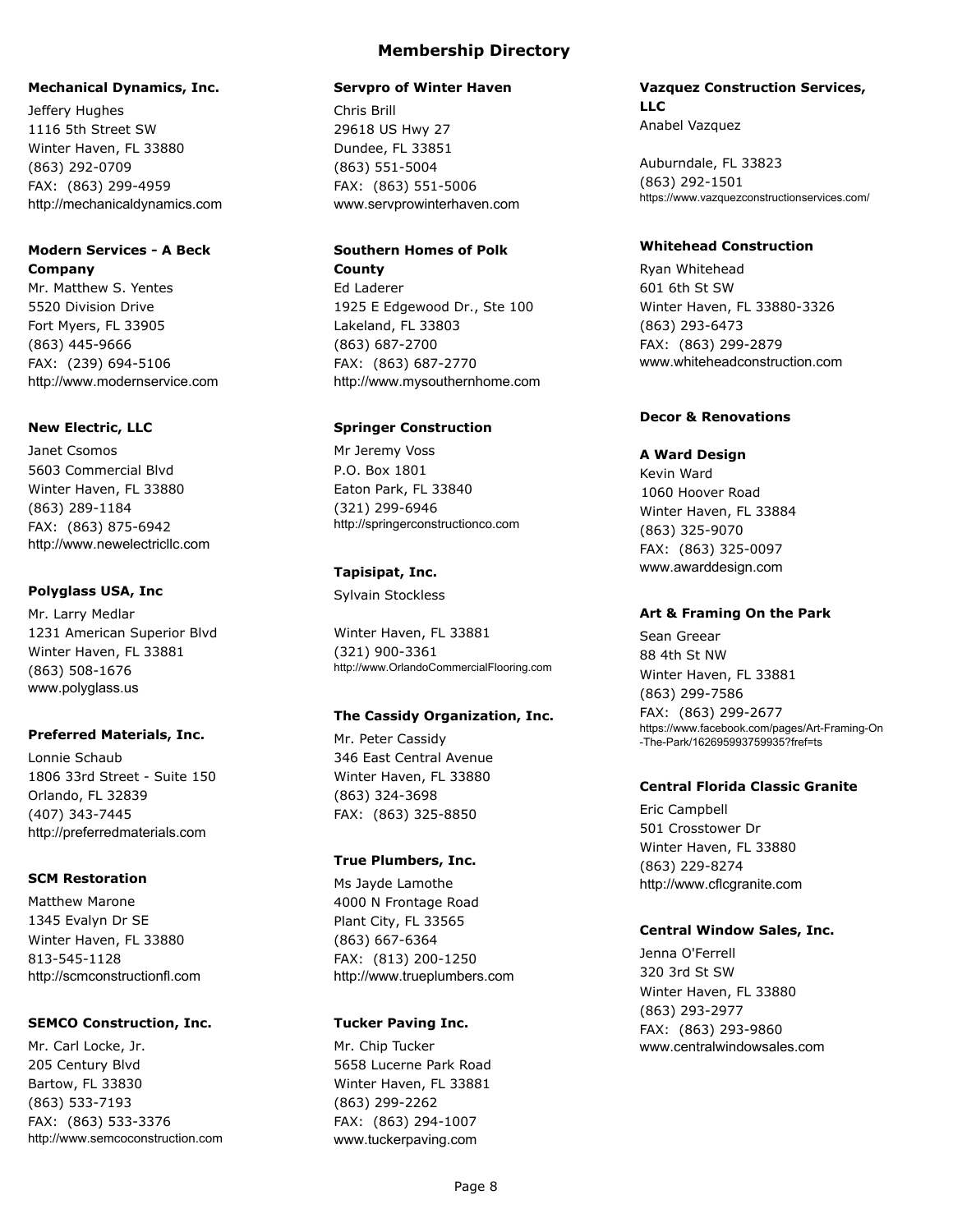# Membership Directory

**Mechanical Dynamics, Inc.**

Jeffery Hughes
1116 5th Street SW
Winter Haven, FL 33880
(863) 292-0709
FAX: (863) 299-4959
http://mechanicaldynamics.com

**Modern Services - A Beck Company**

Mr. Matthew S. Yentes
5520 Division Drive
Fort Myers, FL 33905
(863) 445-9666
FAX: (239) 694-5106
http://www.modernservice.com

**New Electric, LLC**

Janet Csomos
5603 Commercial Blvd
Winter Haven, FL 33880
(863) 289-1184
FAX: (863) 875-6942
http://www.newelectricllc.com

**Polyglass USA, Inc**

Mr. Larry Medlar
1231 American Superior Blvd
Winter Haven, FL 33881
(863) 508-1676
www.polyglass.us

**Preferred Materials, Inc.**

Lonnie Schaub
1806 33rd Street - Suite 150
Orlando, FL 32839
(407) 343-7445
http://preferredmaterials.com

**SCM Restoration**

Matthew Marone
1345 Evalyn Dr SE
Winter Haven, FL 33880
813-545-1128
http://scmconstructionfl.com

**SEMCO Construction, Inc.**

Mr. Carl Locke, Jr.
205 Century Blvd
Bartow, FL 33830
(863) 533-7193
FAX: (863) 533-3376
http://www.semcoconstruction.com

**Servpro of Winter Haven**

Chris Brill
29618 US Hwy 27
Dundee, FL 33851
(863) 551-5004
FAX: (863) 551-5006
www.servprowinterhaven.com

**Southern Homes of Polk County**

Ed Laderer
1925 E Edgewood Dr., Ste 100
Lakeland, FL 33803
(863) 687-2700
FAX: (863) 687-2770
http://www.mysouthernhome.com

**Springer Construction**

Mr Jeremy Voss
P.O. Box 1801
Eaton Park, FL 33840
(321) 299-6946
http://springerconstructionco.com

**Tapisipat, Inc.**

Sylvain Stockless

Winter Haven, FL 33881
(321) 900-3361
http://www.OrlandoCommercialFlooring.com

**The Cassidy Organization, Inc.**

Mr. Peter Cassidy
346 East Central Avenue
Winter Haven, FL 33880
(863) 324-3698
FAX: (863) 325-8850

**True Plumbers, Inc.**

Ms Jayde Lamothe
4000 N Frontage Road
Plant City, FL 33565
(863) 667-6364
FAX: (813) 200-1250
http://www.trueplumbers.com

**Tucker Paving Inc.**

Mr. Chip Tucker
5658 Lucerne Park Road
Winter Haven, FL 33881
(863) 299-2262
FAX: (863) 294-1007
www.tuckerpaving.com

**Vazquez Construction Services, LLC**

Anabel Vazquez

Auburndale, FL 33823
(863) 292-1501
https://www.vazquezconstructionservices.com/

**Whitehead Construction**

Ryan Whitehead
601 6th St SW
Winter Haven, FL 33880-3326
(863) 293-6473
FAX: (863) 299-2879
www.whiteheadconstruction.com

## Decor & Renovations

**A Ward Design**

Kevin Ward
1060 Hoover Road
Winter Haven, FL 33884
(863) 325-9070
FAX: (863) 325-0097
www.awarddesign.com

**Art & Framing On the Park**

Sean Greear
88 4th St NW
Winter Haven, FL 33881
(863) 299-7586
FAX: (863) 299-2677
https://www.facebook.com/pages/Art-Framing-On-The-Park/162695993759935?fref=ts

**Central Florida Classic Granite**

Eric Campbell
501 Crosstower Dr
Winter Haven, FL 33880
(863) 229-8274
http://www.cflcgranite.com

**Central Window Sales, Inc.**

Jenna O'Ferrell
320 3rd St SW
Winter Haven, FL 33880
(863) 293-2977
FAX: (863) 293-9860
www.centralwindowsales.com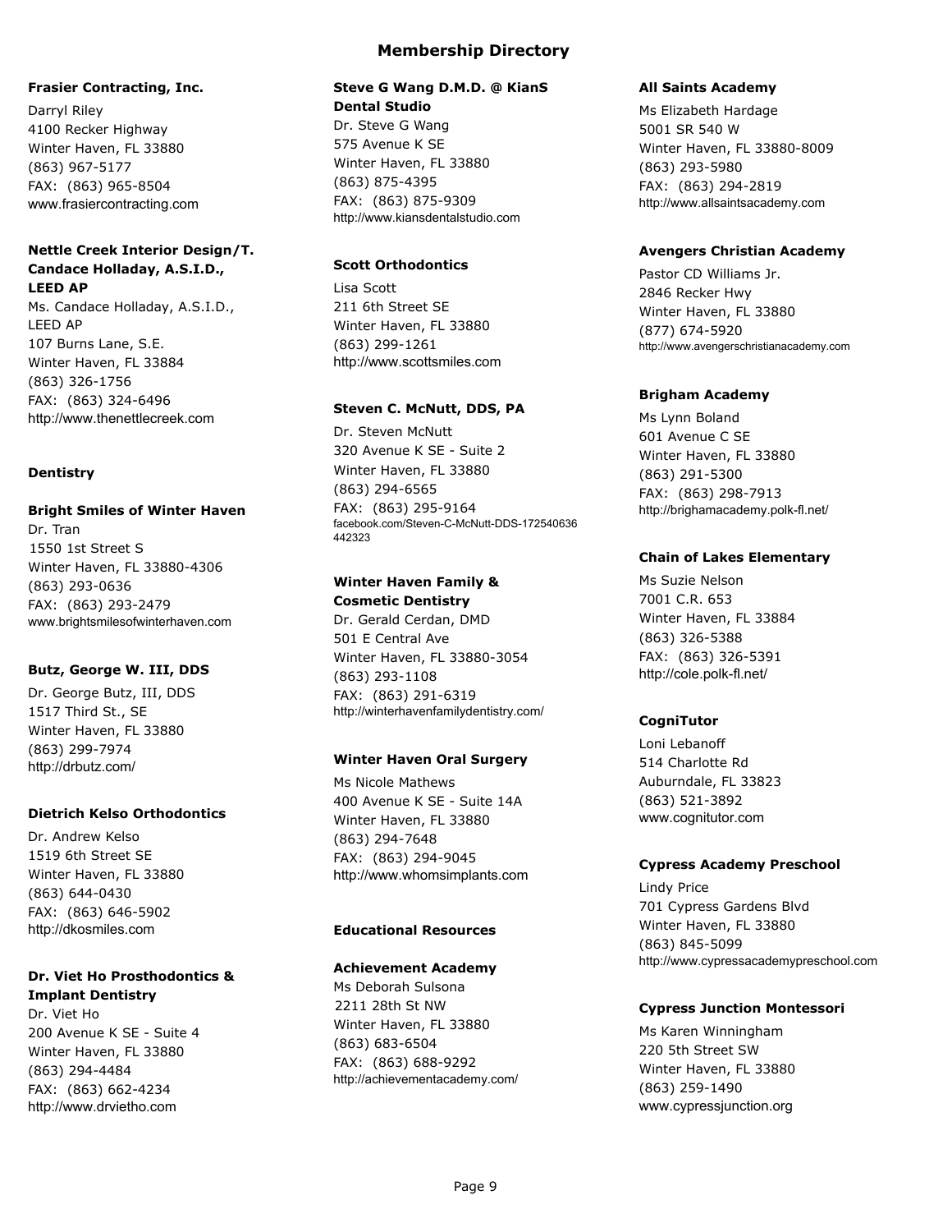# Membership Directory

**Frasier Contracting, Inc.**

Darryl Riley
4100 Recker Highway
Winter Haven, FL 33880
(863) 967-5177
FAX: (863) 965-8504
www.frasiercontracting.com

**Nettle Creek Interior Design/T. Candace Holladay, A.S.I.D., LEED AP**

Ms. Candace Holladay, A.S.I.D., LEED AP
107 Burns Lane, S.E.
Winter Haven, FL 33884
(863) 326-1756
FAX: (863) 324-6496
http://www.thenettlecreek.com

## Dentistry

**Bright Smiles of Winter Haven**

Dr. Tran
1550 1st Street S
Winter Haven, FL 33880-4306
(863) 293-0636
FAX: (863) 293-2479
www.brightsmilesofwinterhaven.com

**Butz, George W. III, DDS**

Dr. George Butz, III, DDS
1517 Third St., SE
Winter Haven, FL 33880
(863) 299-7974
http://drbutz.com/

**Dietrich Kelso Orthodontics**

Dr. Andrew Kelso
1519 6th Street SE
Winter Haven, FL 33880
(863) 644-0430
FAX: (863) 646-5902
http://dkosmiles.com

**Dr. Viet Ho Prosthodontics & Implant Dentistry**

Dr. Viet Ho
200 Avenue K SE - Suite 4
Winter Haven, FL 33880
(863) 294-4484
FAX: (863) 662-4234
http://www.drvietho.com

**Steve G Wang D.M.D. @ KianS Dental Studio**

Dr. Steve G Wang
575 Avenue K SE
Winter Haven, FL 33880
(863) 875-4395
FAX: (863) 875-9309
http://www.kiansdentalstudio.com

**Scott Orthodontics**

Lisa Scott
211 6th Street SE
Winter Haven, FL 33880
(863) 299-1261
http://www.scottsmiles.com

**Steven C. McNutt, DDS, PA**

Dr. Steven McNutt
320 Avenue K SE - Suite 2
Winter Haven, FL 33880
(863) 294-6565
FAX: (863) 295-9164
facebook.com/Steven-C-McNutt-DDS-172540636442323

**Winter Haven Family & Cosmetic Dentistry**

Dr. Gerald Cerdan, DMD
501 E Central Ave
Winter Haven, FL 33880-3054
(863) 293-1108
FAX: (863) 291-6319
http://winterhavenfamilydentistry.com/

**Winter Haven Oral Surgery**

Ms Nicole Mathews
400 Avenue K SE - Suite 14A
Winter Haven, FL 33880
(863) 294-7648
FAX: (863) 294-9045
http://www.whomsimplants.com

## Educational Resources

**Achievement Academy**

Ms Deborah Sulsona
2211 28th St NW
Winter Haven, FL 33880
(863) 683-6504
FAX: (863) 688-9292
http://achievementacademy.com/

**All Saints Academy**

Ms Elizabeth Hardage
5001 SR 540 W
Winter Haven, FL 33880-8009
(863) 293-5980
FAX: (863) 294-2819
http://www.allsaintsacademy.com

**Avengers Christian Academy**

Pastor CD Williams Jr.
2846 Recker Hwy
Winter Haven, FL 33880
(877) 674-5920
http://www.avengerschristianacademy.com

**Brigham Academy**

Ms Lynn Boland
601 Avenue C SE
Winter Haven, FL 33880
(863) 291-5300
FAX: (863) 298-7913
http://brighamacademy.polk-fl.net/

**Chain of Lakes Elementary**

Ms Suzie Nelson
7001 C.R. 653
Winter Haven, FL 33884
(863) 326-5388
FAX: (863) 326-5391
http://cole.polk-fl.net/

**CogniTutor**

Loni Lebanoff
514 Charlotte Rd
Auburndale, FL 33823
(863) 521-3892
www.cognitutor.com

**Cypress Academy Preschool**

Lindy Price
701 Cypress Gardens Blvd
Winter Haven, FL 33880
(863) 845-5099
http://www.cypressacademypreschool.com

**Cypress Junction Montessori**

Ms Karen Winningham
220 5th Street SW
Winter Haven, FL 33880
(863) 259-1490
www.cypressjunction.org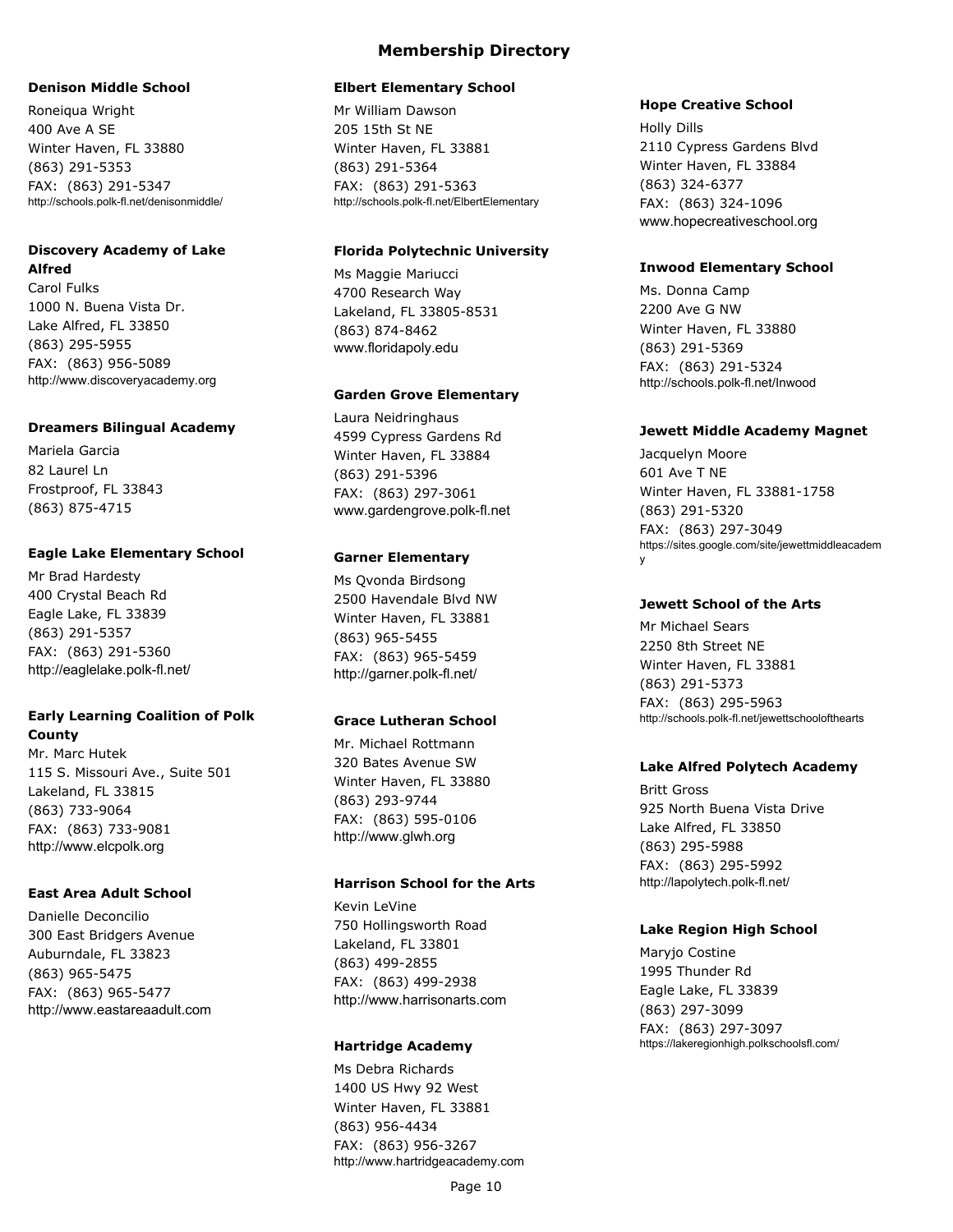# Membership Directory

### Denison Middle School

Roneiqua Wright
400 Ave A SE
Winter Haven, FL 33880
(863) 291-5353
FAX: (863) 291-5347
http://schools.polk-fl.net/denisonmiddle/

### Discovery Academy of Lake Alfred

Carol Fulks
1000 N. Buena Vista Dr.
Lake Alfred, FL 33850
(863) 295-5955
FAX: (863) 956-5089
http://www.discoveryacademy.org

### Dreamers Bilingual Academy

Mariela Garcia
82 Laurel Ln
Frostproof, FL 33843
(863) 875-4715

### Eagle Lake Elementary School

Mr Brad Hardesty
400 Crystal Beach Rd
Eagle Lake, FL 33839
(863) 291-5357
FAX: (863) 291-5360
http://eaglelake.polk-fl.net/

### Early Learning Coalition of Polk County

Mr. Marc Hutek
115 S. Missouri Ave., Suite 501
Lakeland, FL 33815
(863) 733-9064
FAX: (863) 733-9081
http://www.elcpolk.org

### East Area Adult School

Danielle Deconcilio
300 East Bridgers Avenue
Auburndale, FL 33823
(863) 965-5475
FAX: (863) 965-5477
http://www.eastareaadult.com

### Elbert Elementary School

Mr William Dawson
205 15th St NE
Winter Haven, FL 33881
(863) 291-5364
FAX: (863) 291-5363
http://schools.polk-fl.net/ElbertElementary

### Florida Polytechnic University

Ms Maggie Mariucci
4700 Research Way
Lakeland, FL 33805-8531
(863) 874-8462
www.floridapoly.edu

### Garden Grove Elementary

Laura Neidringhaus
4599 Cypress Gardens Rd
Winter Haven, FL 33884
(863) 291-5396
FAX: (863) 297-3061
www.gardengrove.polk-fl.net

### Garner Elementary

Ms Qvonda Birdsong
2500 Havendale Blvd NW
Winter Haven, FL 33881
(863) 965-5455
FAX: (863) 965-5459
http://garner.polk-fl.net/

### Grace Lutheran School

Mr. Michael Rottmann
320 Bates Avenue SW
Winter Haven, FL 33880
(863) 293-9744
FAX: (863) 595-0106
http://www.glwh.org

### Harrison School for the Arts

Kevin LeVine
750 Hollingsworth Road
Lakeland, FL 33801
(863) 499-2855
FAX: (863) 499-2938
http://www.harrisonarts.com

### Hartridge Academy

Ms Debra Richards
1400 US Hwy 92 West
Winter Haven, FL 33881
(863) 956-4434
FAX: (863) 956-3267
http://www.hartridgeacademy.com

### Hope Creative School

Holly Dills
2110 Cypress Gardens Blvd
Winter Haven, FL 33884
(863) 324-6377
FAX: (863) 324-1096
www.hopecreativeschool.org

### Inwood Elementary School

Ms. Donna Camp
2200 Ave G NW
Winter Haven, FL 33880
(863) 291-5369
FAX: (863) 291-5324
http://schools.polk-fl.net/Inwood

### Jewett Middle Academy Magnet

Jacquelyn Moore
601 Ave T NE
Winter Haven, FL 33881-1758
(863) 291-5320
FAX: (863) 297-3049
https://sites.google.com/site/jewettmiddleacademy

### Jewett School of the Arts

Mr Michael Sears
2250 8th Street NE
Winter Haven, FL 33881
(863) 291-5373
FAX: (863) 295-5963
http://schools.polk-fl.net/jewettschoolofthearts

### Lake Alfred Polytech Academy

Britt Gross
925 North Buena Vista Drive
Lake Alfred, FL 33850
(863) 295-5988
FAX: (863) 295-5992
http://lapolytech.polk-fl.net/

### Lake Region High School

Maryjo Costine
1995 Thunder Rd
Eagle Lake, FL 33839
(863) 297-3099
FAX: (863) 297-3097
https://lakeregionhigh.polkschoolsfl.com/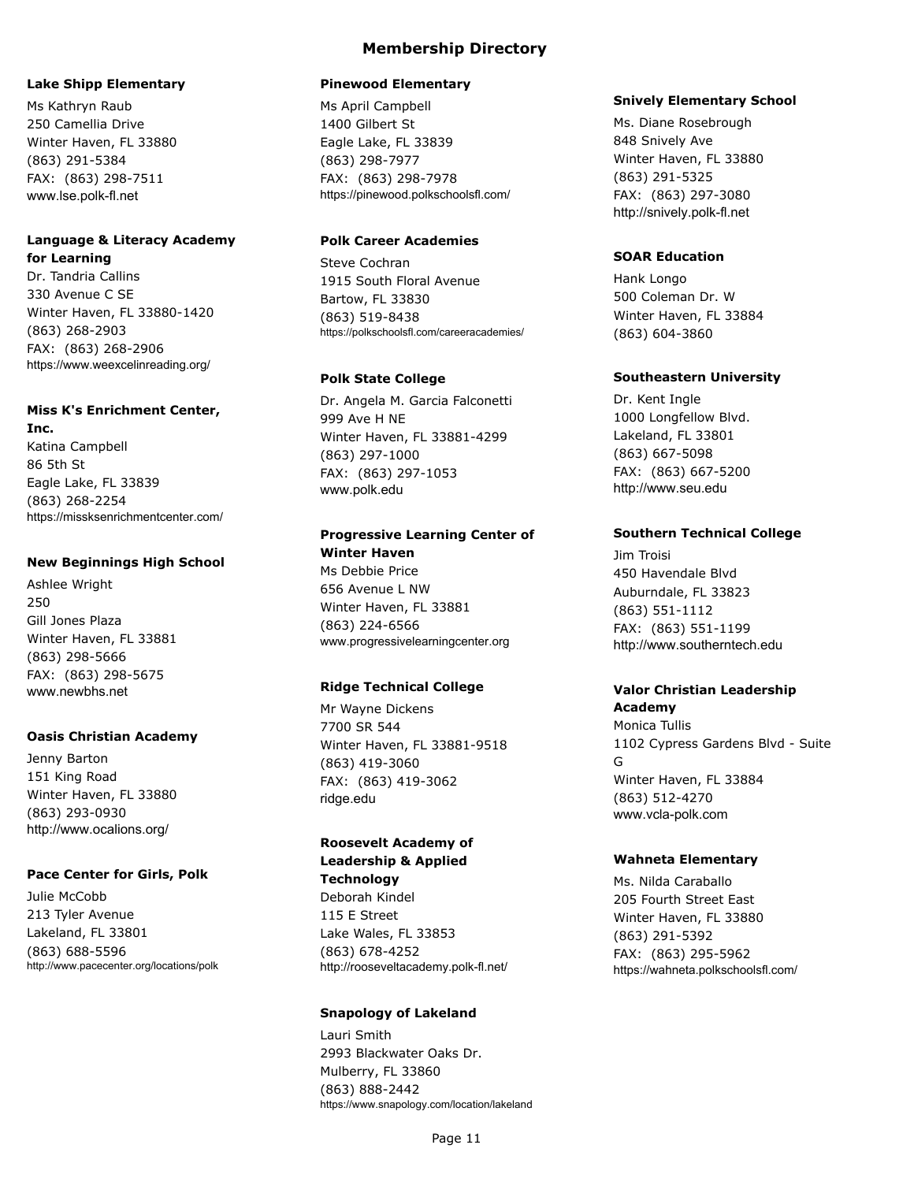## Membership Directory

**Lake Shipp Elementary**

Ms Kathryn Raub
250 Camellia Drive
Winter Haven, FL 33880
(863) 291-5384
FAX: (863) 298-7511
www.lse.polk-fl.net

**Language & Literacy Academy for Learning**

Dr. Tandria Callins
330 Avenue C SE
Winter Haven, FL 33880-1420
(863) 268-2903
FAX: (863) 268-2906
https://www.weexcelinreading.org/

**Miss K's Enrichment Center, Inc.**

Katina Campbell
86 5th St
Eagle Lake, FL 33839
(863) 268-2254
https://missksenrichmentcenter.com/

**New Beginnings High School**

Ashlee Wright
250
Gill Jones Plaza
Winter Haven, FL 33881
(863) 298-5666
FAX: (863) 298-5675
www.newbhs.net

**Oasis Christian Academy**

Jenny Barton
151 King Road
Winter Haven, FL 33880
(863) 293-0930
http://www.ocalions.org/

**Pace Center for Girls, Polk**

Julie McCobb
213 Tyler Avenue
Lakeland, FL 33801
(863) 688-5596
http://www.pacecenter.org/locations/polk

**Pinewood Elementary**

Ms April Campbell
1400 Gilbert St
Eagle Lake, FL 33839
(863) 298-7977
FAX: (863) 298-7978
https://pinewood.polkschoolsfl.com/

**Polk Career Academies**

Steve Cochran
1915 South Floral Avenue
Bartow, FL 33830
(863) 519-8438
https://polkschoolsfl.com/careeracademies/

**Polk State College**

Dr. Angela M. Garcia Falconetti
999 Ave H NE
Winter Haven, FL 33881-4299
(863) 297-1000
FAX: (863) 297-1053
www.polk.edu

**Progressive Learning Center of Winter Haven**

Ms Debbie Price
656 Avenue L NW
Winter Haven, FL 33881
(863) 224-6566
www.progressivelearningcenter.org

**Ridge Technical College**

Mr Wayne Dickens
7700 SR 544
Winter Haven, FL 33881-9518
(863) 419-3060
FAX: (863) 419-3062
ridge.edu

**Roosevelt Academy of Leadership & Applied Technology**

Deborah Kindel
115 E Street
Lake Wales, FL 33853
(863) 678-4252
http://rooseveltacademy.polk-fl.net/

**Snapology of Lakeland**

Lauri Smith
2993 Blackwater Oaks Dr.
Mulberry, FL 33860
(863) 888-2442
https://www.snapology.com/location/lakeland

**Snively Elementary School**

Ms. Diane Rosebrough
848 Snively Ave
Winter Haven, FL 33880
(863) 291-5325
FAX: (863) 297-3080
http://snively.polk-fl.net

**SOAR Education**

Hank Longo
500 Coleman Dr. W
Winter Haven, FL 33884
(863) 604-3860

**Southeastern University**

Dr. Kent Ingle
1000 Longfellow Blvd.
Lakeland, FL 33801
(863) 667-5098
FAX: (863) 667-5200
http://www.seu.edu

**Southern Technical College**

Jim Troisi
450 Havendale Blvd
Auburndale, FL 33823
(863) 551-1112
FAX: (863) 551-1199
http://www.southerntech.edu

**Valor Christian Leadership Academy**

Monica Tullis
1102 Cypress Gardens Blvd - Suite G
Winter Haven, FL 33884
(863) 512-4270
www.vcla-polk.com

**Wahneta Elementary**

Ms. Nilda Caraballo
205 Fourth Street East
Winter Haven, FL 33880
(863) 291-5392
FAX: (863) 295-5962
https://wahneta.polkschoolsfl.com/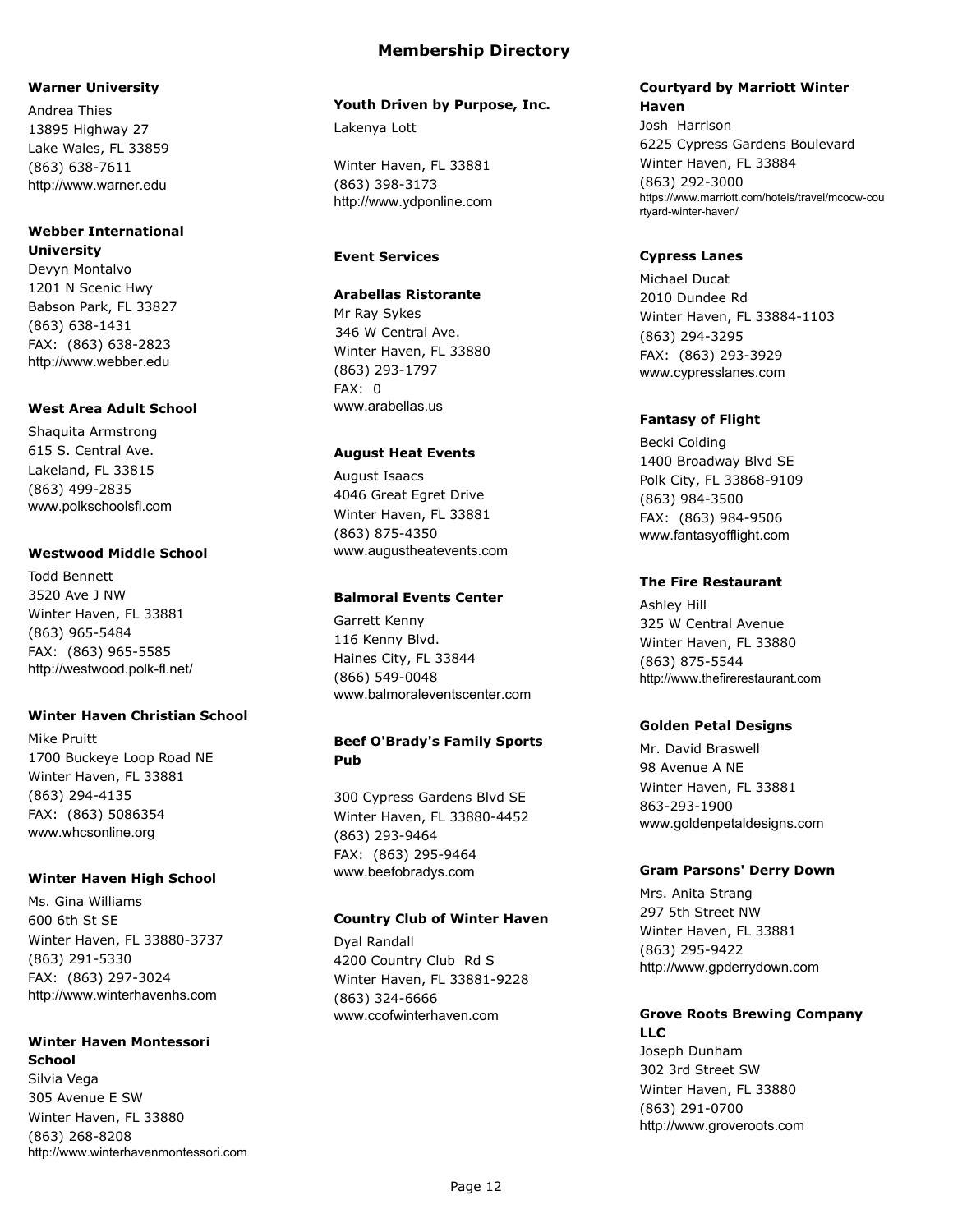# Membership Directory

**Warner University**

Andrea Thies
13895 Highway 27
Lake Wales, FL 33859
(863) 638-7611
http://www.warner.edu

**Webber International University**

Devyn Montalvo
1201 N Scenic Hwy
Babson Park, FL 33827
(863) 638-1431
FAX: (863) 638-2823
http://www.webber.edu

**West Area Adult School**

Shaquita Armstrong
615 S. Central Ave.
Lakeland, FL 33815
(863) 499-2835
www.polkschoolsfl.com

**Westwood Middle School**

Todd Bennett
3520 Ave J NW
Winter Haven, FL 33881
(863) 965-5484
FAX: (863) 965-5585
http://westwood.polk-fl.net/

**Winter Haven Christian School**

Mike Pruitt
1700 Buckeye Loop Road NE
Winter Haven, FL 33881
(863) 294-4135
FAX: (863) 5086354
www.whcsonline.org

**Winter Haven High School**

Ms. Gina Williams
600 6th St SE
Winter Haven, FL 33880-3737
(863) 291-5330
FAX: (863) 297-3024
http://www.winterhavenhs.com

**Winter Haven Montessori School**

Silvia Vega
305 Avenue E SW
Winter Haven, FL 33880
(863) 268-8208
http://www.winterhavenmontessori.com

**Youth Driven by Purpose, Inc.**

Lakenya Lott

Winter Haven, FL 33881
(863) 398-3173
http://www.ydponline.com

## Event Services

**Arabellas Ristorante**

Mr Ray Sykes
346 W Central Ave.
Winter Haven, FL 33880
(863) 293-1797
FAX: 0
www.arabellas.us

**August Heat Events**

August Isaacs
4046 Great Egret Drive
Winter Haven, FL 33881
(863) 875-4350
www.augustheatevents.com

**Balmoral Events Center**

Garrett Kenny
116 Kenny Blvd.
Haines City, FL 33844
(866) 549-0048
www.balmoraleventscenter.com

**Beef O'Brady's Family Sports Pub**

300 Cypress Gardens Blvd SE
Winter Haven, FL 33880-4452
(863) 293-9464
FAX: (863) 295-9464
www.beefobradys.com

**Country Club of Winter Haven**

Dyal Randall
4200 Country Club Rd S
Winter Haven, FL 33881-9228
(863) 324-6666
www.ccofwinterhaven.com

**Courtyard by Marriott Winter Haven**

Josh Harrison
6225 Cypress Gardens Boulevard
Winter Haven, FL 33884
(863) 292-3000
https://www.marriott.com/hotels/travel/mcocw-courtyard-winter-haven/

**Cypress Lanes**

Michael Ducat
2010 Dundee Rd
Winter Haven, FL 33884-1103
(863) 294-3295
FAX: (863) 293-3929
www.cypresslanes.com

**Fantasy of Flight**

Becki Colding
1400 Broadway Blvd SE
Polk City, FL 33868-9109
(863) 984-3500
FAX: (863) 984-9506
www.fantasyofflight.com

**The Fire Restaurant**

Ashley Hill
325 W Central Avenue
Winter Haven, FL 33880
(863) 875-5544
http://www.thefirerestaurant.com

**Golden Petal Designs**

Mr. David Braswell
98 Avenue A NE
Winter Haven, FL 33881
863-293-1900
www.goldenpetaldesigns.com

**Gram Parsons' Derry Down**

Mrs. Anita Strang
297 5th Street NW
Winter Haven, FL 33881
(863) 295-9422
http://www.gpderrydown.com

**Grove Roots Brewing Company LLC**

Joseph Dunham
302 3rd Street SW
Winter Haven, FL 33880
(863) 291-0700
http://www.groveroots.com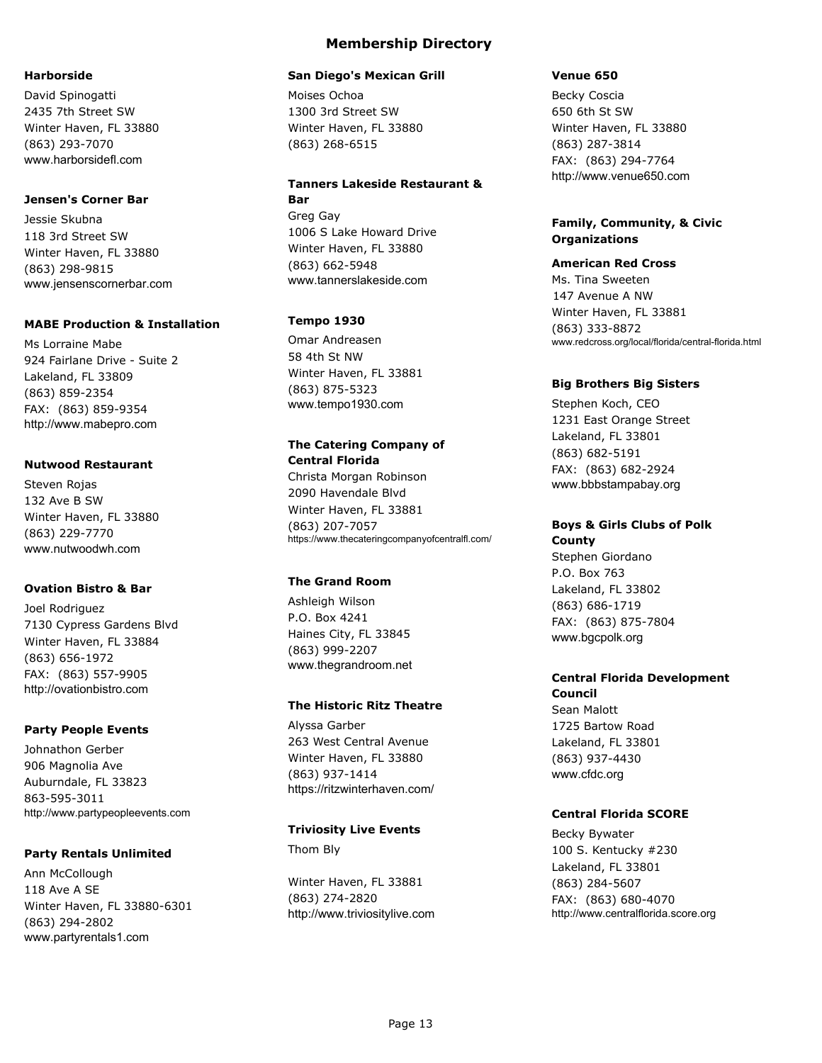# Membership Directory

**Harborside**

David Spinogatti
2435 7th Street SW
Winter Haven, FL 33880
(863) 293-7070
www.harborsidefl.com

**Jensen's Corner Bar**

Jessie Skubna
118 3rd Street SW
Winter Haven, FL 33880
(863) 298-9815
www.jensenscornerbar.com

**MABE Production & Installation**

Ms Lorraine Mabe
924 Fairlane Drive - Suite 2
Lakeland, FL 33809
(863) 859-2354
FAX: (863) 859-9354
http://www.mabepro.com

**Nutwood Restaurant**

Steven Rojas
132 Ave B SW
Winter Haven, FL 33880
(863) 229-7770
www.nutwoodwh.com

**Ovation Bistro & Bar**

Joel Rodriguez
7130 Cypress Gardens Blvd
Winter Haven, FL 33884
(863) 656-1972
FAX: (863) 557-9905
http://ovationbistro.com

**Party People Events**

Johnathon Gerber
906 Magnolia Ave
Auburndale, FL 33823
863-595-3011
http://www.partypeopleevents.com

**Party Rentals Unlimited**

Ann McCollough
118 Ave A SE
Winter Haven, FL 33880-6301
(863) 294-2802
www.partyrentals1.com

**San Diego's Mexican Grill**

Moises Ochoa
1300 3rd Street SW
Winter Haven, FL 33880
(863) 268-6515

**Tanners Lakeside Restaurant & Bar**

Greg Gay
1006 S Lake Howard Drive
Winter Haven, FL 33880
(863) 662-5948
www.tannerslakeside.com

**Tempo 1930**

Omar Andreasen
58 4th St NW
Winter Haven, FL 33881
(863) 875-5323
www.tempo1930.com

**The Catering Company of Central Florida**

Christa Morgan Robinson
2090 Havendale Blvd
Winter Haven, FL 33881
(863) 207-7057
https://www.thecateringcompanyofcentralfl.com/

**The Grand Room**

Ashleigh Wilson
P.O. Box 4241
Haines City, FL 33845
(863) 999-2207
www.thegrandroom.net

**The Historic Ritz Theatre**

Alyssa Garber
263 West Central Avenue
Winter Haven, FL 33880
(863) 937-1414
https://ritzwinterhaven.com/

**Triviosity Live Events**

Thom Bly

Winter Haven, FL 33881
(863) 274-2820
http://www.triviositylive.com

**Venue 650**

Becky Coscia
650 6th St SW
Winter Haven, FL 33880
(863) 287-3814
FAX: (863) 294-7764
http://www.venue650.com

## Family, Community, & Civic Organizations

**American Red Cross**

Ms. Tina Sweeten
147 Avenue A NW
Winter Haven, FL 33881
(863) 333-8872
www.redcross.org/local/florida/central-florida.html

**Big Brothers Big Sisters**

Stephen Koch, CEO
1231 East Orange Street
Lakeland, FL 33801
(863) 682-5191
FAX: (863) 682-2924
www.bbbstampabay.org

**Boys & Girls Clubs of Polk County**

Stephen Giordano
P.O. Box 763
Lakeland, FL 33802
(863) 686-1719
FAX: (863) 875-7804
www.bgcpolk.org

**Central Florida Development Council**

Sean Malott
1725 Bartow Road
Lakeland, FL 33801
(863) 937-4430
www.cfdc.org

**Central Florida SCORE**

Becky Bywater
100 S. Kentucky #230
Lakeland, FL 33801
(863) 284-5607
FAX: (863) 680-4070
http://www.centralflorida.score.org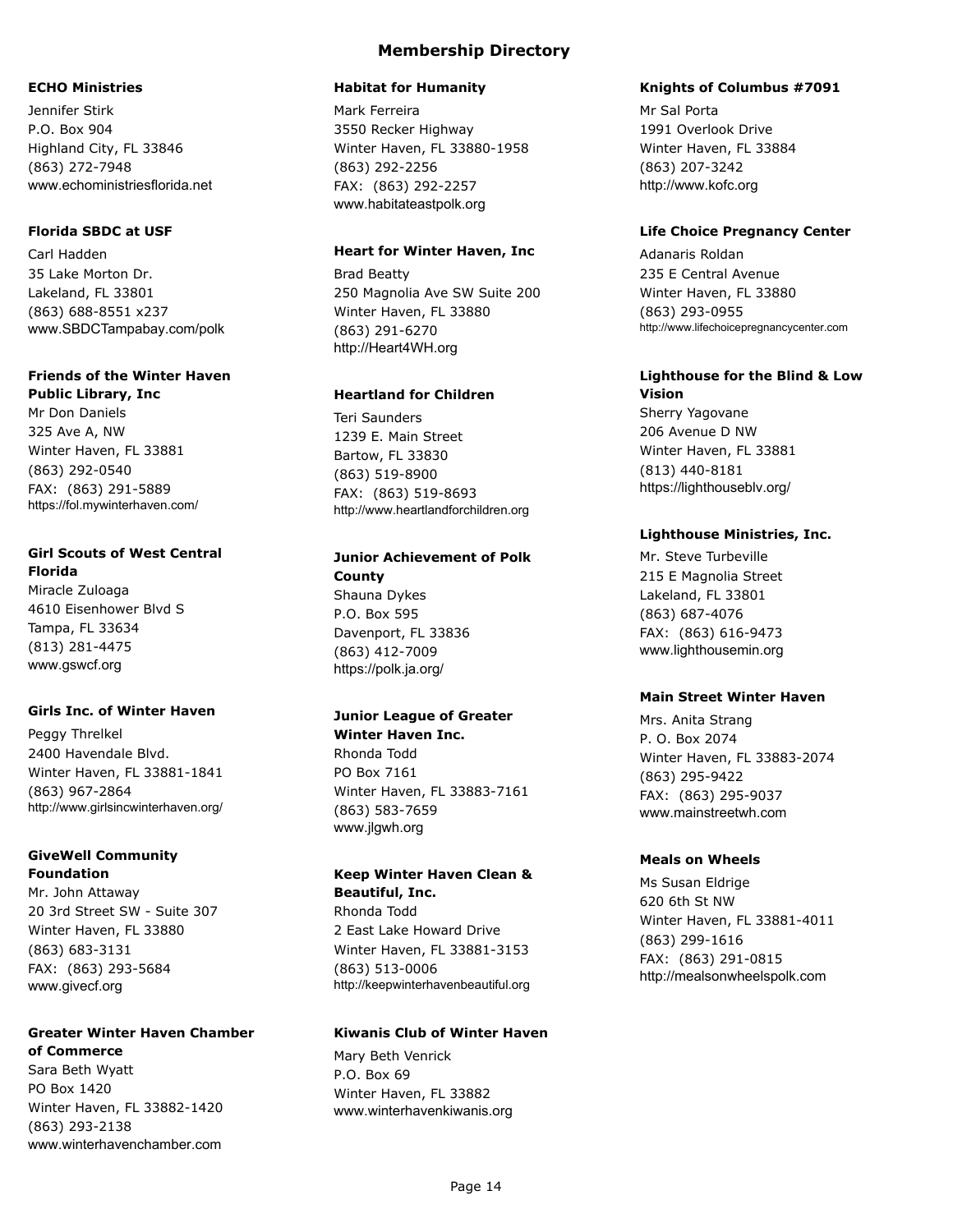# Membership Directory

**ECHO Ministries**
Jennifer Stirk
P.O. Box 904
Highland City, FL 33846
(863) 272-7948
www.echoministriesflorida.net

**Florida SBDC at USF**
Carl Hadden
35 Lake Morton Dr.
Lakeland, FL 33801
(863) 688-8551 x237
www.SBDCTampabay.com/polk

**Friends of the Winter Haven Public Library, Inc**
Mr Don Daniels
325 Ave A, NW
Winter Haven, FL 33881
(863) 292-0540
FAX: (863) 291-5889
https://fol.mywinterhaven.com/

**Girl Scouts of West Central Florida**
Miracle Zuloaga
4610 Eisenhower Blvd S
Tampa, FL 33634
(813) 281-4475
www.gswcf.org

**Girls Inc. of Winter Haven**
Peggy Threlkel
2400 Havendale Blvd.
Winter Haven, FL 33881-1841
(863) 967-2864
http://www.girlsincwinterhaven.org/

**GiveWell Community Foundation**
Mr. John Attaway
20 3rd Street SW - Suite 307
Winter Haven, FL 33880
(863) 683-3131
FAX: (863) 293-5684
www.givecf.org

**Greater Winter Haven Chamber of Commerce**
Sara Beth Wyatt
PO Box 1420
Winter Haven, FL 33882-1420
(863) 293-2138
www.winterhavenchamber.com

**Habitat for Humanity**
Mark Ferreira
3550 Recker Highway
Winter Haven, FL 33880-1958
(863) 292-2256
FAX: (863) 292-2257
www.habitateastpolk.org

**Heart for Winter Haven, Inc**
Brad Beatty
250 Magnolia Ave SW Suite 200
Winter Haven, FL 33880
(863) 291-6270
http://Heart4WH.org

**Heartland for Children**
Teri Saunders
1239 E. Main Street
Bartow, FL 33830
(863) 519-8900
FAX: (863) 519-8693
http://www.heartlandforchildren.org

**Junior Achievement of Polk County**
Shauna Dykes
P.O. Box 595
Davenport, FL 33836
(863) 412-7009
https://polk.ja.org/

**Junior League of Greater Winter Haven Inc.**
Rhonda Todd
PO Box 7161
Winter Haven, FL 33883-7161
(863) 583-7659
www.jlgwh.org

**Keep Winter Haven Clean & Beautiful, Inc.**
Rhonda Todd
2 East Lake Howard Drive
Winter Haven, FL 33881-3153
(863) 513-0006
http://keepwinterhavenbeautiful.org

**Kiwanis Club of Winter Haven**
Mary Beth Venrick
P.O. Box 69
Winter Haven, FL 33882
www.winterhavenkiwanis.org

**Knights of Columbus #7091**
Mr Sal Porta
1991 Overlook Drive
Winter Haven, FL 33884
(863) 207-3242
http://www.kofc.org

**Life Choice Pregnancy Center**
Adanaris Roldan
235 E Central Avenue
Winter Haven, FL 33880
(863) 293-0955
http://www.lifechoicepregnancycenter.com

**Lighthouse for the Blind & Low Vision**
Sherry Yagovane
206 Avenue D NW
Winter Haven, FL 33881
(813) 440-8181
https://lighthouseblv.org/

**Lighthouse Ministries, Inc.**
Mr. Steve Turbeville
215 E Magnolia Street
Lakeland, FL 33801
(863) 687-4076
FAX: (863) 616-9473
www.lighthousemin.org

**Main Street Winter Haven**
Mrs. Anita Strang
P. O. Box 2074
Winter Haven, FL 33883-2074
(863) 295-9422
FAX: (863) 295-9037
www.mainstreetwh.com

**Meals on Wheels**
Ms Susan Eldrige
620 6th St NW
Winter Haven, FL 33881-4011
(863) 299-1616
FAX: (863) 291-0815
http://mealsonwheelspolk.com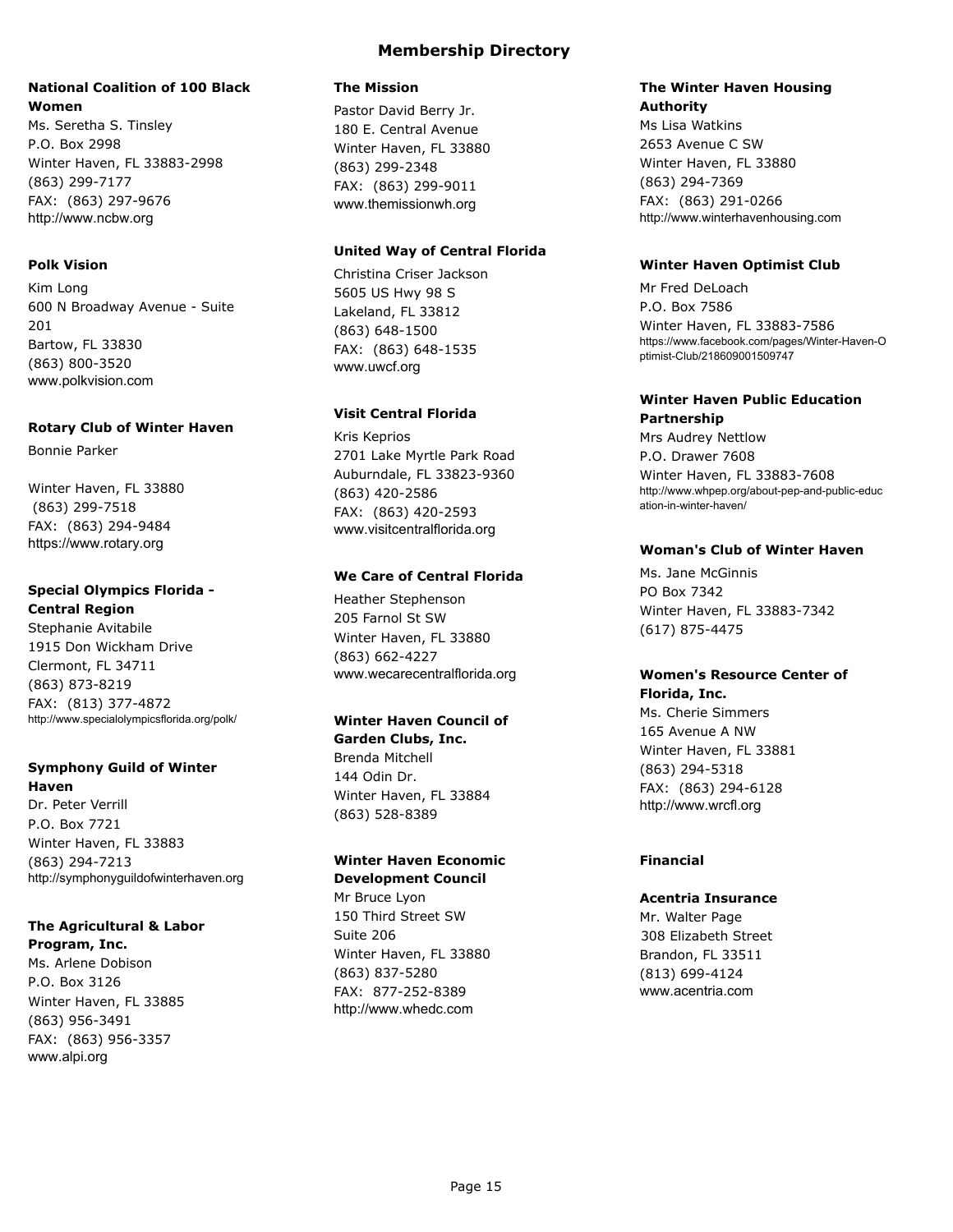# Membership Directory

**National Coalition of 100 Black Women**
Ms. Seretha S. Tinsley
P.O. Box 2998
Winter Haven, FL 33883-2998
(863) 299-7177
FAX: (863) 297-9676
http://www.ncbw.org

**Polk Vision**
Kim Long
600 N Broadway Avenue - Suite 201
Bartow, FL 33830
(863) 800-3520
www.polkvision.com

**Rotary Club of Winter Haven**
Bonnie Parker

Winter Haven, FL 33880
(863) 299-7518
FAX: (863) 294-9484
https://www.rotary.org

**Special Olympics Florida - Central Region**
Stephanie Avitabile
1915 Don Wickham Drive
Clermont, FL 34711
(863) 873-8219
FAX: (813) 377-4872
http://www.specialolympicsflorida.org/polk/

**Symphony Guild of Winter Haven**
Dr. Peter Verrill
P.O. Box 7721
Winter Haven, FL 33883
(863) 294-7213
http://symphonyguildofwinterhaven.org

**The Agricultural & Labor Program, Inc.**
Ms. Arlene Dobison
P.O. Box 3126
Winter Haven, FL 33885
(863) 956-3491
FAX: (863) 956-3357
www.alpi.org

**The Mission**
Pastor David Berry Jr.
180 E. Central Avenue
Winter Haven, FL 33880
(863) 299-2348
FAX: (863) 299-9011
www.themissionwh.org

**United Way of Central Florida**
Christina Criser Jackson
5605 US Hwy 98 S
Lakeland, FL 33812
(863) 648-1500
FAX: (863) 648-1535
www.uwcf.org

**Visit Central Florida**
Kris Keprios
2701 Lake Myrtle Park Road
Auburndale, FL 33823-9360
(863) 420-2586
FAX: (863) 420-2593
www.visitcentralflorida.org

**We Care of Central Florida**
Heather Stephenson
205 Farnol St SW
Winter Haven, FL 33880
(863) 662-4227
www.wecarecentralflorida.org

**Winter Haven Council of Garden Clubs, Inc.**
Brenda Mitchell
144 Odin Dr.
Winter Haven, FL 33884
(863) 528-8389

**Winter Haven Economic Development Council**
Mr Bruce Lyon
150 Third Street SW
Suite 206
Winter Haven, FL 33880
(863) 837-5280
FAX: 877-252-8389
http://www.whedc.com

**The Winter Haven Housing Authority**
Ms Lisa Watkins
2653 Avenue C SW
Winter Haven, FL 33880
(863) 294-7369
FAX: (863) 291-0266
http://www.winterhavenhousing.com

**Winter Haven Optimist Club**
Mr Fred DeLoach
P.O. Box 7586
Winter Haven, FL 33883-7586
https://www.facebook.com/pages/Winter-Haven-Optimist-Club/218609001509747

**Winter Haven Public Education Partnership**
Mrs Audrey Nettlow
P.O. Drawer 7608
Winter Haven, FL 33883-7608
http://www.whpep.org/about-pep-and-public-education-in-winter-haven/

**Woman's Club of Winter Haven**
Ms. Jane McGinnis
PO Box 7342
Winter Haven, FL 33883-7342
(617) 875-4475

**Women's Resource Center of Florida, Inc.**
Ms. Cherie Simmers
165 Avenue A NW
Winter Haven, FL 33881
(863) 294-5318
FAX: (863) 294-6128
http://www.wrcfl.org

## Financial

**Acentria Insurance**
Mr. Walter Page
308 Elizabeth Street
Brandon, FL 33511
(813) 699-4124
www.acentria.com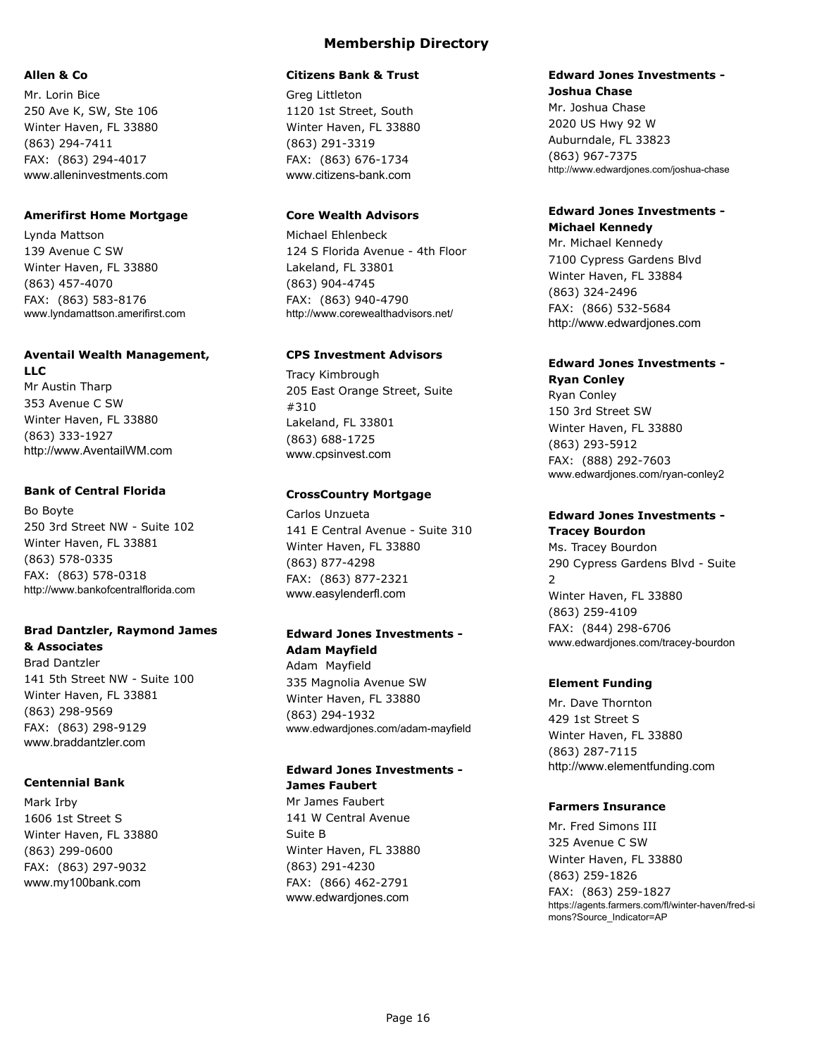# Membership Directory

**Allen & Co**

Mr. Lorin Bice
250 Ave K, SW, Ste 106
Winter Haven, FL 33880
(863) 294-7411
FAX: (863) 294-4017
www.alleninvestments.com

**Amerifirst Home Mortgage**

Lynda Mattson
139 Avenue C SW
Winter Haven, FL 33880
(863) 457-4070
FAX: (863) 583-8176
www.lyndamattson.amerifirst.com

**Aventail Wealth Management, LLC**

Mr Austin Tharp
353 Avenue C SW
Winter Haven, FL 33880
(863) 333-1927
http://www.AventailWM.com

**Bank of Central Florida**

Bo Boyte
250 3rd Street NW - Suite 102
Winter Haven, FL 33881
(863) 578-0335
FAX: (863) 578-0318
http://www.bankofcentralflorida.com

**Brad Dantzler, Raymond James & Associates**

Brad Dantzler
141 5th Street NW - Suite 100
Winter Haven, FL 33881
(863) 298-9569
FAX: (863) 298-9129
www.braddantzler.com

**Centennial Bank**

Mark Irby
1606 1st Street S
Winter Haven, FL 33880
(863) 299-0600
FAX: (863) 297-9032
www.my100bank.com

**Citizens Bank & Trust**

Greg Littleton
1120 1st Street, South
Winter Haven, FL 33880
(863) 291-3319
FAX: (863) 676-1734
www.citizens-bank.com

**Core Wealth Advisors**

Michael Ehlenbeck
124 S Florida Avenue - 4th Floor
Lakeland, FL 33801
(863) 904-4745
FAX: (863) 940-4790
http://www.corewealthadvisors.net/

**CPS Investment Advisors**

Tracy Kimbrough
205 East Orange Street, Suite #310
Lakeland, FL 33801
(863) 688-1725
www.cpsinvest.com

**CrossCountry Mortgage**

Carlos Unzueta
141 E Central Avenue - Suite 310
Winter Haven, FL 33880
(863) 877-4298
FAX: (863) 877-2321
www.easylenderfl.com

**Edward Jones Investments - Adam Mayfield**

Adam Mayfield
335 Magnolia Avenue SW
Winter Haven, FL 33880
(863) 294-1932
www.edwardjones.com/adam-mayfield

**Edward Jones Investments - James Faubert**

Mr James Faubert
141 W Central Avenue
Suite B
Winter Haven, FL 33880
(863) 291-4230
FAX: (866) 462-2791
www.edwardjones.com

**Edward Jones Investments - Joshua Chase**

Mr. Joshua Chase
2020 US Hwy 92 W
Auburndale, FL 33823
(863) 967-7375
http://www.edwardjones.com/joshua-chase

**Edward Jones Investments - Michael Kennedy**

Mr. Michael Kennedy
7100 Cypress Gardens Blvd
Winter Haven, FL 33884
(863) 324-2496
FAX: (866) 532-5684
http://www.edwardjones.com

**Edward Jones Investments - Ryan Conley**

Ryan Conley
150 3rd Street SW
Winter Haven, FL 33880
(863) 293-5912
FAX: (888) 292-7603
www.edwardjones.com/ryan-conley2

**Edward Jones Investments - Tracey Bourdon**

Ms. Tracey Bourdon
290 Cypress Gardens Blvd - Suite 2
Winter Haven, FL 33880
(863) 259-4109
FAX: (844) 298-6706
www.edwardjones.com/tracey-bourdon

**Element Funding**

Mr. Dave Thornton
429 1st Street S
Winter Haven, FL 33880
(863) 287-7115
http://www.elementfunding.com

**Farmers Insurance**

Mr. Fred Simons III
325 Avenue C SW
Winter Haven, FL 33880
(863) 259-1826
FAX: (863) 259-1827
https://agents.farmers.com/fl/winter-haven/fred-simons?Source_Indicator=AP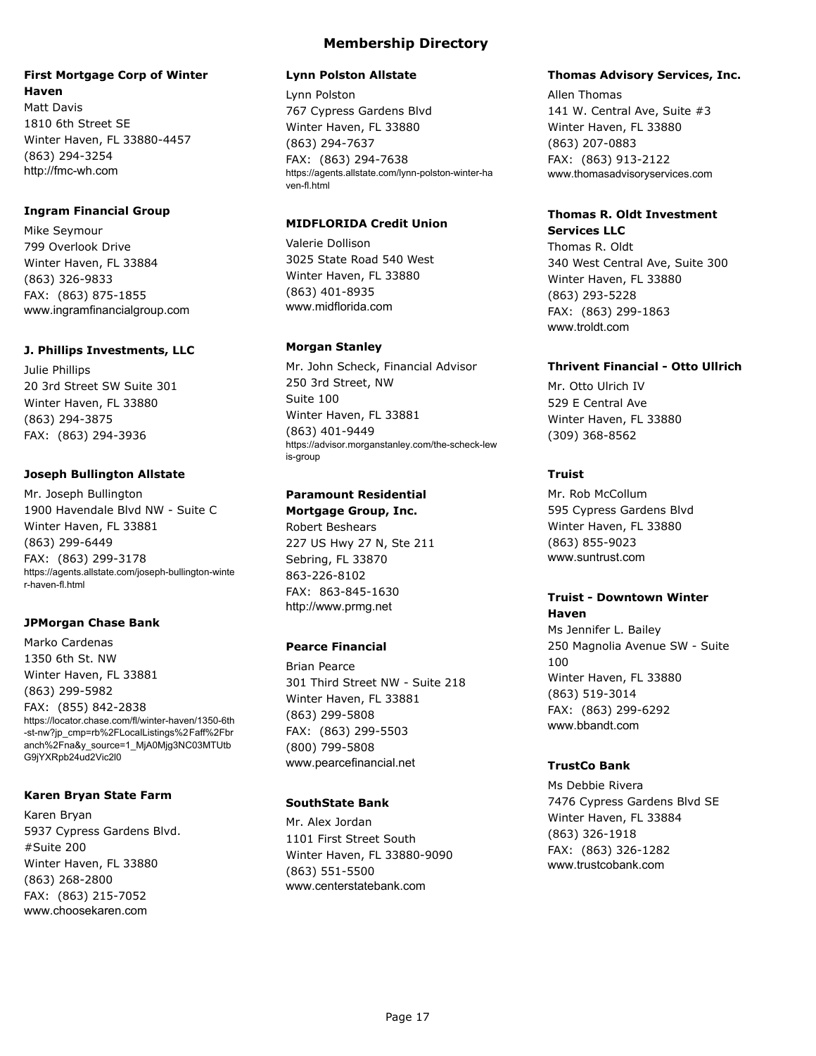# Membership Directory

**First Mortgage Corp of Winter Haven**
Matt Davis
1810 6th Street SE
Winter Haven, FL 33880-4457
(863) 294-3254
http://fmc-wh.com

**Ingram Financial Group**
Mike Seymour
799 Overlook Drive
Winter Haven, FL 33884
(863) 326-9833
FAX: (863) 875-1855
www.ingramfinancialgroup.com

**J. Phillips Investments, LLC**
Julie Phillips
20 3rd Street SW Suite 301
Winter Haven, FL 33880
(863) 294-3875
FAX: (863) 294-3936

**Joseph Bullington Allstate**
Mr. Joseph Bullington
1900 Havendale Blvd NW - Suite C
Winter Haven, FL 33881
(863) 299-6449
FAX: (863) 299-3178
https://agents.allstate.com/joseph-bullington-winter-haven-fl.html

**JPMorgan Chase Bank**
Marko Cardenas
1350 6th St. NW
Winter Haven, FL 33881
(863) 299-5982
FAX: (855) 842-2838
https://locator.chase.com/fl/winter-haven/1350-6th-st-nw?jp_cmp=rb%2FLocalListings%2Faff%2Fbranch%2Fna&y_source=1_MjA0Mjg3NC03MTUtbG9jYXRpb24ud2Vic2l0

**Karen Bryan State Farm**
Karen Bryan
5937 Cypress Gardens Blvd.
#Suite 200
Winter Haven, FL 33880
(863) 268-2800
FAX: (863) 215-7052
www.choosekaren.com

**Lynn Polston Allstate**
Lynn Polston
767 Cypress Gardens Blvd
Winter Haven, FL 33880
(863) 294-7637
FAX: (863) 294-7638
https://agents.allstate.com/lynn-polston-winter-haven-fl.html

**MIDFLORIDA Credit Union**
Valerie Dollison
3025 State Road 540 West
Winter Haven, FL 33880
(863) 401-8935
www.midflorida.com

**Morgan Stanley**
Mr. John Scheck, Financial Advisor
250 3rd Street, NW
Suite 100
Winter Haven, FL 33881
(863) 401-9449
https://advisor.morganstanley.com/the-scheck-lewis-group

**Paramount Residential Mortgage Group, Inc.**
Robert Beshears
227 US Hwy 27 N, Ste 211
Sebring, FL 33870
863-226-8102
FAX: 863-845-1630
http://www.prmg.net

**Pearce Financial**
Brian Pearce
301 Third Street NW - Suite 218
Winter Haven, FL 33881
(863) 299-5808
FAX: (863) 299-5503
(800) 799-5808
www.pearcefinancial.net

**SouthState Bank**
Mr. Alex Jordan
1101 First Street South
Winter Haven, FL 33880-9090
(863) 551-5500
www.centerstatebank.com

**Thomas Advisory Services, Inc.**
Allen Thomas
141 W. Central Ave, Suite #3
Winter Haven, FL 33880
(863) 207-0883
FAX: (863) 913-2122
www.thomasadvisoryservices.com

**Thomas R. Oldt Investment Services LLC**
Thomas R. Oldt
340 West Central Ave, Suite 300
Winter Haven, FL 33880
(863) 293-5228
FAX: (863) 299-1863
www.troldt.com

**Thrivent Financial - Otto Ullrich**
Mr. Otto Ulrich IV
529 E Central Ave
Winter Haven, FL 33880
(309) 368-8562

**Truist**
Mr. Rob McCollum
595 Cypress Gardens Blvd
Winter Haven, FL 33880
(863) 855-9023
www.suntrust.com

**Truist - Downtown Winter Haven**
Ms Jennifer L. Bailey
250 Magnolia Avenue SW - Suite 100
Winter Haven, FL 33880
(863) 519-3014
FAX: (863) 299-6292
www.bbandt.com

**TrustCo Bank**
Ms Debbie Rivera
7476 Cypress Gardens Blvd SE
Winter Haven, FL 33884
(863) 326-1918
FAX: (863) 326-1282
www.trustcobank.com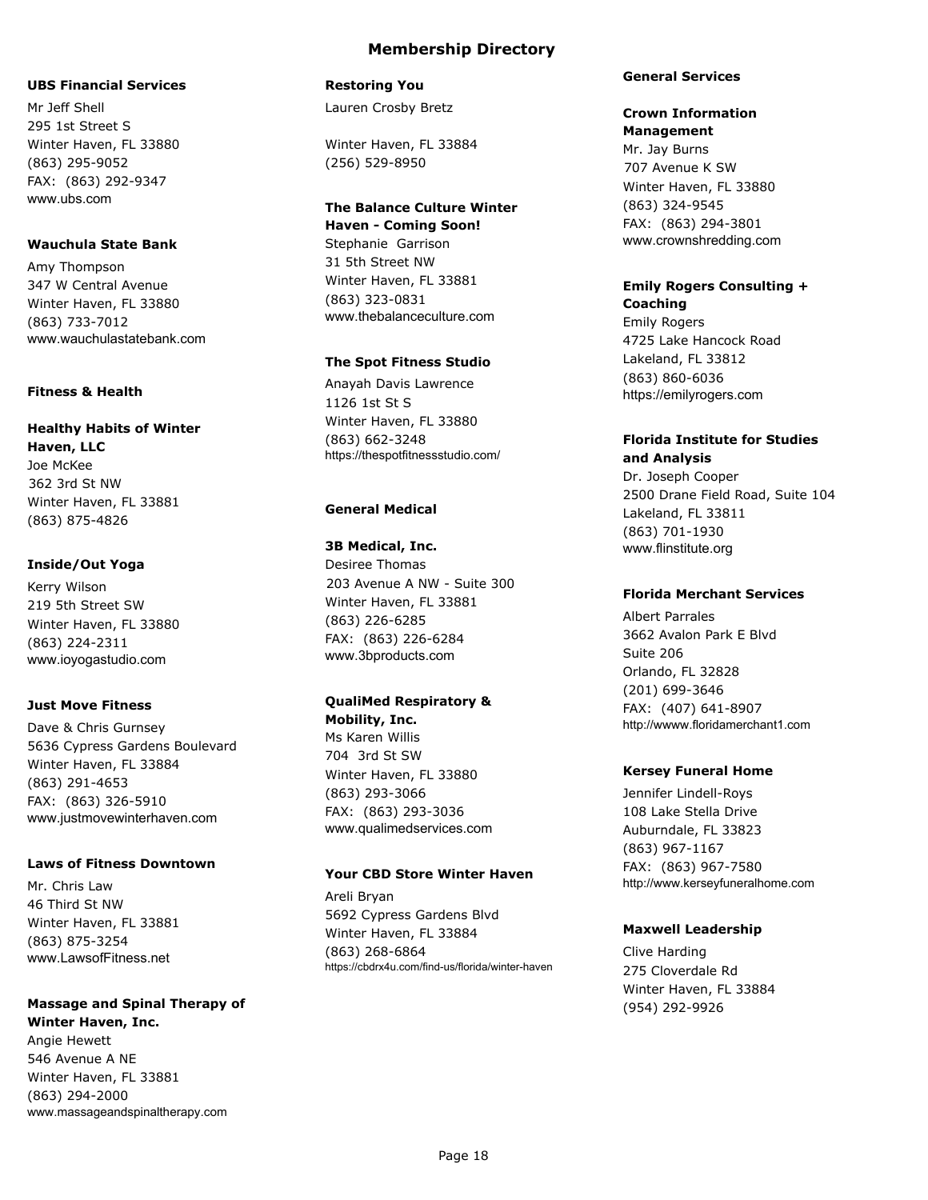# Membership Directory

**UBS Financial Services**

Mr Jeff Shell
295 1st Street S
Winter Haven, FL 33880
(863) 295-9052
FAX: (863) 292-9347
www.ubs.com

**Wauchula State Bank**

Amy Thompson
347 W Central Avenue
Winter Haven, FL 33880
(863) 733-7012
www.wauchulastatebank.com

## Fitness & Health

**Healthy Habits of Winter Haven, LLC**

Joe McKee
362 3rd St NW
Winter Haven, FL 33881
(863) 875-4826

**Inside/Out Yoga**

Kerry Wilson
219 5th Street SW
Winter Haven, FL 33880
(863) 224-2311
www.ioyogastudio.com

**Just Move Fitness**

Dave & Chris Gurnsey
5636 Cypress Gardens Boulevard
Winter Haven, FL 33884
(863) 291-4653
FAX: (863) 326-5910
www.justmovewinterhaven.com

**Laws of Fitness Downtown**

Mr. Chris Law
46 Third St NW
Winter Haven, FL 33881
(863) 875-3254
www.LawsofFitness.net

**Massage and Spinal Therapy of Winter Haven, Inc.**

Angie Hewett
546 Avenue A NE
Winter Haven, FL 33881
(863) 294-2000
www.massageandspinaltherapy.com

**Restoring You**

Lauren Crosby Bretz

Winter Haven, FL 33884
(256) 529-8950

**The Balance Culture Winter Haven - Coming Soon!**

Stephanie Garrison
31 5th Street NW
Winter Haven, FL 33881
(863) 323-0831
www.thebalanceculture.com

**The Spot Fitness Studio**

Anayah Davis Lawrence
1126 1st St S
Winter Haven, FL 33880
(863) 662-3248
https://thespotfitnessstudio.com/

## General Medical

**3B Medical, Inc.**

Desiree Thomas
203 Avenue A NW - Suite 300
Winter Haven, FL 33881
(863) 226-6285
FAX: (863) 226-6284
www.3bproducts.com

**QualiMed Respiratory & Mobility, Inc.**

Ms Karen Willis
704 3rd St SW
Winter Haven, FL 33880
(863) 293-3066
FAX: (863) 293-3036
www.qualimedservices.com

**Your CBD Store Winter Haven**

Areli Bryan
5692 Cypress Gardens Blvd
Winter Haven, FL 33884
(863) 268-6864
https://cbdrx4u.com/find-us/florida/winter-haven

## General Services

**Crown Information Management**

Mr. Jay Burns
707 Avenue K SW
Winter Haven, FL 33880
(863) 324-9545
FAX: (863) 294-3801
www.crownshredding.com

**Emily Rogers Consulting + Coaching**

Emily Rogers
4725 Lake Hancock Road
Lakeland, FL 33812
(863) 860-6036
https://emilyrogers.com

**Florida Institute for Studies and Analysis**

Dr. Joseph Cooper
2500 Drane Field Road, Suite 104
Lakeland, FL 33811
(863) 701-1930
www.flinstitute.org

**Florida Merchant Services**

Albert Parrales
3662 Avalon Park E Blvd
Suite 206
Orlando, FL 32828
(201) 699-3646
FAX: (407) 641-8907
http://wwww.floridamerchant1.com

**Kersey Funeral Home**

Jennifer Lindell-Roys
108 Lake Stella Drive
Auburndale, FL 33823
(863) 967-1167
FAX: (863) 967-7580
http://www.kerseyfuneralhome.com

**Maxwell Leadership**

Clive Harding
275 Cloverdale Rd
Winter Haven, FL 33884
(954) 292-9926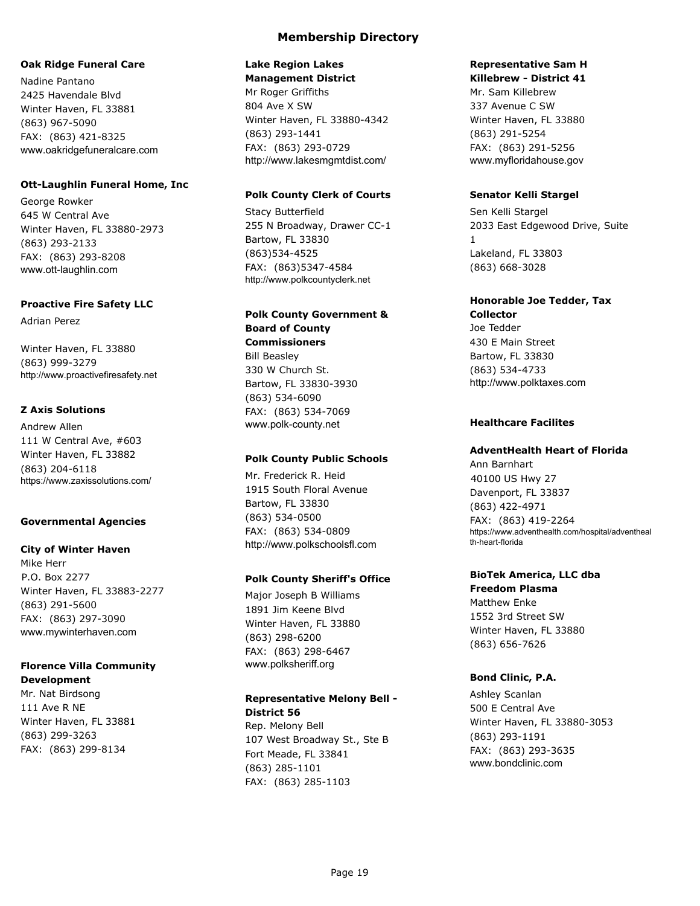# Membership Directory

**Oak Ridge Funeral Care**

Nadine Pantano
2425 Havendale Blvd
Winter Haven, FL 33881
(863) 967-5090
FAX: (863) 421-8325
www.oakridgefuneralcare.com

**Ott-Laughlin Funeral Home, Inc**

George Rowker
645 W Central Ave
Winter Haven, FL 33880-2973
(863) 293-2133
FAX: (863) 293-8208
www.ott-laughlin.com

**Proactive Fire Safety LLC**

Adrian Perez

Winter Haven, FL 33880
(863) 999-3279
http://www.proactivefiresafety.net

**Z Axis Solutions**

Andrew Allen
111 W Central Ave, #603
Winter Haven, FL 33882
(863) 204-6118
https://www.zaxissolutions.com/

## Governmental Agencies

**City of Winter Haven**

Mike Herr
P.O. Box 2277
Winter Haven, FL 33883-2277
(863) 291-5600
FAX: (863) 297-3090
www.mywinterhaven.com

**Florence Villa Community Development**

Mr. Nat Birdsong
111 Ave R NE
Winter Haven, FL 33881
(863) 299-3263
FAX: (863) 299-8134

**Lake Region Lakes Management District**

Mr Roger Griffiths
804 Ave X SW
Winter Haven, FL 33880-4342
(863) 293-1441
FAX: (863) 293-0729
http://www.lakesmgmtdist.com/

**Polk County Clerk of Courts**

Stacy Butterfield
255 N Broadway, Drawer CC-1
Bartow, FL 33830
(863)534-4525
FAX: (863)5347-4584
http://www.polkcountyclerk.net

**Polk County Government & Board of County Commissioners**

Bill Beasley
330 W Church St.
Bartow, FL 33830-3930
(863) 534-6090
FAX: (863) 534-7069
www.polk-county.net

**Polk County Public Schools**

Mr. Frederick R. Heid
1915 South Floral Avenue
Bartow, FL 33830
(863) 534-0500
FAX: (863) 534-0809
http://www.polkschoolsfl.com

**Polk County Sheriff's Office**

Major Joseph B Williams
1891 Jim Keene Blvd
Winter Haven, FL 33880
(863) 298-6200
FAX: (863) 298-6467
www.polksheriff.org

**Representative Melony Bell - District 56**

Rep. Melony Bell
107 West Broadway St., Ste B
Fort Meade, FL 33841
(863) 285-1101
FAX: (863) 285-1103

**Representative Sam H Killebrew - District 41**

Mr. Sam Killebrew
337 Avenue C SW
Winter Haven, FL 33880
(863) 291-5254
FAX: (863) 291-5256
www.myfloridahouse.gov

**Senator Kelli Stargel**

Sen Kelli Stargel
2033 East Edgewood Drive, Suite 1
Lakeland, FL 33803
(863) 668-3028

**Honorable Joe Tedder, Tax Collector**

Joe Tedder
430 E Main Street
Bartow, FL 33830
(863) 534-4733
http://www.polktaxes.com

## Healthcare Facilites

**AdventHealth Heart of Florida**

Ann Barnhart
40100 US Hwy 27
Davenport, FL 33837
(863) 422-4971
FAX: (863) 419-2264
https://www.adventhealth.com/hospital/adventhealth-heart-florida

**BioTek America, LLC dba Freedom Plasma**

Matthew Enke
1552 3rd Street SW
Winter Haven, FL 33880
(863) 656-7626

**Bond Clinic, P.A.**

Ashley Scanlan
500 E Central Ave
Winter Haven, FL 33880-3053
(863) 293-1191
FAX: (863) 293-3635
www.bondclinic.com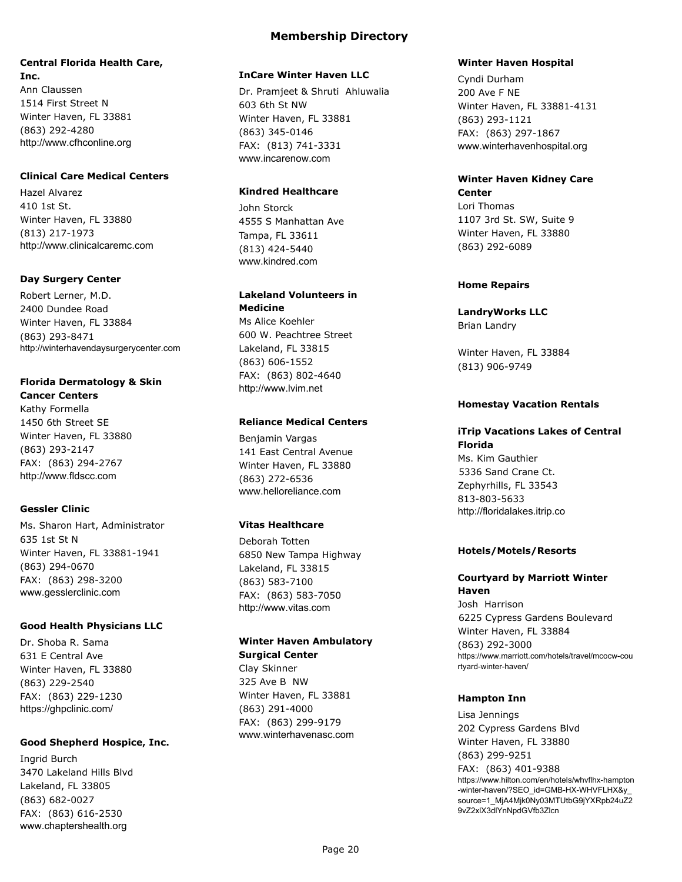# Membership Directory

**Central Florida Health Care, Inc.**
Ann Claussen
1514 First Street N
Winter Haven, FL 33881
(863) 292-4280
http://www.cfhconline.org

**Clinical Care Medical Centers**
Hazel Alvarez
410 1st St.
Winter Haven, FL 33880
(813) 217-1973
http://www.clinicalcaremc.com

**Day Surgery Center**
Robert Lerner, M.D.
2400 Dundee Road
Winter Haven, FL 33884
(863) 293-8471
http://winterhavendaysurgerycenter.com

**Florida Dermatology & Skin Cancer Centers**
Kathy Formella
1450 6th Street SE
Winter Haven, FL 33880
(863) 293-2147
FAX: (863) 294-2767
http://www.fldscc.com

**Gessler Clinic**
Ms. Sharon Hart, Administrator
635 1st St N
Winter Haven, FL 33881-1941
(863) 294-0670
FAX: (863) 298-3200
www.gesslerclinic.com

**Good Health Physicians LLC**
Dr. Shoba R. Sama
631 E Central Ave
Winter Haven, FL 33880
(863) 229-2540
FAX: (863) 229-1230
https://ghpclinic.com/

**Good Shepherd Hospice, Inc.**
Ingrid Burch
3470 Lakeland Hills Blvd
Lakeland, FL 33805
(863) 682-0027
FAX: (863) 616-2530
www.chaptershealth.org

**InCare Winter Haven LLC**
Dr. Pramjeet & Shruti Ahluwalia
603 6th St NW
Winter Haven, FL 33881
(863) 345-0146
FAX: (813) 741-3331
www.incarenow.com

**Kindred Healthcare**
John Storck
4555 S Manhattan Ave
Tampa, FL 33611
(813) 424-5440
www.kindred.com

**Lakeland Volunteers in Medicine**
Ms Alice Koehler
600 W. Peachtree Street
Lakeland, FL 33815
(863) 606-1552
FAX: (863) 802-4640
http://www.lvim.net

**Reliance Medical Centers**
Benjamin Vargas
141 East Central Avenue
Winter Haven, FL 33880
(863) 272-6536
www.helloreliance.com

**Vitas Healthcare**
Deborah Totten
6850 New Tampa Highway
Lakeland, FL 33815
(863) 583-7100
FAX: (863) 583-7050
http://www.vitas.com

**Winter Haven Ambulatory Surgical Center**
Clay Skinner
325 Ave B NW
Winter Haven, FL 33881
(863) 291-4000
FAX: (863) 299-9179
www.winterhavenasc.com

**Winter Haven Hospital**
Cyndi Durham
200 Ave F NE
Winter Haven, FL 33881-4131
(863) 293-1121
FAX: (863) 297-1867
www.winterhavenhospital.org

**Winter Haven Kidney Care Center**
Lori Thomas
1107 3rd St. SW, Suite 9
Winter Haven, FL 33880
(863) 292-6089

## Home Repairs

**LandryWorks LLC**
Brian Landry

Winter Haven, FL 33884
(813) 906-9749

## Homestay Vacation Rentals

**iTrip Vacations Lakes of Central Florida**
Ms. Kim Gauthier
5336 Sand Crane Ct.
Zephyrhills, FL 33543
813-803-5633
http://floridalakes.itrip.co

## Hotels/Motels/Resorts

**Courtyard by Marriott Winter Haven**
Josh Harrison
6225 Cypress Gardens Boulevard
Winter Haven, FL 33884
(863) 292-3000
https://www.marriott.com/hotels/travel/mcocw-courtyard-winter-haven/

**Hampton Inn**
Lisa Jennings
202 Cypress Gardens Blvd
Winter Haven, FL 33880
(863) 299-9251
FAX: (863) 401-9388
https://www.hilton.com/en/hotels/whvflhx-hampton-winter-haven/?SEO_id=GMB-HX-WHVFLHX&y_source=1_MjA4Mjk0Ny03MTUtbG9jYXRpb24uZ29vZ2xlX3dlYnNpdGVfb3Zlcn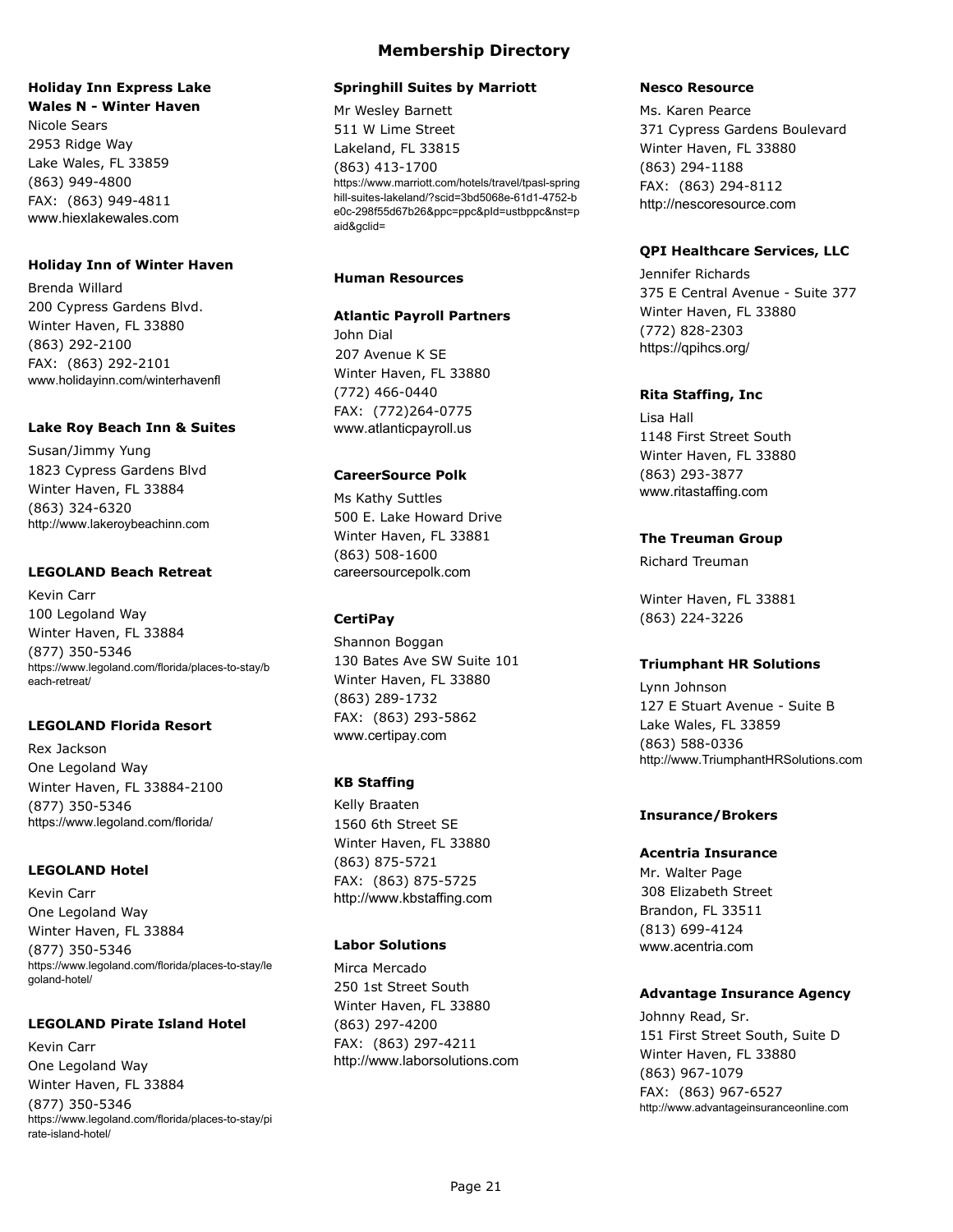# Membership Directory

### Holiday Inn Express Lake Wales N - Winter Haven

Nicole Sears
2953 Ridge Way
Lake Wales, FL 33859
(863) 949-4800
FAX: (863) 949-4811
www.hiexlakewales.com

### Holiday Inn of Winter Haven

Brenda Willard
200 Cypress Gardens Blvd.
Winter Haven, FL 33880
(863) 292-2100
FAX: (863) 292-2101
www.holidayinn.com/winterhavenfl

### Lake Roy Beach Inn & Suites

Susan/Jimmy Yung
1823 Cypress Gardens Blvd
Winter Haven, FL 33884
(863) 324-6320
http://www.lakeroybeachinn.com

### LEGOLAND Beach Retreat

Kevin Carr
100 Legoland Way
Winter Haven, FL 33884
(877) 350-5346
https://www.legoland.com/florida/places-to-stay/beach-retreat/

### LEGOLAND Florida Resort

Rex Jackson
One Legoland Way
Winter Haven, FL 33884-2100
(877) 350-5346
https://www.legoland.com/florida/

### LEGOLAND Hotel

Kevin Carr
One Legoland Way
Winter Haven, FL 33884
(877) 350-5346
https://www.legoland.com/florida/places-to-stay/legoland-hotel/

### LEGOLAND Pirate Island Hotel

Kevin Carr
One Legoland Way
Winter Haven, FL 33884
(877) 350-5346
https://www.legoland.com/florida/places-to-stay/pirate-island-hotel/

### Springhill Suites by Marriott

Mr Wesley Barnett
511 W Lime Street
Lakeland, FL 33815
(863) 413-1700
https://www.marriott.com/hotels/travel/tpasl-springhill-suites-lakeland/?scid=3bd5068e-61d1-4752-be0c-298f55d67b26&ppc=ppc&pId=ustbppc&nst=paid&gclid=

## Human Resources

### Atlantic Payroll Partners

John Dial
207 Avenue K SE
Winter Haven, FL 33880
(772) 466-0440
FAX: (772)264-0775
www.atlanticpayroll.us

### CareerSource Polk

Ms Kathy Suttles
500 E. Lake Howard Drive
Winter Haven, FL 33881
(863) 508-1600
careersourcepolk.com

### CertiPay

Shannon Boggan
130 Bates Ave SW Suite 101
Winter Haven, FL 33880
(863) 289-1732
FAX: (863) 293-5862
www.certipay.com

### KB Staffing

Kelly Braaten
1560 6th Street SE
Winter Haven, FL 33880
(863) 875-5721
FAX: (863) 875-5725
http://www.kbstaffing.com

### Labor Solutions

Mirca Mercado
250 1st Street South
Winter Haven, FL 33880
(863) 297-4200
FAX: (863) 297-4211
http://www.laborsolutions.com

### Nesco Resource

Ms. Karen Pearce
371 Cypress Gardens Boulevard
Winter Haven, FL 33880
(863) 294-1188
FAX: (863) 294-8112
http://nescoresource.com

### QPI Healthcare Services, LLC

Jennifer Richards
375 E Central Avenue - Suite 377
Winter Haven, FL 33880
(772) 828-2303
https://qpihcs.org/

### Rita Staffing, Inc

Lisa Hall
1148 First Street South
Winter Haven, FL 33880
(863) 293-3877
www.ritastaffing.com

### The Treuman Group

Richard Treuman

Winter Haven, FL 33881
(863) 224-3226

### Triumphant HR Solutions

Lynn Johnson
127 E Stuart Avenue - Suite B
Lake Wales, FL 33859
(863) 588-0336
http://www.TriumphantHRSolutions.com

## Insurance/Brokers

### Acentria Insurance

Mr. Walter Page
308 Elizabeth Street
Brandon, FL 33511
(813) 699-4124
www.acentria.com

### Advantage Insurance Agency

Johnny Read, Sr.
151 First Street South, Suite D
Winter Haven, FL 33880
(863) 967-1079
FAX: (863) 967-6527
http://www.advantageinsuranceonline.com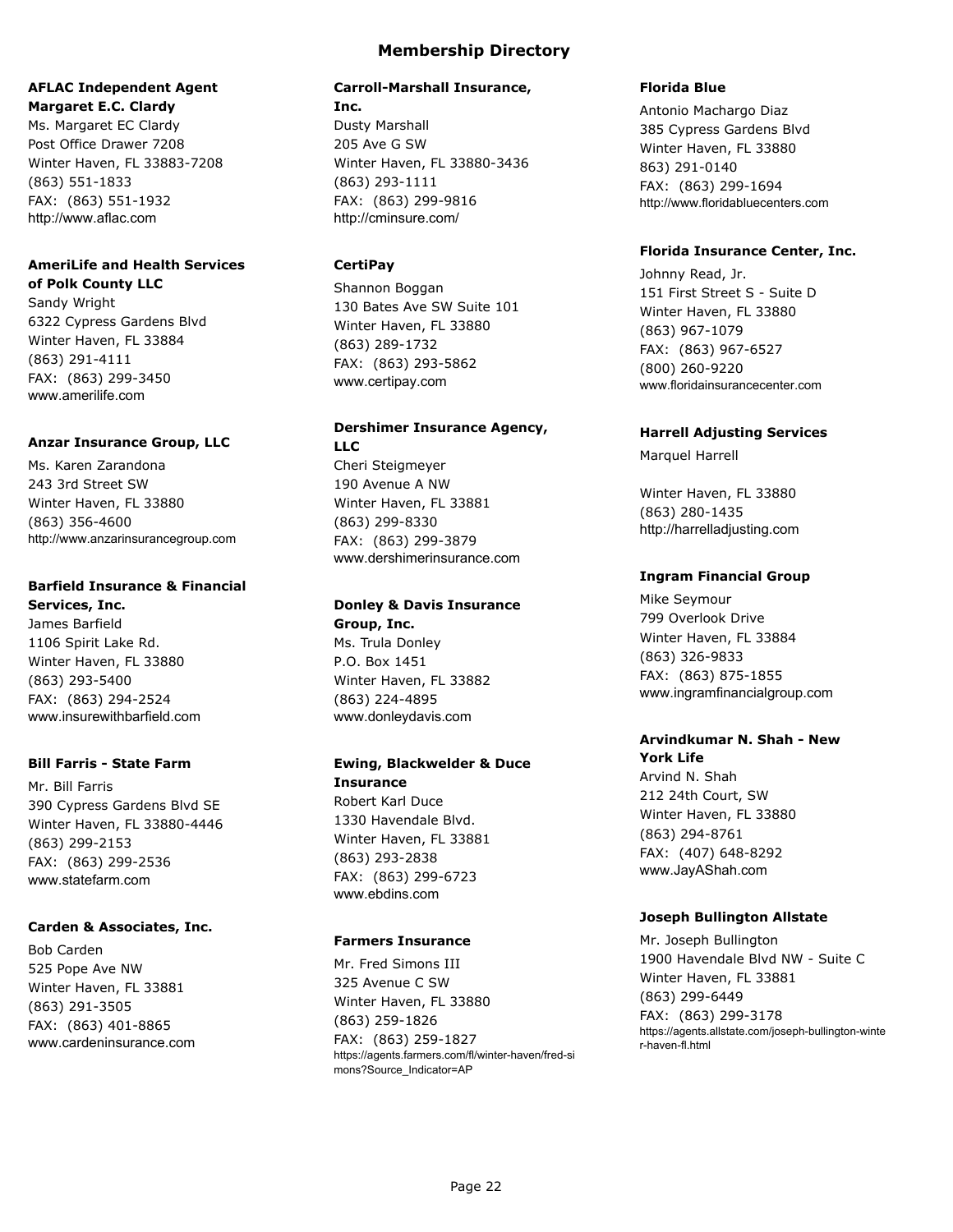# Membership Directory

**AFLAC Independent Agent Margaret E.C. Clardy**

Ms. Margaret EC Clardy
Post Office Drawer 7208
Winter Haven, FL 33883-7208
(863) 551-1833
FAX: (863) 551-1932
http://www.aflac.com

**AmeriLife and Health Services of Polk County LLC**

Sandy Wright
6322 Cypress Gardens Blvd
Winter Haven, FL 33884
(863) 291-4111
FAX: (863) 299-3450
www.amerilife.com

**Anzar Insurance Group, LLC**

Ms. Karen Zarandona
243 3rd Street SW
Winter Haven, FL 33880
(863) 356-4600
http://www.anzarinsurancegroup.com

**Barfield Insurance & Financial Services, Inc.**

James Barfield
1106 Spirit Lake Rd.
Winter Haven, FL 33880
(863) 293-5400
FAX: (863) 294-2524
www.insurewithbarfield.com

**Bill Farris - State Farm**

Mr. Bill Farris
390 Cypress Gardens Blvd SE
Winter Haven, FL 33880-4446
(863) 299-2153
FAX: (863) 299-2536
www.statefarm.com

**Carden & Associates, Inc.**

Bob Carden
525 Pope Ave NW
Winter Haven, FL 33881
(863) 291-3505
FAX: (863) 401-8865
www.cardeninsurance.com

**Carroll-Marshall Insurance, Inc.**

Dusty Marshall
205 Ave G SW
Winter Haven, FL 33880-3436
(863) 293-1111
FAX: (863) 299-9816
http://cminsure.com/

**CertiPay**

Shannon Boggan
130 Bates Ave SW Suite 101
Winter Haven, FL 33880
(863) 289-1732
FAX: (863) 293-5862
www.certipay.com

**Dershimer Insurance Agency, LLC**

Cheri Steigmeyer
190 Avenue A NW
Winter Haven, FL 33881
(863) 299-8330
FAX: (863) 299-3879
www.dershimerinsurance.com

**Donley & Davis Insurance Group, Inc.**

Ms. Trula Donley
P.O. Box 1451
Winter Haven, FL 33882
(863) 224-4895
www.donleydavis.com

**Ewing, Blackwelder & Duce Insurance**

Robert Karl Duce
1330 Havendale Blvd.
Winter Haven, FL 33881
(863) 293-2838
FAX: (863) 299-6723
www.ebdins.com

**Farmers Insurance**

Mr. Fred Simons III
325 Avenue C SW
Winter Haven, FL 33880
(863) 259-1826
FAX: (863) 259-1827
https://agents.farmers.com/fl/winter-haven/fred-simons?Source_Indicator=AP

**Florida Blue**

Antonio Machargo Diaz
385 Cypress Gardens Blvd
Winter Haven, FL 33880
863) 291-0140
FAX: (863) 299-1694
http://www.floridabluecenters.com

**Florida Insurance Center, Inc.**

Johnny Read, Jr.
151 First Street S - Suite D
Winter Haven, FL 33880
(863) 967-1079
FAX: (863) 967-6527
(800) 260-9220
www.floridainsurancecenter.com

**Harrell Adjusting Services**

Marquel Harrell

Winter Haven, FL 33880
(863) 280-1435
http://harrelladjusting.com

**Ingram Financial Group**

Mike Seymour
799 Overlook Drive
Winter Haven, FL 33884
(863) 326-9833
FAX: (863) 875-1855
www.ingramfinancialgroup.com

**Arvindkumar N. Shah - New York Life**

Arvind N. Shah
212 24th Court, SW
Winter Haven, FL 33880
(863) 294-8761
FAX: (407) 648-8292
www.JayAShah.com

**Joseph Bullington Allstate**

Mr. Joseph Bullington
1900 Havendale Blvd NW - Suite C
Winter Haven, FL 33881
(863) 299-6449
FAX: (863) 299-3178
https://agents.allstate.com/joseph-bullington-winter-haven-fl.html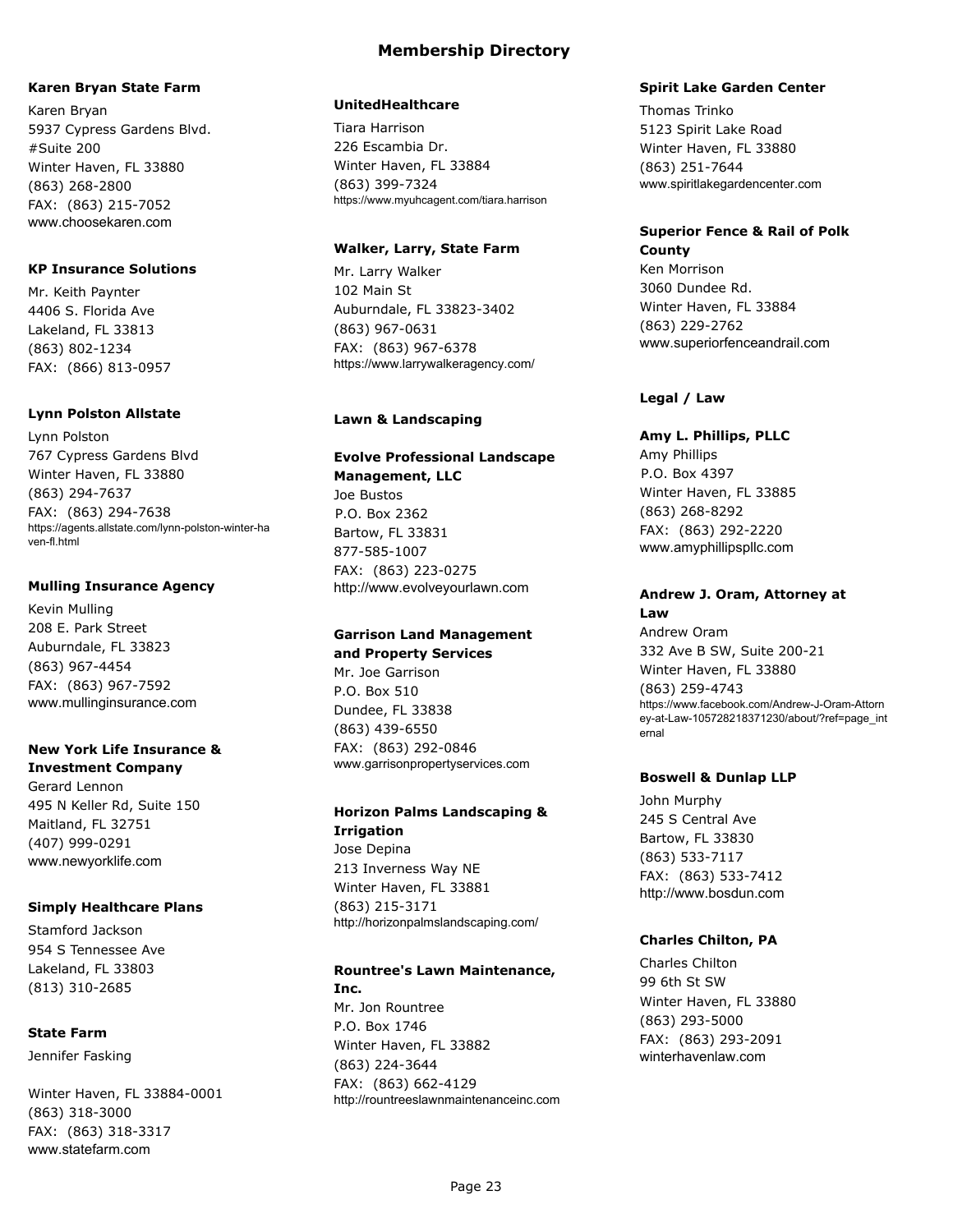# Membership Directory

**Karen Bryan State Farm**

Karen Bryan
5937 Cypress Gardens Blvd.
#Suite 200
Winter Haven, FL 33880
(863) 268-2800
FAX: (863) 215-7052
www.choosekaren.com

**KP Insurance Solutions**

Mr. Keith Paynter
4406 S. Florida Ave
Lakeland, FL 33813
(863) 802-1234
FAX: (866) 813-0957

**Lynn Polston Allstate**

Lynn Polston
767 Cypress Gardens Blvd
Winter Haven, FL 33880
(863) 294-7637
FAX: (863) 294-7638
https://agents.allstate.com/lynn-polston-winter-haven-fl.html

**Mulling Insurance Agency**

Kevin Mulling
208 E. Park Street
Auburndale, FL 33823
(863) 967-4454
FAX: (863) 967-7592
www.mullinginsurance.com

**New York Life Insurance & Investment Company**

Gerard Lennon
495 N Keller Rd, Suite 150
Maitland, FL 32751
(407) 999-0291
www.newyorklife.com

**Simply Healthcare Plans**

Stamford Jackson
954 S Tennessee Ave
Lakeland, FL 33803
(813) 310-2685

**State Farm**

Jennifer Fasking

Winter Haven, FL 33884-0001
(863) 318-3000
FAX: (863) 318-3317
www.statefarm.com

**UnitedHealthcare**

Tiara Harrison
226 Escambia Dr.
Winter Haven, FL 33884
(863) 399-7324
https://www.myuhcagent.com/tiara.harrison

**Walker, Larry, State Farm**

Mr. Larry Walker
102 Main St
Auburndale, FL 33823-3402
(863) 967-0631
FAX: (863) 967-6378
https://www.larrywalkeragency.com/

## Lawn & Landscaping

**Evolve Professional Landscape Management, LLC**

Joe Bustos
P.O. Box 2362
Bartow, FL 33831
877-585-1007
FAX: (863) 223-0275
http://www.evolveyourlawn.com

**Garrison Land Management and Property Services**

Mr. Joe Garrison
P.O. Box 510
Dundee, FL 33838
(863) 439-6550
FAX: (863) 292-0846
www.garrisonpropertyservices.com

**Horizon Palms Landscaping & Irrigation**

Jose Depina
213 Inverness Way NE
Winter Haven, FL 33881
(863) 215-3171
http://horizonpalmslandscaping.com/

**Rountree's Lawn Maintenance, Inc.**

Mr. Jon Rountree
P.O. Box 1746
Winter Haven, FL 33882
(863) 224-3644
FAX: (863) 662-4129
http://rountreeslawnmaintenanceinc.com

**Spirit Lake Garden Center**

Thomas Trinko
5123 Spirit Lake Road
Winter Haven, FL 33880
(863) 251-7644
www.spiritlakegardencenter.com

**Superior Fence & Rail of Polk County**

Ken Morrison
3060 Dundee Rd.
Winter Haven, FL 33884
(863) 229-2762
www.superiorfenceandrail.com

## Legal / Law

**Amy L. Phillips, PLLC**

Amy Phillips
P.O. Box 4397
Winter Haven, FL 33885
(863) 268-8292
FAX: (863) 292-2220
www.amyphillipspllc.com

**Andrew J. Oram, Attorney at Law**

Andrew Oram
332 Ave B SW, Suite 200-21
Winter Haven, FL 33880
(863) 259-4743
https://www.facebook.com/Andrew-J-Oram-Attorney-at-Law-105728218371230/about/?ref=page_internal

**Boswell & Dunlap LLP**

John Murphy
245 S Central Ave
Bartow, FL 33830
(863) 533-7117
FAX: (863) 533-7412
http://www.bosdun.com

**Charles Chilton, PA**

Charles Chilton
99 6th St SW
Winter Haven, FL 33880
(863) 293-5000
FAX: (863) 293-2091
winterhavenlaw.com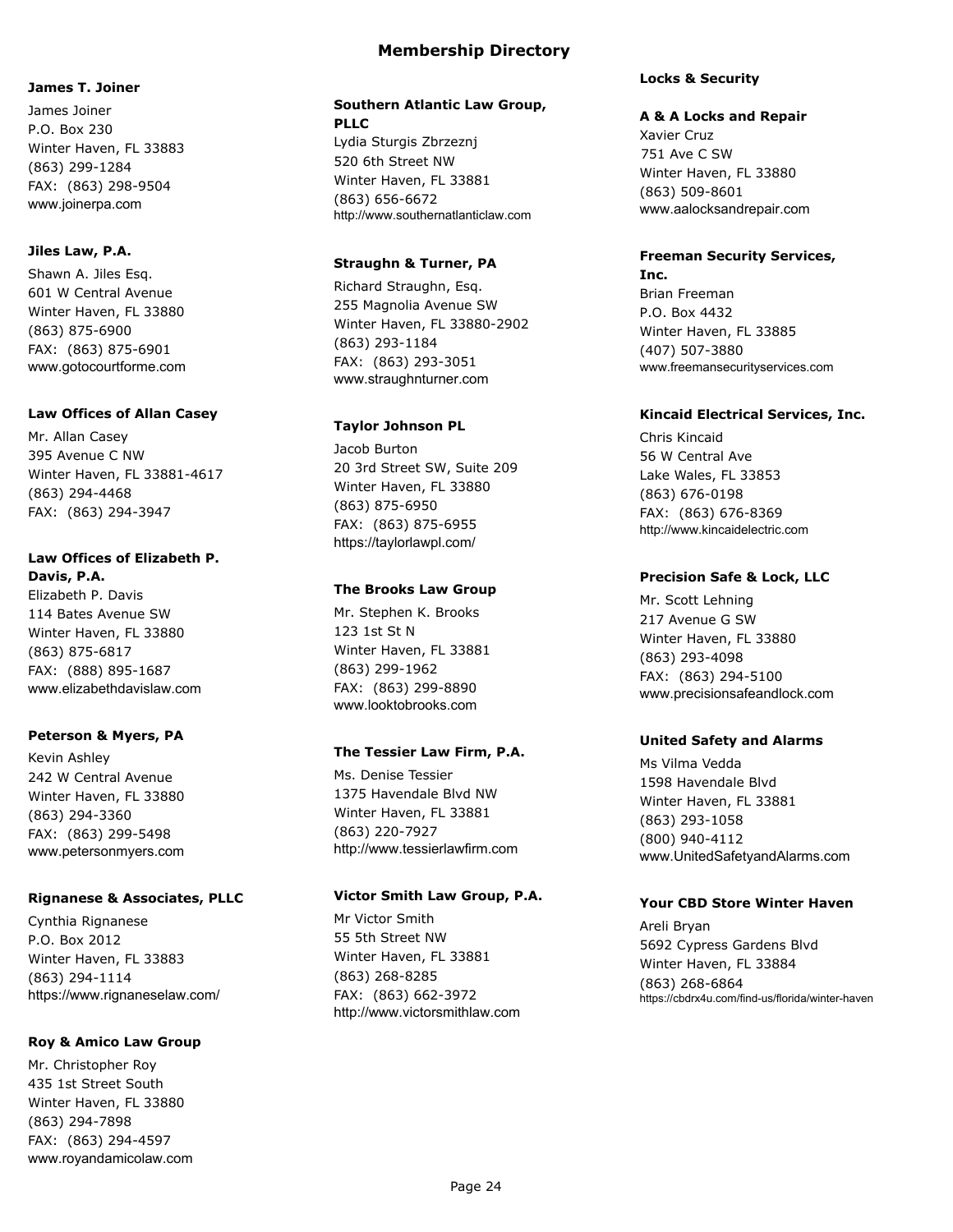# Membership Directory

**James T. Joiner**
James Joiner
P.O. Box 230
Winter Haven, FL 33883
(863) 299-1284
FAX: (863) 298-9504
www.joinerpa.com

**Jiles Law, P.A.**
Shawn A. Jiles Esq.
601 W Central Avenue
Winter Haven, FL 33880
(863) 875-6900
FAX: (863) 875-6901
www.gotocourtforme.com

**Law Offices of Allan Casey**
Mr. Allan Casey
395 Avenue C NW
Winter Haven, FL 33881-4617
(863) 294-4468
FAX: (863) 294-3947

**Law Offices of Elizabeth P. Davis, P.A.**
Elizabeth P. Davis
114 Bates Avenue SW
Winter Haven, FL 33880
(863) 875-6817
FAX: (888) 895-1687
www.elizabethdavislaw.com

**Peterson & Myers, PA**
Kevin Ashley
242 W Central Avenue
Winter Haven, FL 33880
(863) 294-3360
FAX: (863) 299-5498
www.petersonmyers.com

**Rignanese & Associates, PLLC**
Cynthia Rignanese
P.O. Box 2012
Winter Haven, FL 33883
(863) 294-1114
https://www.rignaneselaw.com/

**Roy & Amico Law Group**
Mr. Christopher Roy
435 1st Street South
Winter Haven, FL 33880
(863) 294-7898
FAX: (863) 294-4597
www.royandamicolaw.com

**Southern Atlantic Law Group, PLLC**
Lydia Sturgis Zbrzeznj
520 6th Street NW
Winter Haven, FL 33881
(863) 656-6672
http://www.southernatlanticlaw.com

**Straughn & Turner, PA**
Richard Straughn, Esq.
255 Magnolia Avenue SW
Winter Haven, FL 33880-2902
(863) 293-1184
FAX: (863) 293-3051
www.straughnturner.com

**Taylor Johnson PL**
Jacob Burton
20 3rd Street SW, Suite 209
Winter Haven, FL 33880
(863) 875-6950
FAX: (863) 875-6955
https://taylorlawpl.com/

**The Brooks Law Group**
Mr. Stephen K. Brooks
123 1st St N
Winter Haven, FL 33881
(863) 299-1962
FAX: (863) 299-8890
www.looktobrooks.com

**The Tessier Law Firm, P.A.**
Ms. Denise Tessier
1375 Havendale Blvd NW
Winter Haven, FL 33881
(863) 220-7927
http://www.tessierlawfirm.com

**Victor Smith Law Group, P.A.**
Mr Victor Smith
55 5th Street NW
Winter Haven, FL 33881
(863) 268-8285
FAX: (863) 662-3972
http://www.victorsmithlaw.com

## Locks & Security

**A & A Locks and Repair**
Xavier Cruz
751 Ave C SW
Winter Haven, FL 33880
(863) 509-8601
www.aalocksandrepair.com

**Freeman Security Services, Inc.**
Brian Freeman
P.O. Box 4432
Winter Haven, FL 33885
(407) 507-3880
www.freemansecurityservices.com

**Kincaid Electrical Services, Inc.**
Chris Kincaid
56 W Central Ave
Lake Wales, FL 33853
(863) 676-0198
FAX: (863) 676-8369
http://www.kincaidelectric.com

**Precision Safe & Lock, LLC**
Mr. Scott Lehning
217 Avenue G SW
Winter Haven, FL 33880
(863) 293-4098
FAX: (863) 294-5100
www.precisionsafeandlock.com

**United Safety and Alarms**
Ms Vilma Vedda
1598 Havendale Blvd
Winter Haven, FL 33881
(863) 293-1058
(800) 940-4112
www.UnitedSafetyandAlarms.com

**Your CBD Store Winter Haven**
Areli Bryan
5692 Cypress Gardens Blvd
Winter Haven, FL 33884
(863) 268-6864
https://cbdrx4u.com/find-us/florida/winter-haven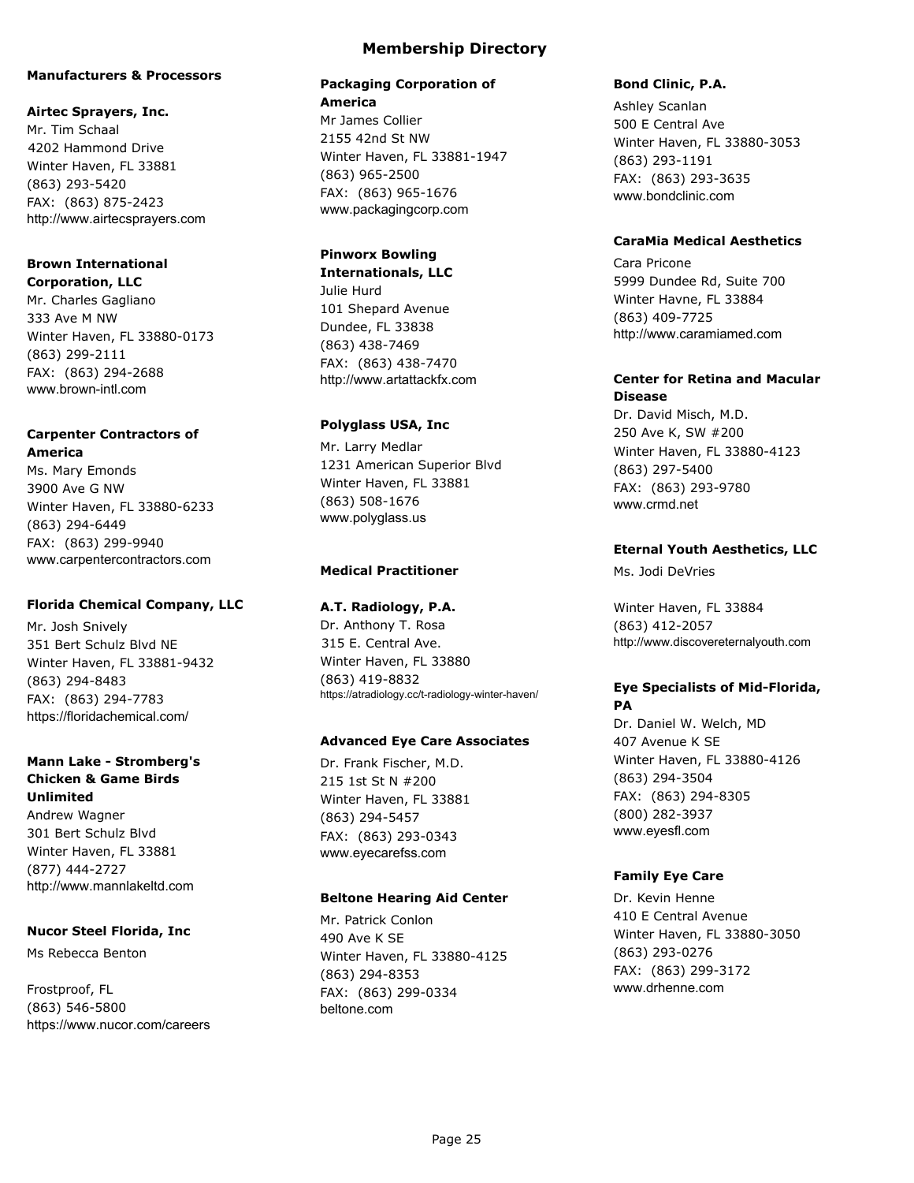# Membership Directory

## Manufacturers & Processors

**Airtec Sprayers, Inc.**
Mr. Tim Schaal
4202 Hammond Drive
Winter Haven, FL 33881
(863) 293-5420
FAX: (863) 875-2423
http://www.airtecsprayers.com

**Brown International Corporation, LLC**
Mr. Charles Gagliano
333 Ave M NW
Winter Haven, FL 33880-0173
(863) 299-2111
FAX: (863) 294-2688
www.brown-intl.com

**Carpenter Contractors of America**
Ms. Mary Emonds
3900 Ave G NW
Winter Haven, FL 33880-6233
(863) 294-6449
FAX: (863) 299-9940
www.carpentercontractors.com

**Florida Chemical Company, LLC**
Mr. Josh Snively
351 Bert Schulz Blvd NE
Winter Haven, FL 33881-9432
(863) 294-8483
FAX: (863) 294-7783
https://floridachemical.com/

**Mann Lake - Stromberg's Chicken & Game Birds Unlimited**
Andrew Wagner
301 Bert Schulz Blvd
Winter Haven, FL 33881
(877) 444-2727
http://www.mannlakeltd.com

**Nucor Steel Florida, Inc**
Ms Rebecca Benton

Frostproof, FL
(863) 546-5800
https://www.nucor.com/careers

**Packaging Corporation of America**
Mr James Collier
2155 42nd St NW
Winter Haven, FL 33881-1947
(863) 965-2500
FAX: (863) 965-1676
www.packagingcorp.com

**Pinworx Bowling Internationals, LLC**
Julie Hurd
101 Shepard Avenue
Dundee, FL 33838
(863) 438-7469
FAX: (863) 438-7470
http://www.artattackfx.com

**Polyglass USA, Inc**
Mr. Larry Medlar
1231 American Superior Blvd
Winter Haven, FL 33881
(863) 508-1676
www.polyglass.us

## Medical Practitioner

**A.T. Radiology, P.A.**
Dr. Anthony T. Rosa
315 E. Central Ave.
Winter Haven, FL 33880
(863) 419-8832
https://atradiology.cc/t-radiology-winter-haven/

**Advanced Eye Care Associates**
Dr. Frank Fischer, M.D.
215 1st St N #200
Winter Haven, FL 33881
(863) 294-5457
FAX: (863) 293-0343
www.eyecarefss.com

**Beltone Hearing Aid Center**
Mr. Patrick Conlon
490 Ave K SE
Winter Haven, FL 33880-4125
(863) 294-8353
FAX: (863) 299-0334
beltone.com

**Bond Clinic, P.A.**
Ashley Scanlan
500 E Central Ave
Winter Haven, FL 33880-3053
(863) 293-1191
FAX: (863) 293-3635
www.bondclinic.com

**CaraMia Medical Aesthetics**
Cara Pricone
5999 Dundee Rd, Suite 700
Winter Havne, FL 33884
(863) 409-7725
http://www.caramiamed.com

**Center for Retina and Macular Disease**
Dr. David Misch, M.D.
250 Ave K, SW #200
Winter Haven, FL 33880-4123
(863) 297-5400
FAX: (863) 293-9780
www.crmd.net

**Eternal Youth Aesthetics, LLC**
Ms. Jodi DeVries

Winter Haven, FL 33884
(863) 412-2057
http://www.discovereternalyouth.com

**Eye Specialists of Mid-Florida, PA**
Dr. Daniel W. Welch, MD
407 Avenue K SE
Winter Haven, FL 33880-4126
(863) 294-3504
FAX: (863) 294-8305
(800) 282-3937
www.eyesfl.com

**Family Eye Care**
Dr. Kevin Henne
410 E Central Avenue
Winter Haven, FL 33880-3050
(863) 293-0276
FAX: (863) 299-3172
www.drhenne.com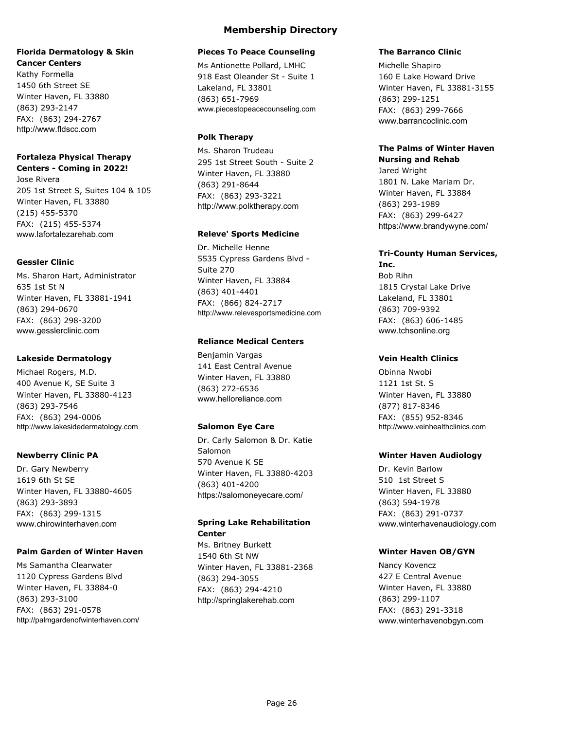# Membership Directory

**Florida Dermatology & Skin Cancer Centers**
Kathy Formella
1450 6th Street SE
Winter Haven, FL 33880
(863) 293-2147
FAX: (863) 294-2767
http://www.fldscc.com

**Fortaleza Physical Therapy Centers - Coming in 2022!**
Jose Rivera
205 1st Street S, Suites 104 & 105
Winter Haven, FL 33880
(215) 455-5370
FAX: (215) 455-5374
www.lafortalezarehab.com

**Gessler Clinic**
Ms. Sharon Hart, Administrator
635 1st St N
Winter Haven, FL 33881-1941
(863) 294-0670
FAX: (863) 298-3200
www.gesslerclinic.com

**Lakeside Dermatology**
Michael Rogers, M.D.
400 Avenue K, SE Suite 3
Winter Haven, FL 33880-4123
(863) 293-7546
FAX: (863) 294-0006
http://www.lakesidedermatology.com

**Newberry Clinic PA**
Dr. Gary Newberry
1619 6th St SE
Winter Haven, FL 33880-4605
(863) 293-3893
FAX: (863) 299-1315
www.chirowinterhaven.com

**Palm Garden of Winter Haven**
Ms Samantha Clearwater
1120 Cypress Gardens Blvd
Winter Haven, FL 33884-0
(863) 293-3100
FAX: (863) 291-0578
http://palmgardenofwinterhaven.com/

**Pieces To Peace Counseling**
Ms Antionette Pollard, LMHC
918 East Oleander St - Suite 1
Lakeland, FL 33801
(863) 651-7969
www.piecestopeacecounseling.com

**Polk Therapy**
Ms. Sharon Trudeau
295 1st Street South - Suite 2
Winter Haven, FL 33880
(863) 291-8644
FAX: (863) 293-3221
http://www.polktherapy.com

**Releve' Sports Medicine**
Dr. Michelle Henne
5535 Cypress Gardens Blvd - Suite 270
Winter Haven, FL 33884
(863) 401-4401
FAX: (866) 824-2717
http://www.relevesportsmedicine.com

**Reliance Medical Centers**
Benjamin Vargas
141 East Central Avenue
Winter Haven, FL 33880
(863) 272-6536
www.helloreliance.com

**Salomon Eye Care**
Dr. Carly Salomon & Dr. Katie Salomon
570 Avenue K SE
Winter Haven, FL 33880-4203
(863) 401-4200
https://salomoneyecare.com/

**Spring Lake Rehabilitation Center**
Ms. Britney Burkett
1540 6th St NW
Winter Haven, FL 33881-2368
(863) 294-3055
FAX: (863) 294-4210
http://springlakerehab.com

**The Barranco Clinic**
Michelle Shapiro
160 E Lake Howard Drive
Winter Haven, FL 33881-3155
(863) 299-1251
FAX: (863) 299-7666
www.barrancoclinic.com

**The Palms of Winter Haven Nursing and Rehab**
Jared Wright
1801 N. Lake Mariam Dr.
Winter Haven, FL 33884
(863) 293-1989
FAX: (863) 299-6427
https://www.brandywyne.com/

**Tri-County Human Services, Inc.**
Bob Rihn
1815 Crystal Lake Drive
Lakeland, FL 33801
(863) 709-9392
FAX: (863) 606-1485
www.tchsonline.org

**Vein Health Clinics**
Obinna Nwobi
1121 1st St. S
Winter Haven, FL 33880
(877) 817-8346
FAX: (855) 952-8346
http://www.veinhealthclinics.com

**Winter Haven Audiology**
Dr. Kevin Barlow
510 1st Street S
Winter Haven, FL 33880
(863) 594-1978
FAX: (863) 291-0737
www.winterhavenaudiology.com

**Winter Haven OB/GYN**
Nancy Kovencz
427 E Central Avenue
Winter Haven, FL 33880
(863) 299-1107
FAX: (863) 291-3318
www.winterhavenobgyn.com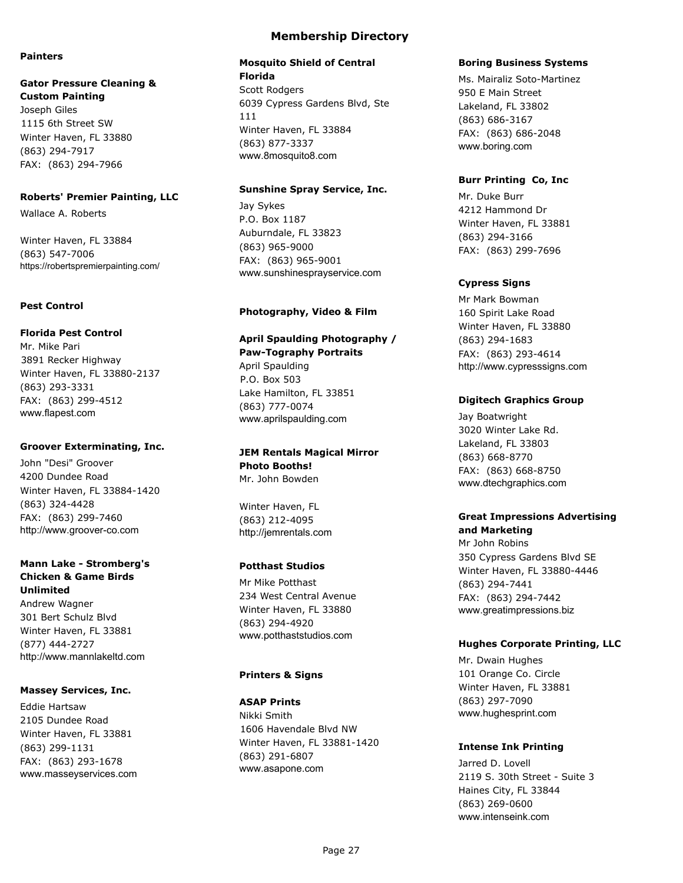# Membership Directory

## Painters

**Gator Pressure Cleaning & Custom Painting**
Joseph Giles
1115 6th Street SW
Winter Haven, FL 33880
(863) 294-7917
FAX: (863) 294-7966

**Roberts' Premier Painting, LLC**
Wallace A. Roberts

Winter Haven, FL 33884
(863) 547-7006
https://robertspremierpainting.com/

## Pest Control

**Florida Pest Control**
Mr. Mike Pari
3891 Recker Highway
Winter Haven, FL 33880-2137
(863) 293-3331
FAX: (863) 299-4512
www.flapest.com

**Groover Exterminating, Inc.**
John "Desi" Groover
4200 Dundee Road
Winter Haven, FL 33884-1420
(863) 324-4428
FAX: (863) 299-7460
http://www.groover-co.com

**Mann Lake - Stromberg's Chicken & Game Birds Unlimited**
Andrew Wagner
301 Bert Schulz Blvd
Winter Haven, FL 33881
(877) 444-2727
http://www.mannlakeltd.com

**Massey Services, Inc.**
Eddie Hartsaw
2105 Dundee Road
Winter Haven, FL 33881
(863) 299-1131
FAX: (863) 293-1678
www.masseyservices.com

**Mosquito Shield of Central Florida**
Scott Rodgers
6039 Cypress Gardens Blvd, Ste 111
Winter Haven, FL 33884
(863) 877-3337
www.8mosquito8.com

**Sunshine Spray Service, Inc.**
Jay Sykes
P.O. Box 1187
Auburndale, FL 33823
(863) 965-9000
FAX: (863) 965-9001
www.sunshinesprayservice.com

## Photography, Video & Film

**April Spaulding Photography / Paw-Tography Portraits**
April Spaulding
P.O. Box 503
Lake Hamilton, FL 33851
(863) 777-0074
www.aprilspaulding.com

**JEM Rentals Magical Mirror Photo Booths!**
Mr. John Bowden

Winter Haven, FL
(863) 212-4095
http://jemrentals.com

**Potthast Studios**
Mr Mike Potthast
234 West Central Avenue
Winter Haven, FL 33880
(863) 294-4920
www.potthaststudios.com

## Printers & Signs

**ASAP Prints**
Nikki Smith
1606 Havendale Blvd NW
Winter Haven, FL 33881-1420
(863) 291-6807
www.asapone.com

**Boring Business Systems**
Ms. Mairaliz Soto-Martinez
950 E Main Street
Lakeland, FL 33802
(863) 686-3167
FAX: (863) 686-2048
www.boring.com

**Burr Printing Co, Inc**
Mr. Duke Burr
4212 Hammond Dr
Winter Haven, FL 33881
(863) 294-3166
FAX: (863) 299-7696

**Cypress Signs**
Mr Mark Bowman
160 Spirit Lake Road
Winter Haven, FL 33880
(863) 294-1683
FAX: (863) 293-4614
http://www.cypresssigns.com

**Digitech Graphics Group**
Jay Boatwright
3020 Winter Lake Rd.
Lakeland, FL 33803
(863) 668-8770
FAX: (863) 668-8750
www.dtechgraphics.com

**Great Impressions Advertising and Marketing**
Mr John Robins
350 Cypress Gardens Blvd SE
Winter Haven, FL 33880-4446
(863) 294-7441
FAX: (863) 294-7442
www.greatimpressions.biz

**Hughes Corporate Printing, LLC**
Mr. Dwain Hughes
101 Orange Co. Circle
Winter Haven, FL 33881
(863) 297-7090
www.hughesprint.com

**Intense Ink Printing**
Jarred D. Lovell
2119 S. 30th Street - Suite 3
Haines City, FL 33844
(863) 269-0600
www.intenseink.com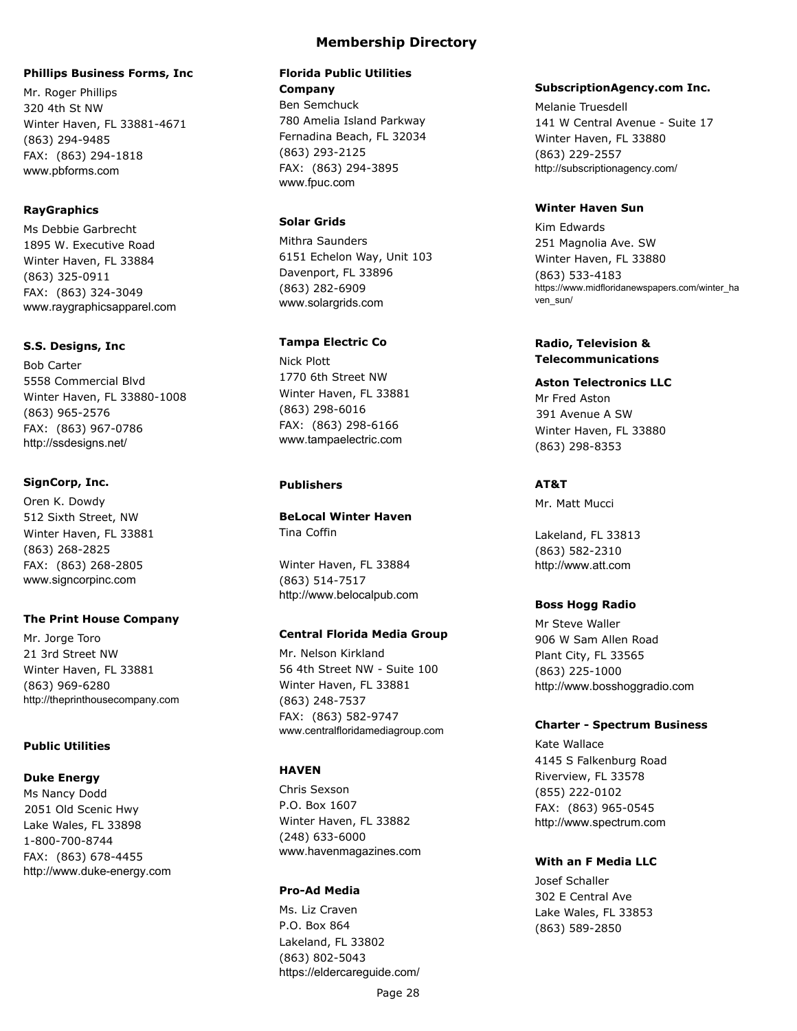# Membership Directory

**Phillips Business Forms, Inc**
Mr. Roger Phillips
320 4th St NW
Winter Haven, FL 33881-4671
(863) 294-9485
FAX: (863) 294-1818
www.pbforms.com

**RayGraphics**
Ms Debbie Garbrecht
1895 W. Executive Road
Winter Haven, FL 33884
(863) 325-0911
FAX: (863) 324-3049
www.raygraphicsapparel.com

**S.S. Designs, Inc**
Bob Carter
5558 Commercial Blvd
Winter Haven, FL 33880-1008
(863) 965-2576
FAX: (863) 967-0786
http://ssdesigns.net/

**SignCorp, Inc.**
Oren K. Dowdy
512 Sixth Street, NW
Winter Haven, FL 33881
(863) 268-2825
FAX: (863) 268-2805
www.signcorpinc.com

**The Print House Company**
Mr. Jorge Toro
21 3rd Street NW
Winter Haven, FL 33881
(863) 969-6280
http://theprinthousecompany.com

## Public Utilities

**Duke Energy**
Ms Nancy Dodd
2051 Old Scenic Hwy
Lake Wales, FL 33898
1-800-700-8744
FAX: (863) 678-4455
http://www.duke-energy.com

**Florida Public Utilities Company**
Ben Semchuck
780 Amelia Island Parkway
Fernadina Beach, FL 32034
(863) 293-2125
FAX: (863) 294-3895
www.fpuc.com

**Solar Grids**
Mithra Saunders
6151 Echelon Way, Unit 103
Davenport, FL 33896
(863) 282-6909
www.solargrids.com

**Tampa Electric Co**
Nick Plott
1770 6th Street NW
Winter Haven, FL 33881
(863) 298-6016
FAX: (863) 298-6166
www.tampaelectric.com

## Publishers

**BeLocal Winter Haven**
Tina Coffin

Winter Haven, FL 33884
(863) 514-7517
http://www.belocalpub.com

**Central Florida Media Group**
Mr. Nelson Kirkland
56 4th Street NW - Suite 100
Winter Haven, FL 33881
(863) 248-7537
FAX: (863) 582-9747
www.centralfloridamediagroup.com

**HAVEN**
Chris Sexson
P.O. Box 1607
Winter Haven, FL 33882
(248) 633-6000
www.havenmagazines.com

**Pro-Ad Media**
Ms. Liz Craven
P.O. Box 864
Lakeland, FL 33802
(863) 802-5043
https://eldercareguide.com/

**SubscriptionAgency.com Inc.**
Melanie Truesdell
141 W Central Avenue - Suite 17
Winter Haven, FL 33880
(863) 229-2557
http://subscriptionagency.com/

**Winter Haven Sun**
Kim Edwards
251 Magnolia Ave. SW
Winter Haven, FL 33880
(863) 533-4183
https://www.midfloridanewspapers.com/winter_haven_sun/

## Radio, Television & Telecommunications

**Aston Telectronics LLC**
Mr Fred Aston
391 Avenue A SW
Winter Haven, FL 33880
(863) 298-8353

**AT&T**
Mr. Matt Mucci

Lakeland, FL 33813
(863) 582-2310
http://www.att.com

**Boss Hogg Radio**
Mr Steve Waller
906 W Sam Allen Road
Plant City, FL 33565
(863) 225-1000
http://www.bosshoggradio.com

**Charter - Spectrum Business**
Kate Wallace
4145 S Falkenburg Road
Riverview, FL 33578
(855) 222-0102
FAX: (863) 965-0545
http://www.spectrum.com

**With an F Media LLC**
Josef Schaller
302 E Central Ave
Lake Wales, FL 33853
(863) 589-2850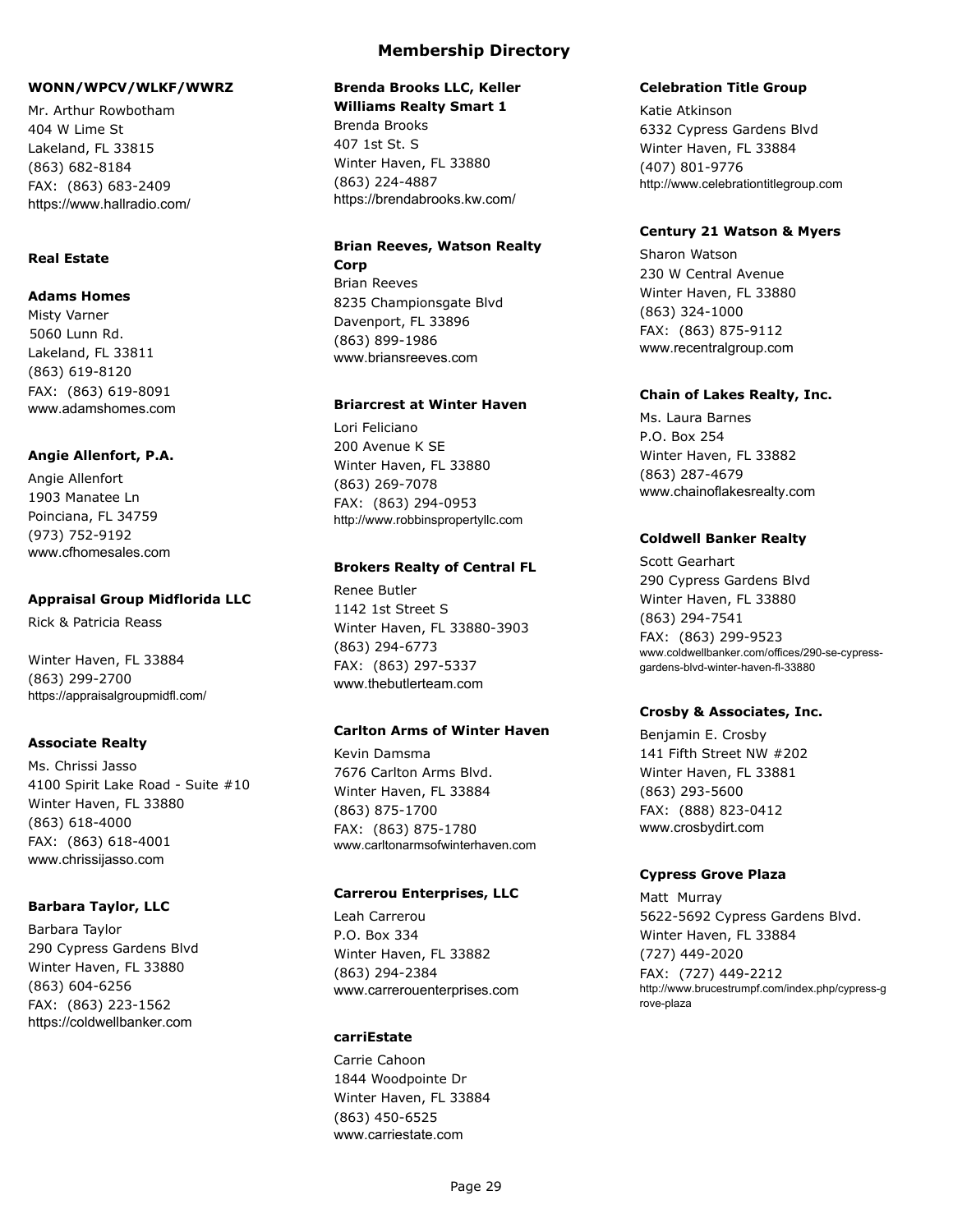# Membership Directory

**WONN/WPCV/WLKF/WWRZ**

Mr. Arthur Rowbotham
404 W Lime St
Lakeland, FL 33815
(863) 682-8184
FAX: (863) 683-2409
https://www.hallradio.com/

## Real Estate

**Adams Homes**

Misty Varner
5060 Lunn Rd.
Lakeland, FL 33811
(863) 619-8120
FAX: (863) 619-8091
www.adamshomes.com

**Angie Allenfort, P.A.**

Angie Allenfort
1903 Manatee Ln
Poinciana, FL 34759
(973) 752-9192
www.cfhomesales.com

**Appraisal Group Midflorida LLC**

Rick & Patricia Reass

Winter Haven, FL 33884
(863) 299-2700
https://appraisalgroupmidfl.com/

**Associate Realty**

Ms. Chrissi Jasso
4100 Spirit Lake Road - Suite #10
Winter Haven, FL 33880
(863) 618-4000
FAX: (863) 618-4001
www.chrissijasso.com

**Barbara Taylor, LLC**

Barbara Taylor
290 Cypress Gardens Blvd
Winter Haven, FL 33880
(863) 604-6256
FAX: (863) 223-1562
https://coldwellbanker.com

**Brenda Brooks LLC, Keller Williams Realty Smart 1**

Brenda Brooks
407 1st St. S
Winter Haven, FL 33880
(863) 224-4887
https://brendabrooks.kw.com/

**Brian Reeves, Watson Realty Corp**

Brian Reeves
8235 Championsgate Blvd
Davenport, FL 33896
(863) 899-1986
www.briansreeves.com

**Briarcrest at Winter Haven**

Lori Feliciano
200 Avenue K SE
Winter Haven, FL 33880
(863) 269-7078
FAX: (863) 294-0953
http://www.robbinspropertyllc.com

**Brokers Realty of Central FL**

Renee Butler
1142 1st Street S
Winter Haven, FL 33880-3903
(863) 294-6773
FAX: (863) 297-5337
www.thebutlerteam.com

**Carlton Arms of Winter Haven**

Kevin Damsma
7676 Carlton Arms Blvd.
Winter Haven, FL 33884
(863) 875-1700
FAX: (863) 875-1780
www.carltonarmsofwinterhaven.com

**Carrerou Enterprises, LLC**

Leah Carrerou
P.O. Box 334
Winter Haven, FL 33882
(863) 294-2384
www.carrerouenterprises.com

**carriEstate**

Carrie Cahoon
1844 Woodpointe Dr
Winter Haven, FL 33884
(863) 450-6525
www.carriestate.com

**Celebration Title Group**

Katie Atkinson
6332 Cypress Gardens Blvd
Winter Haven, FL 33884
(407) 801-9776
http://www.celebrationtitlegroup.com

**Century 21 Watson & Myers**

Sharon Watson
230 W Central Avenue
Winter Haven, FL 33880
(863) 324-1000
FAX: (863) 875-9112
www.recentralgroup.com

**Chain of Lakes Realty, Inc.**

Ms. Laura Barnes
P.O. Box 254
Winter Haven, FL 33882
(863) 287-4679
www.chainoflakesrealty.com

**Coldwell Banker Realty**

Scott Gearhart
290 Cypress Gardens Blvd
Winter Haven, FL 33880
(863) 294-7541
FAX: (863) 299-9523
www.coldwellbanker.com/offices/290-se-cypress-gardens-blvd-winter-haven-fl-33880

**Crosby & Associates, Inc.**

Benjamin E. Crosby
141 Fifth Street NW #202
Winter Haven, FL 33881
(863) 293-5600
FAX: (888) 823-0412
www.crosbydirt.com

**Cypress Grove Plaza**

Matt Murray
5622-5692 Cypress Gardens Blvd.
Winter Haven, FL 33884
(727) 449-2020
FAX: (727) 449-2212
http://www.brucestrumpf.com/index.php/cypress-grove-plaza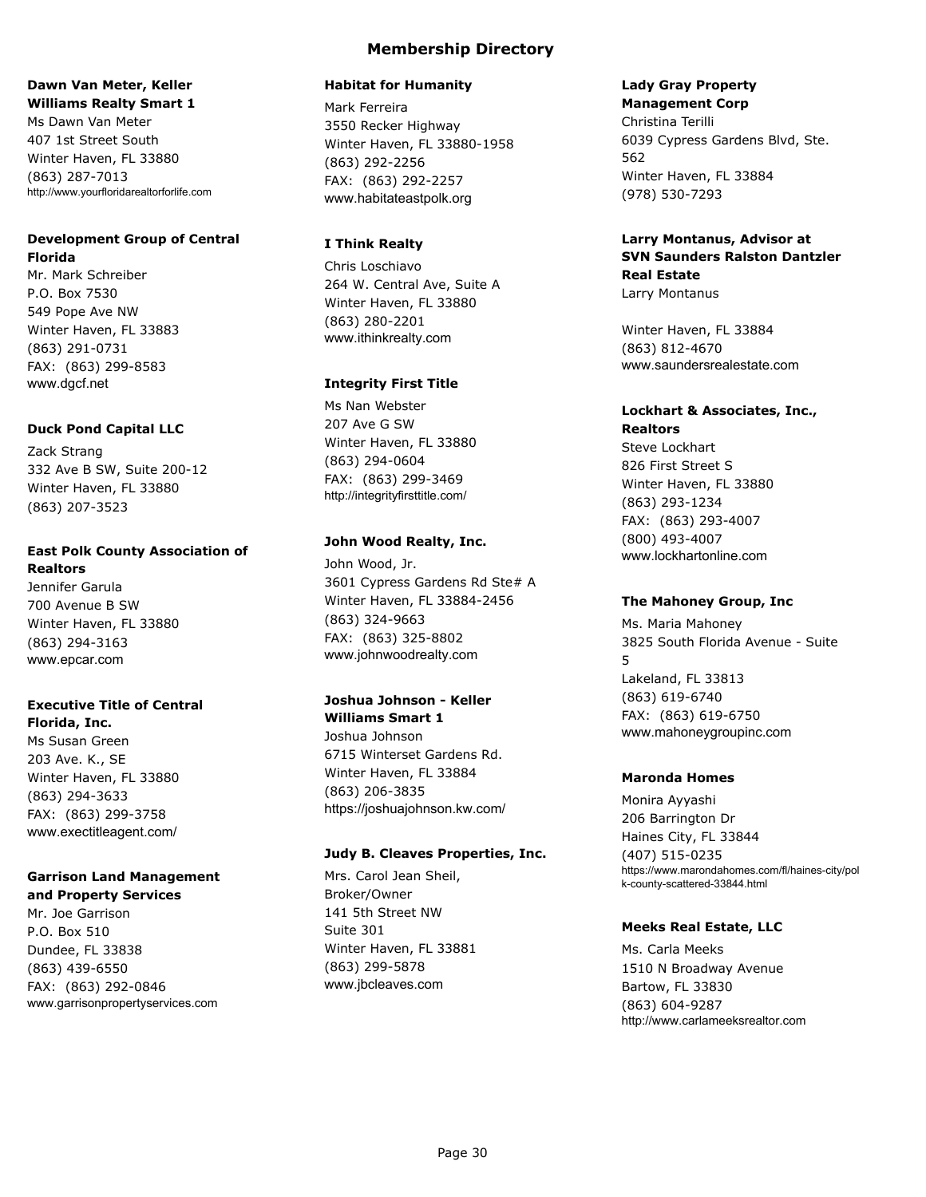# Membership Directory

**Dawn Van Meter, Keller Williams Realty Smart 1**
Ms Dawn Van Meter
407 1st Street South
Winter Haven, FL 33880
(863) 287-7013
http://www.yourfloridarealtorforlife.com

**Development Group of Central Florida**
Mr. Mark Schreiber
P.O. Box 7530
549 Pope Ave NW
Winter Haven, FL 33883
(863) 291-0731
FAX: (863) 299-8583
www.dgcf.net

**Duck Pond Capital LLC**
Zack Strang
332 Ave B SW, Suite 200-12
Winter Haven, FL 33880
(863) 207-3523

**East Polk County Association of Realtors**
Jennifer Garula
700 Avenue B SW
Winter Haven, FL 33880
(863) 294-3163
www.epcar.com

**Executive Title of Central Florida, Inc.**
Ms Susan Green
203 Ave. K., SE
Winter Haven, FL 33880
(863) 294-3633
FAX: (863) 299-3758
www.exectitleagent.com/

**Garrison Land Management and Property Services**
Mr. Joe Garrison
P.O. Box 510
Dundee, FL 33838
(863) 439-6550
FAX: (863) 292-0846
www.garrisonpropertyservices.com

**Habitat for Humanity**
Mark Ferreira
3550 Recker Highway
Winter Haven, FL 33880-1958
(863) 292-2256
FAX: (863) 292-2257
www.habitateastpolk.org

**I Think Realty**
Chris Loschiavo
264 W. Central Ave, Suite A
Winter Haven, FL 33880
(863) 280-2201
www.ithinkrealty.com

**Integrity First Title**
Ms Nan Webster
207 Ave G SW
Winter Haven, FL 33880
(863) 294-0604
FAX: (863) 299-3469
http://integrityfirsttitle.com/

**John Wood Realty, Inc.**
John Wood, Jr.
3601 Cypress Gardens Rd Ste# A
Winter Haven, FL 33884-2456
(863) 324-9663
FAX: (863) 325-8802
www.johnwoodrealty.com

**Joshua Johnson - Keller Williams Smart 1**
Joshua Johnson
6715 Winterset Gardens Rd.
Winter Haven, FL 33884
(863) 206-3835
https://joshuajohnson.kw.com/

**Judy B. Cleaves Properties, Inc.**
Mrs. Carol Jean Sheil, Broker/Owner
141 5th Street NW
Suite 301
Winter Haven, FL 33881
(863) 299-5878
www.jbcleaves.com

**Lady Gray Property Management Corp**
Christina Terilli
6039 Cypress Gardens Blvd, Ste. 562
Winter Haven, FL 33884
(978) 530-7293

**Larry Montanus, Advisor at SVN Saunders Ralston Dantzler Real Estate**
Larry Montanus

Winter Haven, FL 33884
(863) 812-4670
www.saundersrealestate.com

**Lockhart & Associates, Inc., Realtors**
Steve Lockhart
826 First Street S
Winter Haven, FL 33880
(863) 293-1234
FAX: (863) 293-4007
(800) 493-4007
www.lockhartonline.com

**The Mahoney Group, Inc**
Ms. Maria Mahoney
3825 South Florida Avenue - Suite 5
Lakeland, FL 33813
(863) 619-6740
FAX: (863) 619-6750
www.mahoneygroupinc.com

**Maronda Homes**
Monira Ayyashi
206 Barrington Dr
Haines City, FL 33844
(407) 515-0235
https://www.marondahomes.com/fl/haines-city/polk-county-scattered-33844.html

**Meeks Real Estate, LLC**
Ms. Carla Meeks
1510 N Broadway Avenue
Bartow, FL 33830
(863) 604-9287
http://www.carlameeksrealtor.com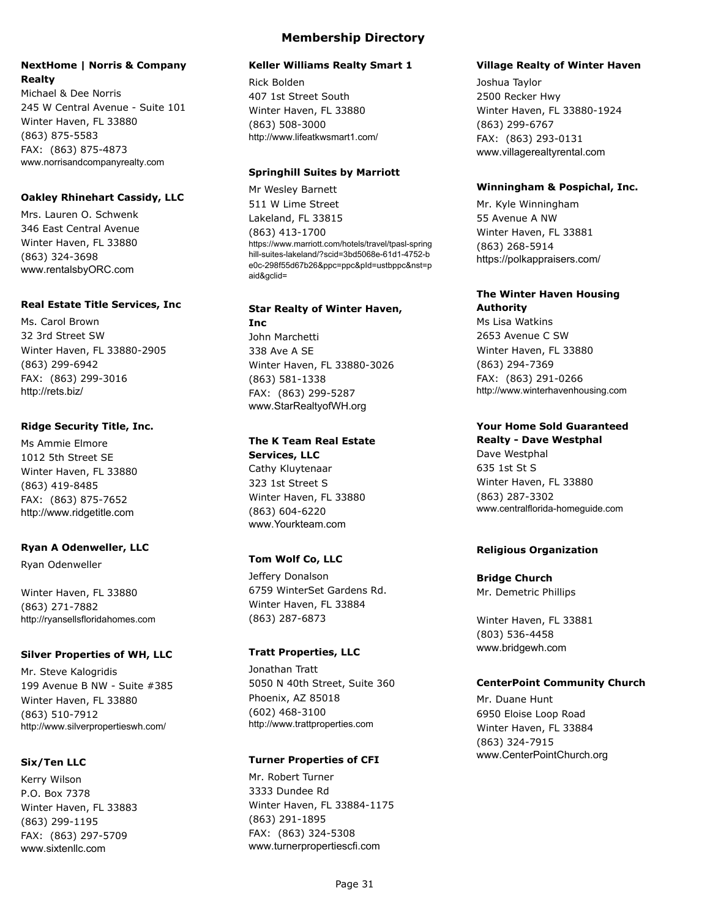# Membership Directory

**NextHome | Norris & Company Realty**
Michael & Dee Norris
245 W Central Avenue - Suite 101
Winter Haven, FL 33880
(863) 875-5583
FAX: (863) 875-4873
www.norrisandcompanyrealty.com

**Oakley Rhinehart Cassidy, LLC**
Mrs. Lauren O. Schwenk
346 East Central Avenue
Winter Haven, FL 33880
(863) 324-3698
www.rentalsbyORC.com

**Real Estate Title Services, Inc**
Ms. Carol Brown
32 3rd Street SW
Winter Haven, FL 33880-2905
(863) 299-6942
FAX: (863) 299-3016
http://rets.biz/

**Ridge Security Title, Inc.**
Ms Ammie Elmore
1012 5th Street SE
Winter Haven, FL 33880
(863) 419-8485
FAX: (863) 875-7652
http://www.ridgetitle.com

**Ryan A Odenweller, LLC**
Ryan Odenweller

Winter Haven, FL 33880
(863) 271-7882
http://ryansellsfloridahomes.com

**Silver Properties of WH, LLC**
Mr. Steve Kalogridis
199 Avenue B NW - Suite #385
Winter Haven, FL 33880
(863) 510-7912
http://www.silverpropertieswh.com/

**Six/Ten LLC**
Kerry Wilson
P.O. Box 7378
Winter Haven, FL 33883
(863) 299-1195
FAX: (863) 297-5709
www.sixtenllc.com

**Keller Williams Realty Smart 1**
Rick Bolden
407 1st Street South
Winter Haven, FL 33880
(863) 508-3000
http://www.lifeatkwsmart1.com/

**Springhill Suites by Marriott**
Mr Wesley Barnett
511 W Lime Street
Lakeland, FL 33815
(863) 413-1700
https://www.marriott.com/hotels/travel/tpasl-springhill-suites-lakeland/?scid=3bd5068e-61d1-4752-be0c-298f55d67b26&ppc=ppc&pId=ustbppc&nst=paid&gclid=

**Star Realty of Winter Haven, Inc**
John Marchetti
338 Ave A SE
Winter Haven, FL 33880-3026
(863) 581-1338
FAX: (863) 299-5287
www.StarRealtyofWH.org

**The K Team Real Estate Services, LLC**
Cathy Kluytenaar
323 1st Street S
Winter Haven, FL 33880
(863) 604-6220
www.Yourkteam.com

**Tom Wolf Co, LLC**
Jeffery Donalson
6759 WinterSet Gardens Rd.
Winter Haven, FL 33884
(863) 287-6873

**Tratt Properties, LLC**
Jonathan Tratt
5050 N 40th Street, Suite 360
Phoenix, AZ 85018
(602) 468-3100
http://www.trattproperties.com

**Turner Properties of CFI**
Mr. Robert Turner
3333 Dundee Rd
Winter Haven, FL 33884-1175
(863) 291-1895
FAX: (863) 324-5308
www.turnerpropertiescfi.com

**Village Realty of Winter Haven**
Joshua Taylor
2500 Recker Hwy
Winter Haven, FL 33880-1924
(863) 299-6767
FAX: (863) 293-0131
www.villagerealtyrental.com

**Winningham & Pospichal, Inc.**
Mr. Kyle Winningham
55 Avenue A NW
Winter Haven, FL 33881
(863) 268-5914
https://polkappraisers.com/

**The Winter Haven Housing Authority**
Ms Lisa Watkins
2653 Avenue C SW
Winter Haven, FL 33880
(863) 294-7369
FAX: (863) 291-0266
http://www.winterhavenhousing.com

**Your Home Sold Guaranteed Realty - Dave Westphal**
Dave Westphal
635 1st St S
Winter Haven, FL 33880
(863) 287-3302
www.centralflorida-homeguide.com

## Religious Organization

**Bridge Church**
Mr. Demetric Phillips

Winter Haven, FL 33881
(803) 536-4458
www.bridgewh.com

**CenterPoint Community Church**
Mr. Duane Hunt
6950 Eloise Loop Road
Winter Haven, FL 33884
(863) 324-7915
www.CenterPointChurch.org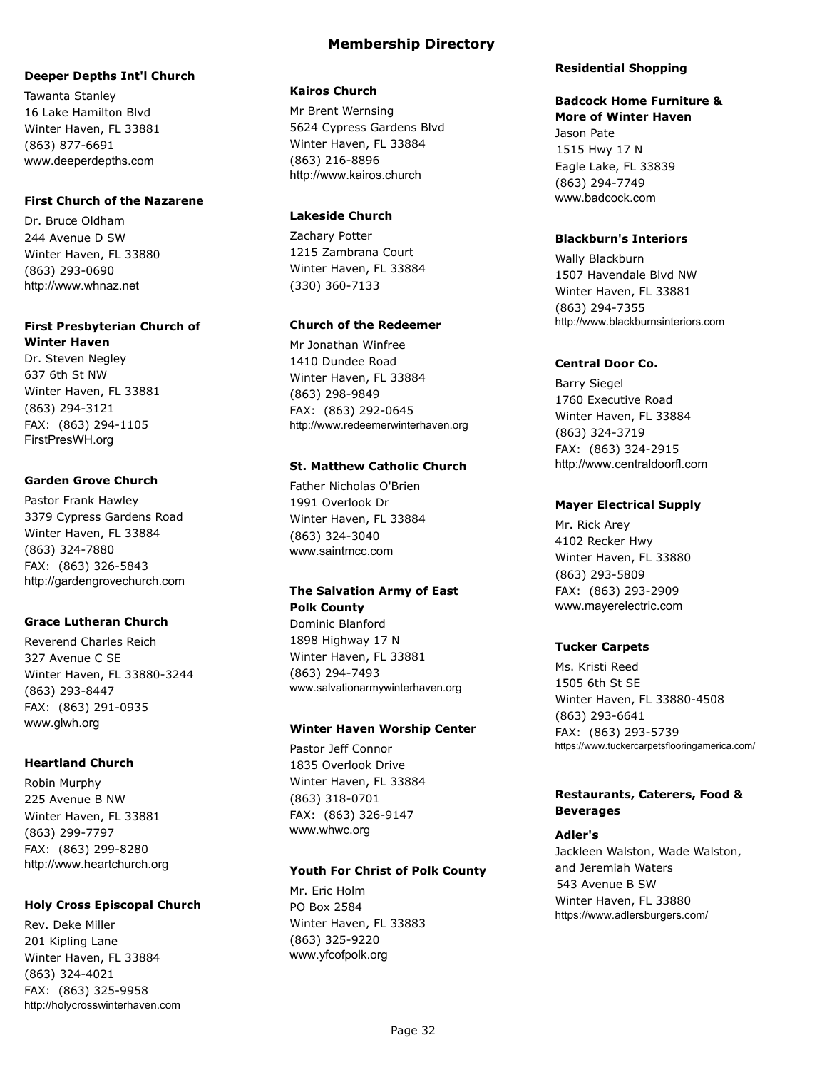# Membership Directory

### Deeper Depths Int'l Church

Tawanta Stanley
16 Lake Hamilton Blvd
Winter Haven, FL 33881
(863) 877-6691
www.deeperdepths.com

### First Church of the Nazarene

Dr. Bruce Oldham
244 Avenue D SW
Winter Haven, FL 33880
(863) 293-0690
http://www.whnaz.net

### First Presbyterian Church of Winter Haven

Dr. Steven Negley
637 6th St NW
Winter Haven, FL 33881
(863) 294-3121
FAX: (863) 294-1105
FirstPresWH.org

### Garden Grove Church

Pastor Frank Hawley
3379 Cypress Gardens Road
Winter Haven, FL 33884
(863) 324-7880
FAX: (863) 326-5843
http://gardengrovechurch.com

### Grace Lutheran Church

Reverend Charles Reich
327 Avenue C SE
Winter Haven, FL 33880-3244
(863) 293-8447
FAX: (863) 291-0935
www.glwh.org

### Heartland Church

Robin Murphy
225 Avenue B NW
Winter Haven, FL 33881
(863) 299-7797
FAX: (863) 299-8280
http://www.heartchurch.org

### Holy Cross Episcopal Church

Rev. Deke Miller
201 Kipling Lane
Winter Haven, FL 33884
(863) 324-4021
FAX: (863) 325-9958
http://holycrosswinterhaven.com

### Kairos Church

Mr Brent Wernsing
5624 Cypress Gardens Blvd
Winter Haven, FL 33884
(863) 216-8896
http://www.kairos.church

### Lakeside Church

Zachary Potter
1215 Zambrana Court
Winter Haven, FL 33884
(330) 360-7133

### Church of the Redeemer

Mr Jonathan Winfree
1410 Dundee Road
Winter Haven, FL 33884
(863) 298-9849
FAX: (863) 292-0645
http://www.redeemerwinterhaven.org

### St. Matthew Catholic Church

Father Nicholas O'Brien
1991 Overlook Dr
Winter Haven, FL 33884
(863) 324-3040
www.saintmcc.com

### The Salvation Army of East Polk County

Dominic Blanford
1898 Highway 17 N
Winter Haven, FL 33881
(863) 294-7493
www.salvationarmywinterhaven.org

### Winter Haven Worship Center

Pastor Jeff Connor
1835 Overlook Drive
Winter Haven, FL 33884
(863) 318-0701
FAX: (863) 326-9147
www.whwc.org

### Youth For Christ of Polk County

Mr. Eric Holm
PO Box 2584
Winter Haven, FL 33883
(863) 325-9220
www.yfcofpolk.org

## Residential Shopping

### Badcock Home Furniture & More of Winter Haven

Jason Pate
1515 Hwy 17 N
Eagle Lake, FL 33839
(863) 294-7749
www.badcock.com

### Blackburn's Interiors

Wally Blackburn
1507 Havendale Blvd NW
Winter Haven, FL 33881
(863) 294-7355
http://www.blackburnsinteriors.com

### Central Door Co.

Barry Siegel
1760 Executive Road
Winter Haven, FL 33884
(863) 324-3719
FAX: (863) 324-2915
http://www.centraldoorfl.com

### Mayer Electrical Supply

Mr. Rick Arey
4102 Recker Hwy
Winter Haven, FL 33880
(863) 293-5809
FAX: (863) 293-2909
www.mayerelectric.com

### Tucker Carpets

Ms. Kristi Reed
1505 6th St SE
Winter Haven, FL 33880-4508
(863) 293-6641
FAX: (863) 293-5739
https://www.tuckercarpetsflooringamerica.com/

## Restaurants, Caterers, Food & Beverages

### Adler's

Jackleen Walston, Wade Walston, and Jeremiah Waters
543 Avenue B SW
Winter Haven, FL 33880
https://www.adlersburgers.com/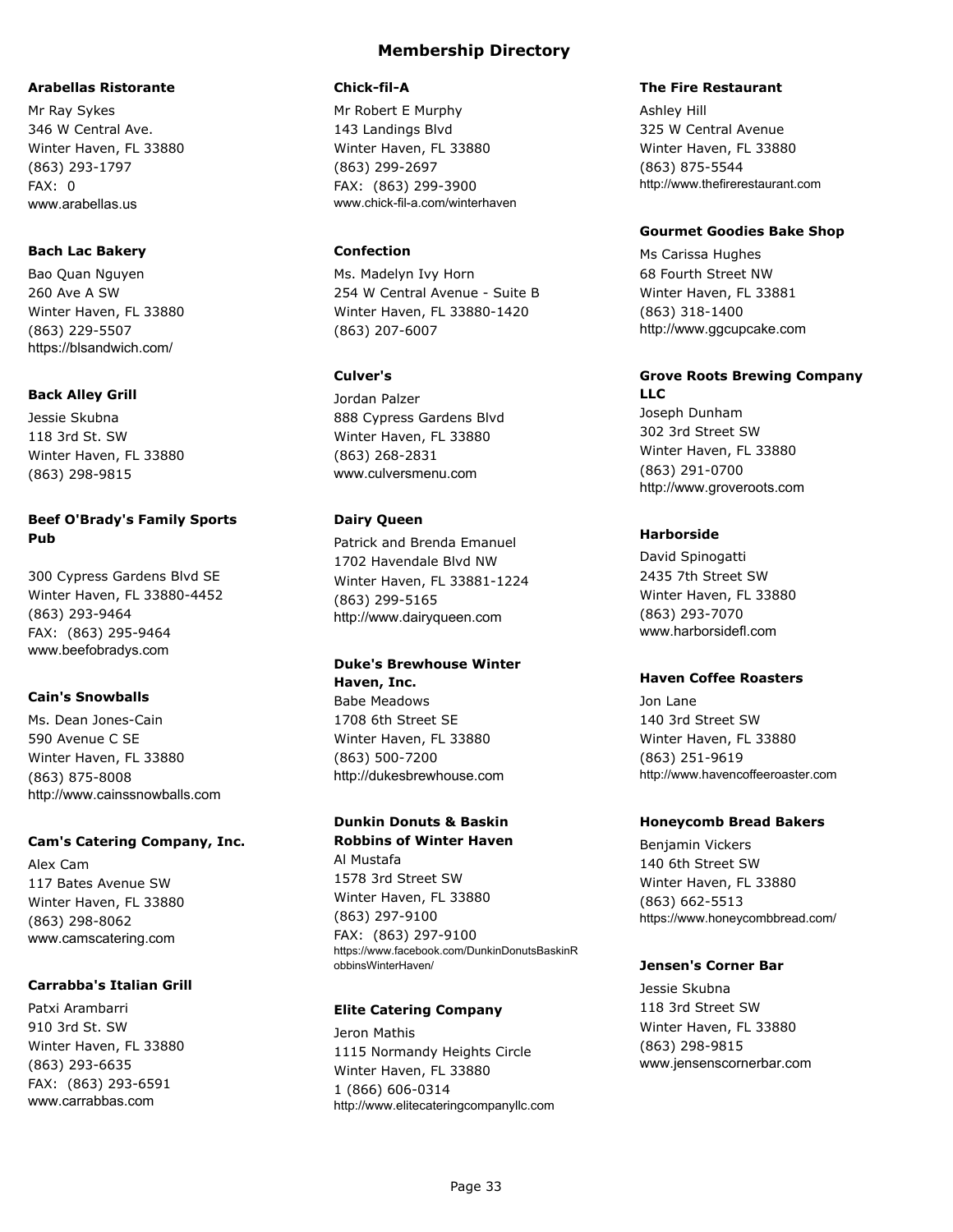# Membership Directory

**Arabellas Ristorante**

Mr Ray Sykes
346 W Central Ave.
Winter Haven, FL 33880
(863) 293-1797
FAX: 0
www.arabellas.us

**Bach Lac Bakery**

Bao Quan Nguyen
260 Ave A SW
Winter Haven, FL 33880
(863) 229-5507
https://blsandwich.com/

**Back Alley Grill**

Jessie Skubna
118 3rd St. SW
Winter Haven, FL 33880
(863) 298-9815

**Beef O'Brady's Family Sports Pub**

300 Cypress Gardens Blvd SE
Winter Haven, FL 33880-4452
(863) 293-9464
FAX: (863) 295-9464
www.beefobradys.com

**Cain's Snowballs**

Ms. Dean Jones-Cain
590 Avenue C SE
Winter Haven, FL 33880
(863) 875-8008
http://www.cainssnowballs.com

**Cam's Catering Company, Inc.**

Alex Cam
117 Bates Avenue SW
Winter Haven, FL 33880
(863) 298-8062
www.camscatering.com

**Carrabba's Italian Grill**

Patxi Arambarri
910 3rd St. SW
Winter Haven, FL 33880
(863) 293-6635
FAX: (863) 293-6591
www.carrabbas.com

**Chick-fil-A**

Mr Robert E Murphy
143 Landings Blvd
Winter Haven, FL 33880
(863) 299-2697
FAX: (863) 299-3900
www.chick-fil-a.com/winterhaven

**Confection**

Ms. Madelyn Ivy Horn
254 W Central Avenue - Suite B
Winter Haven, FL 33880-1420
(863) 207-6007

**Culver's**

Jordan Palzer
888 Cypress Gardens Blvd
Winter Haven, FL 33880
(863) 268-2831
www.culversmenu.com

**Dairy Queen**

Patrick and Brenda Emanuel
1702 Havendale Blvd NW
Winter Haven, FL 33881-1224
(863) 299-5165
http://www.dairyqueen.com

**Duke's Brewhouse Winter Haven, Inc.**

Babe Meadows
1708 6th Street SE
Winter Haven, FL 33880
(863) 500-7200
http://dukesbrewhouse.com

**Dunkin Donuts & Baskin Robbins of Winter Haven**

Al Mustafa
1578 3rd Street SW
Winter Haven, FL 33880
(863) 297-9100
FAX: (863) 297-9100
https://www.facebook.com/DunkinDonutsBaskinRobbinsWinterHaven/

**Elite Catering Company**

Jeron Mathis
1115 Normandy Heights Circle
Winter Haven, FL 33880
1 (866) 606-0314
http://www.elitecateringcompanyllc.com

**The Fire Restaurant**

Ashley Hill
325 W Central Avenue
Winter Haven, FL 33880
(863) 875-5544
http://www.thefirerestaurant.com

**Gourmet Goodies Bake Shop**

Ms Carissa Hughes
68 Fourth Street NW
Winter Haven, FL 33881
(863) 318-1400
http://www.ggcupcake.com

**Grove Roots Brewing Company LLC**

Joseph Dunham
302 3rd Street SW
Winter Haven, FL 33880
(863) 291-0700
http://www.groveroots.com

**Harborside**

David Spinogatti
2435 7th Street SW
Winter Haven, FL 33880
(863) 293-7070
www.harborsidefl.com

**Haven Coffee Roasters**

Jon Lane
140 3rd Street SW
Winter Haven, FL 33880
(863) 251-9619
http://www.havencoffeeroaster.com

**Honeycomb Bread Bakers**

Benjamin Vickers
140 6th Street SW
Winter Haven, FL 33880
(863) 662-5513
https://www.honeycombbread.com/

**Jensen's Corner Bar**

Jessie Skubna
118 3rd Street SW
Winter Haven, FL 33880
(863) 298-9815
www.jensenscornerbar.com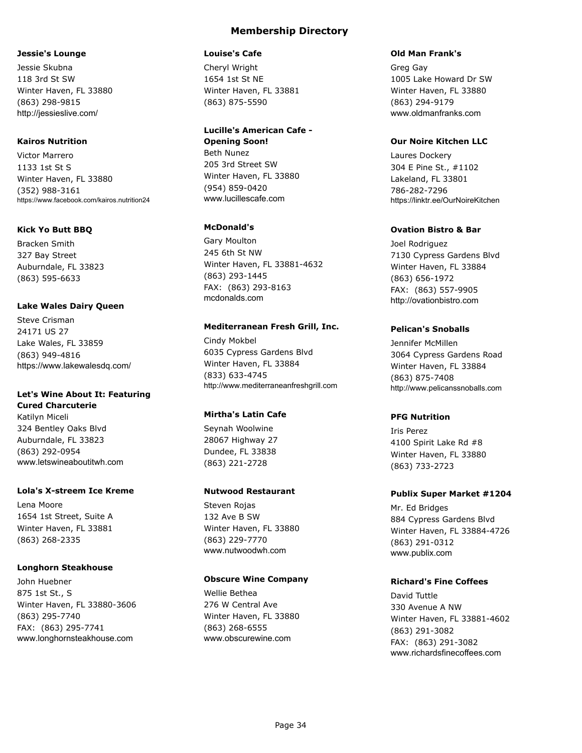# Membership Directory

**Jessie's Lounge**
Jessie Skubna
118 3rd St SW
Winter Haven, FL 33880
(863) 298-9815
http://jessieslive.com/

**Kairos Nutrition**
Victor Marrero
1133 1st St S
Winter Haven, FL 33880
(352) 988-3161
https://www.facebook.com/kairos.nutrition24

**Kick Yo Butt BBQ**
Bracken Smith
327 Bay Street
Auburndale, FL 33823
(863) 595-6633

**Lake Wales Dairy Queen**
Steve Crisman
24171 US 27
Lake Wales, FL 33859
(863) 949-4816
https://www.lakewalesdq.com/

**Let's Wine About It: Featuring Cured Charcuterie**
Katilyn Miceli
324 Bentley Oaks Blvd
Auburndale, FL 33823
(863) 292-0954
www.letswineaboutitwh.com

**Lola's X-streem Ice Kreme**
Lena Moore
1654 1st Street, Suite A
Winter Haven, FL 33881
(863) 268-2335

**Longhorn Steakhouse**
John Huebner
875 1st St., S
Winter Haven, FL 33880-3606
(863) 295-7740
FAX: (863) 295-7741
www.longhornsteakhouse.com

**Louise's Cafe**
Cheryl Wright
1654 1st St NE
Winter Haven, FL 33881
(863) 875-5590

**Lucille's American Cafe - Opening Soon!**
Beth Nunez
205 3rd Street SW
Winter Haven, FL 33880
(954) 859-0420
www.lucillescafe.com

**McDonald's**
Gary Moulton
245 6th St NW
Winter Haven, FL 33881-4632
(863) 293-1445
FAX: (863) 293-8163
mcdonalds.com

**Mediterranean Fresh Grill, Inc.**
Cindy Mokbel
6035 Cypress Gardens Blvd
Winter Haven, FL 33884
(833) 633-4745
http://www.mediterraneanfreshgrill.com

**Mirtha's Latin Cafe**
Seynah Woolwine
28067 Highway 27
Dundee, FL 33838
(863) 221-2728

**Nutwood Restaurant**
Steven Rojas
132 Ave B SW
Winter Haven, FL 33880
(863) 229-7770
www.nutwoodwh.com

**Obscure Wine Company**
Wellie Bethea
276 W Central Ave
Winter Haven, FL 33880
(863) 268-6555
www.obscurewine.com

**Old Man Frank's**
Greg Gay
1005 Lake Howard Dr SW
Winter Haven, FL 33880
(863) 294-9179
www.oldmanfranks.com

**Our Noire Kitchen LLC**
Laures Dockery
304 E Pine St., #1102
Lakeland, FL 33801
786-282-7296
https://linktr.ee/OurNoireKitchen

**Ovation Bistro & Bar**
Joel Rodriguez
7130 Cypress Gardens Blvd
Winter Haven, FL 33884
(863) 656-1972
FAX: (863) 557-9905
http://ovationbistro.com

**Pelican's Snoballs**
Jennifer McMillen
3064 Cypress Gardens Road
Winter Haven, FL 33884
(863) 875-7408
http://www.pelicanssnoballs.com

**PFG Nutrition**
Iris Perez
4100 Spirit Lake Rd #8
Winter Haven, FL 33880
(863) 733-2723

**Publix Super Market #1204**
Mr. Ed Bridges
884 Cypress Gardens Blvd
Winter Haven, FL 33884-4726
(863) 291-0312
www.publix.com

**Richard's Fine Coffees**
David Tuttle
330 Avenue A NW
Winter Haven, FL 33881-4602
(863) 291-3082
FAX: (863) 291-3082
www.richardsfinecoffees.com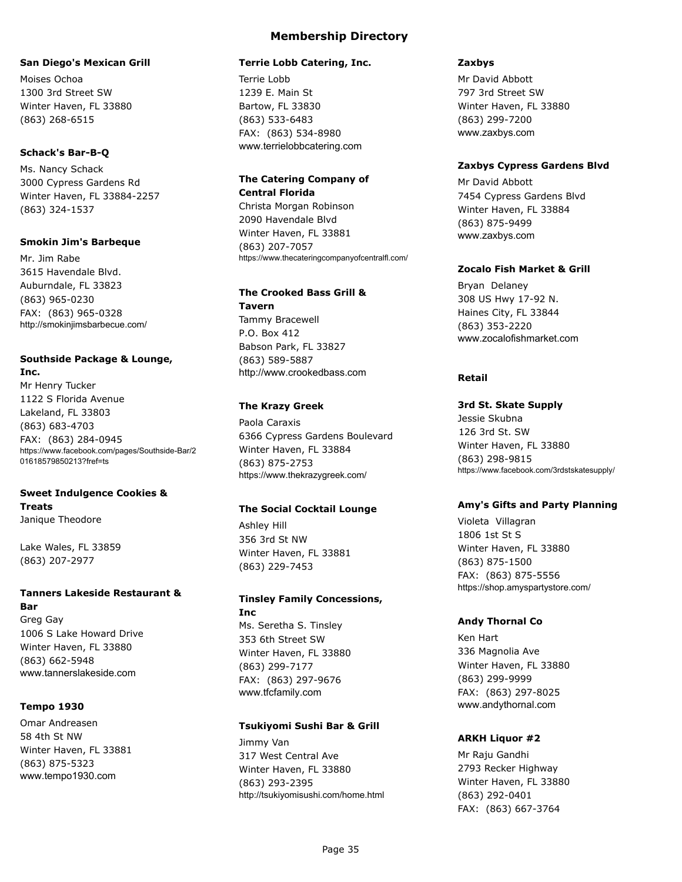# Membership Directory

**San Diego's Mexican Grill**

Moises Ochoa
1300 3rd Street SW
Winter Haven, FL 33880
(863) 268-6515

**Schack's Bar-B-Q**

Ms. Nancy Schack
3000 Cypress Gardens Rd
Winter Haven, FL 33884-2257
(863) 324-1537

**Smokin Jim's Barbeque**

Mr. Jim Rabe
3615 Havendale Blvd.
Auburndale, FL 33823
(863) 965-0230
FAX: (863) 965-0328
http://smokinjimsbarbecue.com/

**Southside Package & Lounge, Inc.**

Mr Henry Tucker
1122 S Florida Avenue
Lakeland, FL 33803
(863) 683-4703
FAX: (863) 284-0945
https://www.facebook.com/pages/Southside-Bar/201618579850213?fref=ts

**Sweet Indulgence Cookies & Treats**

Janique Theodore

Lake Wales, FL 33859
(863) 207-2977

**Tanners Lakeside Restaurant & Bar**

Greg Gay
1006 S Lake Howard Drive
Winter Haven, FL 33880
(863) 662-5948
www.tannerslakeside.com

**Tempo 1930**

Omar Andreasen
58 4th St NW
Winter Haven, FL 33881
(863) 875-5323
www.tempo1930.com

**Terrie Lobb Catering, Inc.**

Terrie Lobb
1239 E. Main St
Bartow, FL 33830
(863) 533-6483
FAX: (863) 534-8980
www.terrielobbcatering.com

**The Catering Company of Central Florida**

Christa Morgan Robinson
2090 Havendale Blvd
Winter Haven, FL 33881
(863) 207-7057
https://www.thecateringcompanyofcentralfl.com/

**The Crooked Bass Grill & Tavern**

Tammy Bracewell
P.O. Box 412
Babson Park, FL 33827
(863) 589-5887
http://www.crookedbass.com

**The Krazy Greek**

Paola Caraxis
6366 Cypress Gardens Boulevard
Winter Haven, FL 33884
(863) 875-2753
https://www.thekrazygreek.com/

**The Social Cocktail Lounge**

Ashley Hill
356 3rd St NW
Winter Haven, FL 33881
(863) 229-7453

**Tinsley Family Concessions, Inc**

Ms. Seretha S. Tinsley
353 6th Street SW
Winter Haven, FL 33880
(863) 299-7177
FAX: (863) 297-9676
www.tfcfamily.com

**Tsukiyomi Sushi Bar & Grill**

Jimmy Van
317 West Central Ave
Winter Haven, FL 33880
(863) 293-2395
http://tsukiyomisushi.com/home.html

**Zaxbys**

Mr David Abbott
797 3rd Street SW
Winter Haven, FL 33880
(863) 299-7200
www.zaxbys.com

**Zaxbys Cypress Gardens Blvd**

Mr David Abbott
7454 Cypress Gardens Blvd
Winter Haven, FL 33884
(863) 875-9499
www.zaxbys.com

**Zocalo Fish Market & Grill**

Bryan Delaney
308 US Hwy 17-92 N.
Haines City, FL 33844
(863) 353-2220
www.zocalofishmarket.com

## Retail

**3rd St. Skate Supply**

Jessie Skubna
126 3rd St. SW
Winter Haven, FL 33880
(863) 298-9815
https://www.facebook.com/3rdstskatesupply/

**Amy's Gifts and Party Planning**

Violeta Villagran
1806 1st St S
Winter Haven, FL 33880
(863) 875-1500
FAX: (863) 875-5556
https://shop.amyspartystore.com/

**Andy Thornal Co**

Ken Hart
336 Magnolia Ave
Winter Haven, FL 33880
(863) 299-9999
FAX: (863) 297-8025
www.andythornal.com

**ARKH Liquor #2**

Mr Raju Gandhi
2793 Recker Highway
Winter Haven, FL 33880
(863) 292-0401
FAX: (863) 667-3764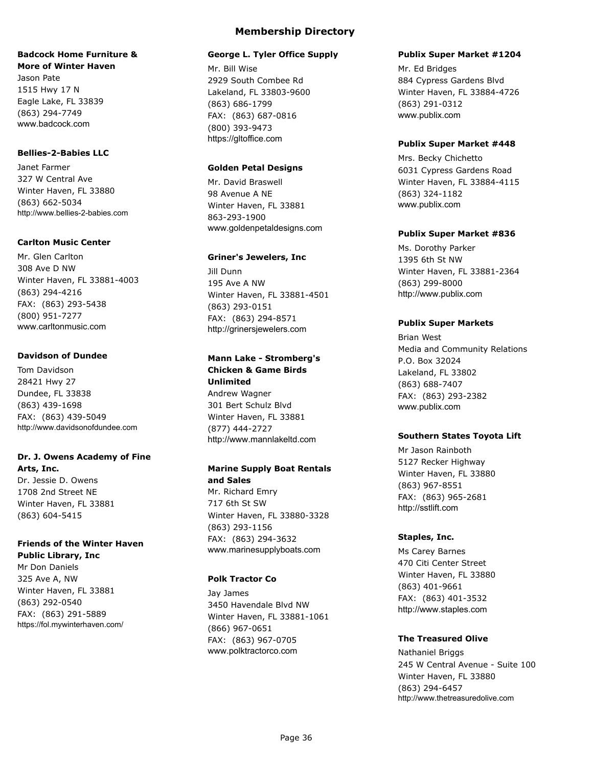# Membership Directory

**Badcock Home Furniture & More of Winter Haven**
Jason Pate
1515 Hwy 17 N
Eagle Lake, FL 33839
(863) 294-7749
www.badcock.com

**Bellies-2-Babies LLC**
Janet Farmer
327 W Central Ave
Winter Haven, FL 33880
(863) 662-5034
http://www.bellies-2-babies.com

**Carlton Music Center**
Mr. Glen Carlton
308 Ave D NW
Winter Haven, FL 33881-4003
(863) 294-4216
FAX: (863) 293-5438
(800) 951-7277
www.carltonmusic.com

**Davidson of Dundee**
Tom Davidson
28421 Hwy 27
Dundee, FL 33838
(863) 439-1698
FAX: (863) 439-5049
http://www.davidsonofdundee.com

**Dr. J. Owens Academy of Fine Arts, Inc.**
Dr. Jessie D. Owens
1708 2nd Street NE
Winter Haven, FL 33881
(863) 604-5415

**Friends of the Winter Haven Public Library, Inc**
Mr Don Daniels
325 Ave A, NW
Winter Haven, FL 33881
(863) 292-0540
FAX: (863) 291-5889
https://fol.mywinterhaven.com/

**George L. Tyler Office Supply**
Mr. Bill Wise
2929 South Combee Rd
Lakeland, FL 33803-9600
(863) 686-1799
FAX: (863) 687-0816
(800) 393-9473
https://gltoffice.com

**Golden Petal Designs**
Mr. David Braswell
98 Avenue A NE
Winter Haven, FL 33881
863-293-1900
www.goldenpetaldesigns.com

**Griner's Jewelers, Inc**
Jill Dunn
195 Ave A NW
Winter Haven, FL 33881-4501
(863) 293-0151
FAX: (863) 294-8571
http://grinersjewelers.com

**Mann Lake - Stromberg's Chicken & Game Birds Unlimited**
Andrew Wagner
301 Bert Schulz Blvd
Winter Haven, FL 33881
(877) 444-2727
http://www.mannlakeltd.com

**Marine Supply Boat Rentals and Sales**
Mr. Richard Emry
717 6th St SW
Winter Haven, FL 33880-3328
(863) 293-1156
FAX: (863) 294-3632
www.marinesupplyboats.com

**Polk Tractor Co**
Jay James
3450 Havendale Blvd NW
Winter Haven, FL 33881-1061
(866) 967-0651
FAX: (863) 967-0705
www.polktractorco.com

**Publix Super Market #1204**
Mr. Ed Bridges
884 Cypress Gardens Blvd
Winter Haven, FL 33884-4726
(863) 291-0312
www.publix.com

**Publix Super Market #448**
Mrs. Becky Chichetto
6031 Cypress Gardens Road
Winter Haven, FL 33884-4115
(863) 324-1182
www.publix.com

**Publix Super Market #836**
Ms. Dorothy Parker
1395 6th St NW
Winter Haven, FL 33881-2364
(863) 299-8000
http://www.publix.com

**Publix Super Markets**
Brian West
Media and Community Relations
P.O. Box 32024
Lakeland, FL 33802
(863) 688-7407
FAX: (863) 293-2382
www.publix.com

**Southern States Toyota Lift**
Mr Jason Rainboth
5127 Recker Highway
Winter Haven, FL 33880
(863) 967-8551
FAX: (863) 965-2681
http://sstlift.com

**Staples, Inc.**
Ms Carey Barnes
470 Citi Center Street
Winter Haven, FL 33880
(863) 401-9661
FAX: (863) 401-3532
http://www.staples.com

**The Treasured Olive**
Nathaniel Briggs
245 W Central Avenue - Suite 100
Winter Haven, FL 33880
(863) 294-6457
http://www.thetreasuredolive.com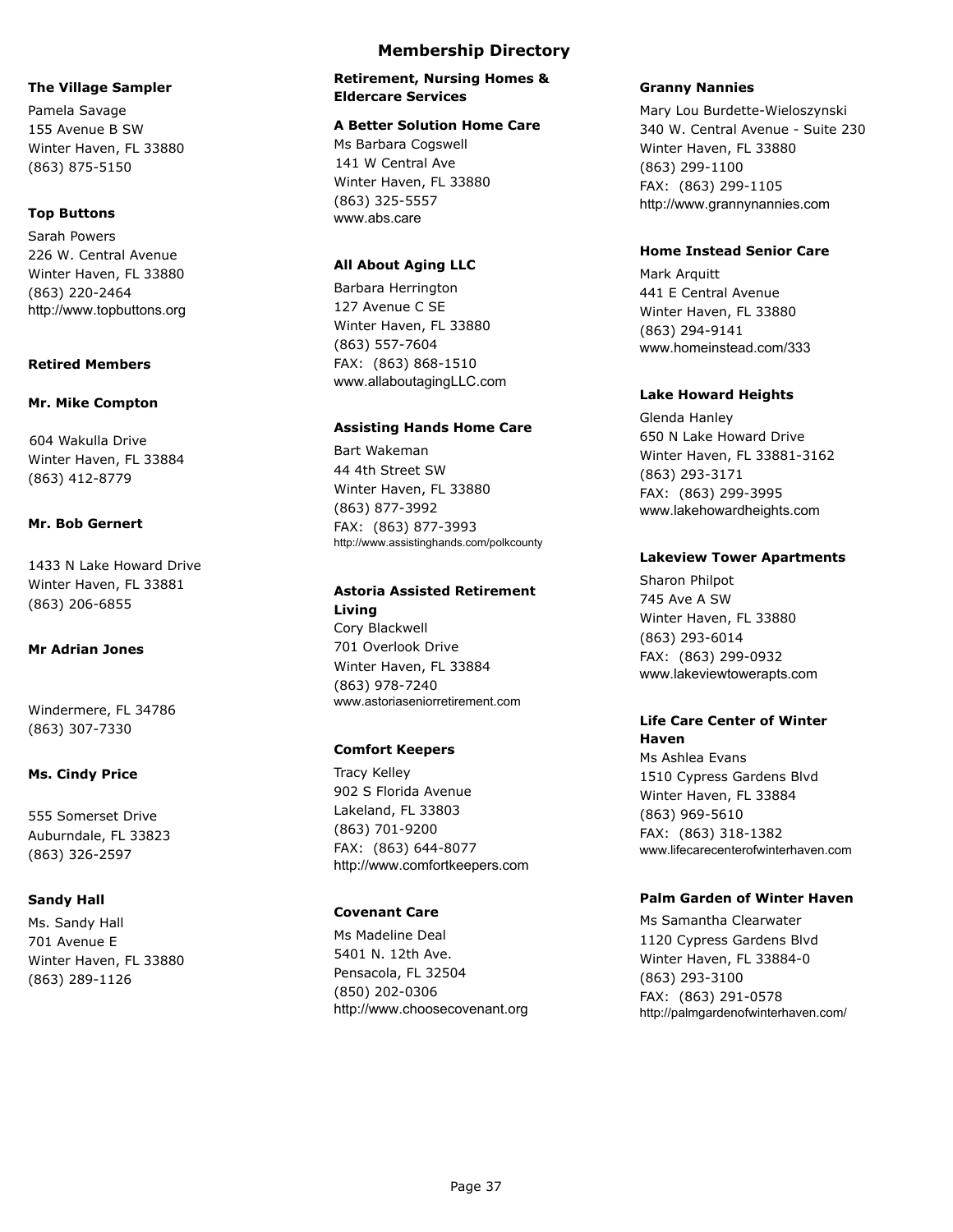# Membership Directory

### The Village Sampler

Pamela Savage
155 Avenue B SW
Winter Haven, FL 33880
(863) 875-5150

### Top Buttons

Sarah Powers
226 W. Central Avenue
Winter Haven, FL 33880
(863) 220-2464
http://www.topbuttons.org

## Retired Members

### Mr. Mike Compton

604 Wakulla Drive
Winter Haven, FL 33884
(863) 412-8779

### Mr. Bob Gernert

1433 N Lake Howard Drive
Winter Haven, FL 33881
(863) 206-6855

### Mr Adrian Jones

Windermere, FL 34786
(863) 307-7330

### Ms. Cindy Price

555 Somerset Drive
Auburndale, FL 33823
(863) 326-2597

### Sandy Hall

Ms. Sandy Hall
701 Avenue E
Winter Haven, FL 33880
(863) 289-1126

## Retirement, Nursing Homes & Eldercare Services

### A Better Solution Home Care

Ms Barbara Cogswell
141 W Central Ave
Winter Haven, FL 33880
(863) 325-5557
www.abs.care

### All About Aging LLC

Barbara Herrington
127 Avenue C SE
Winter Haven, FL 33880
(863) 557-7604
FAX: (863) 868-1510
www.allaboutagingLLC.com

### Assisting Hands Home Care

Bart Wakeman
44 4th Street SW
Winter Haven, FL 33880
(863) 877-3992
FAX: (863) 877-3993
http://www.assistinghands.com/polkcounty

### Astoria Assisted Retirement Living

Cory Blackwell
701 Overlook Drive
Winter Haven, FL 33884
(863) 978-7240
www.astoriaseniorretirement.com

### Comfort Keepers

Tracy Kelley
902 S Florida Avenue
Lakeland, FL 33803
(863) 701-9200
FAX: (863) 644-8077
http://www.comfortkeepers.com

### Covenant Care

Ms Madeline Deal
5401 N. 12th Ave.
Pensacola, FL 32504
(850) 202-0306
http://www.choosecovenant.org

### Granny Nannies

Mary Lou Burdette-Wieloszynski
340 W. Central Avenue - Suite 230
Winter Haven, FL 33880
(863) 299-1100
FAX: (863) 299-1105
http://www.grannynannies.com

### Home Instead Senior Care

Mark Arquitt
441 E Central Avenue
Winter Haven, FL 33880
(863) 294-9141
www.homeinstead.com/333

### Lake Howard Heights

Glenda Hanley
650 N Lake Howard Drive
Winter Haven, FL 33881-3162
(863) 293-3171
FAX: (863) 299-3995
www.lakehowardheights.com

### Lakeview Tower Apartments

Sharon Philpot
745 Ave A SW
Winter Haven, FL 33880
(863) 293-6014
FAX: (863) 299-0932
www.lakeviewtowerapts.com

### Life Care Center of Winter Haven

Ms Ashlea Evans
1510 Cypress Gardens Blvd
Winter Haven, FL 33884
(863) 969-5610
FAX: (863) 318-1382
www.lifecarecenterofwinterhaven.com

### Palm Garden of Winter Haven

Ms Samantha Clearwater
1120 Cypress Gardens Blvd
Winter Haven, FL 33884-0
(863) 293-3100
FAX: (863) 291-0578
http://palmgardenofwinterhaven.com/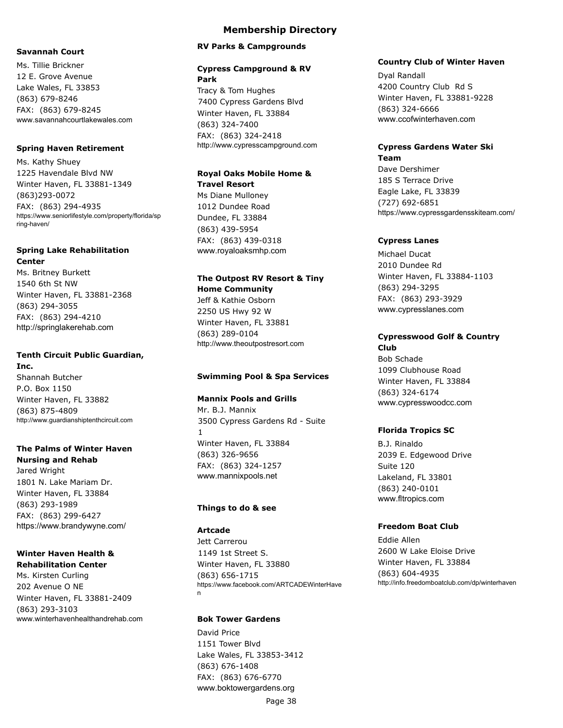# Membership Directory

**Savannah Court**

Ms. Tillie Brickner
12 E. Grove Avenue
Lake Wales, FL 33853
(863) 679-8246
FAX: (863) 679-8245
www.savannahcourtlakewales.com

**Spring Haven Retirement**

Ms. Kathy Shuey
1225 Havendale Blvd NW
Winter Haven, FL 33881-1349
(863)293-0072
FAX: (863) 294-4935
https://www.seniorlifestyle.com/property/florida/spring-haven/

**Spring Lake Rehabilitation Center**

Ms. Britney Burkett
1540 6th St NW
Winter Haven, FL 33881-2368
(863) 294-3055
FAX: (863) 294-4210
http://springlakerehab.com

**Tenth Circuit Public Guardian, Inc.**

Shannah Butcher
P.O. Box 1150
Winter Haven, FL 33882
(863) 875-4809
http://www.guardianshiptenthcircuit.com

**The Palms of Winter Haven Nursing and Rehab**

Jared Wright
1801 N. Lake Mariam Dr.
Winter Haven, FL 33884
(863) 293-1989
FAX: (863) 299-6427
https://www.brandywyne.com/

**Winter Haven Health & Rehabilitation Center**

Ms. Kirsten Curling
202 Avenue O NE
Winter Haven, FL 33881-2409
(863) 293-3103
www.winterhavenhealthandrehab.com

## RV Parks & Campgrounds

**Cypress Campground & RV Park**

Tracy & Tom Hughes
7400 Cypress Gardens Blvd
Winter Haven, FL 33884
(863) 324-7400
FAX: (863) 324-2418
http://www.cypresscampground.com

**Royal Oaks Mobile Home & Travel Resort**

Ms Diane Mulloney
1012 Dundee Road
Dundee, FL 33884
(863) 439-5954
FAX: (863) 439-0318
www.royaloaksmhp.com

**The Outpost RV Resort & Tiny Home Community**

Jeff & Kathie Osborn
2250 US Hwy 92 W
Winter Haven, FL 33881
(863) 289-0104
http://www.theoutpostresort.com

## Swimming Pool & Spa Services

**Mannix Pools and Grills**

Mr. B.J. Mannix
3500 Cypress Gardens Rd - Suite 1
Winter Haven, FL 33884
(863) 326-9656
FAX: (863) 324-1257
www.mannixpools.net

## Things to do & see

**Artcade**

Jett Carrerou
1149 1st Street S.
Winter Haven, FL 33880
(863) 656-1715
https://www.facebook.com/ARTCADEWinterHaven

**Bok Tower Gardens**

David Price
1151 Tower Blvd
Lake Wales, FL 33853-3412
(863) 676-1408
FAX: (863) 676-6770
www.boktowergardens.org

**Country Club of Winter Haven**

Dyal Randall
4200 Country Club Rd S
Winter Haven, FL 33881-9228
(863) 324-6666
www.ccofwinterhaven.com

**Cypress Gardens Water Ski Team**

Dave Dershimer
185 S Terrace Drive
Eagle Lake, FL 33839
(727) 692-6851
https://www.cypressgardensskiteam.com/

**Cypress Lanes**

Michael Ducat
2010 Dundee Rd
Winter Haven, FL 33884-1103
(863) 294-3295
FAX: (863) 293-3929
www.cypresslanes.com

**Cypresswood Golf & Country Club**

Bob Schade
1099 Clubhouse Road
Winter Haven, FL 33884
(863) 324-6174
www.cypresswoodcc.com

**Florida Tropics SC**

B.J. Rinaldo
2039 E. Edgewood Drive
Suite 120
Lakeland, FL 33801
(863) 240-0101
www.fltropics.com

**Freedom Boat Club**

Eddie Allen
2600 W Lake Eloise Drive
Winter Haven, FL 33884
(863) 604-4935
http://info.freedomboatclub.com/dp/winterhaven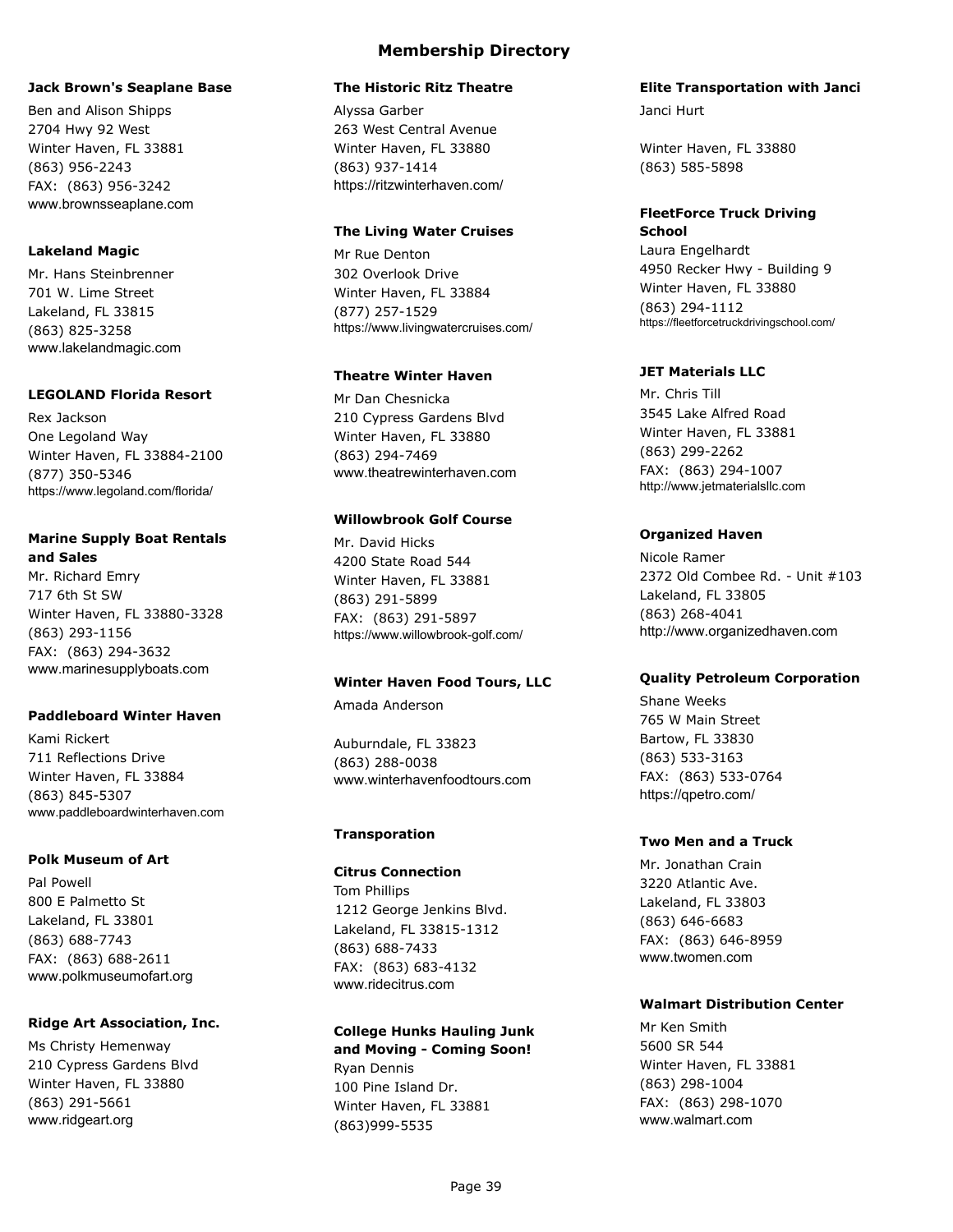# Membership Directory

**Jack Brown's Seaplane Base**

Ben and Alison Shipps
2704 Hwy 92 West
Winter Haven, FL 33881
(863) 956-2243
FAX: (863) 956-3242
www.brownsseaplane.com

**Lakeland Magic**

Mr. Hans Steinbrenner
701 W. Lime Street
Lakeland, FL 33815
(863) 825-3258
www.lakelandmagic.com

**LEGOLAND Florida Resort**

Rex Jackson
One Legoland Way
Winter Haven, FL 33884-2100
(877) 350-5346
https://www.legoland.com/florida/

**Marine Supply Boat Rentals and Sales**

Mr. Richard Emry
717 6th St SW
Winter Haven, FL 33880-3328
(863) 293-1156
FAX: (863) 294-3632
www.marinesupplyboats.com

**Paddleboard Winter Haven**

Kami Rickert
711 Reflections Drive
Winter Haven, FL 33884
(863) 845-5307
www.paddleboardwinterhaven.com

**Polk Museum of Art**

Pal Powell
800 E Palmetto St
Lakeland, FL 33801
(863) 688-7743
FAX: (863) 688-2611
www.polkmuseumofart.org

**Ridge Art Association, Inc.**

Ms Christy Hemenway
210 Cypress Gardens Blvd
Winter Haven, FL 33880
(863) 291-5661
www.ridgeart.org

**The Historic Ritz Theatre**

Alyssa Garber
263 West Central Avenue
Winter Haven, FL 33880
(863) 937-1414
https://ritzwinterhaven.com/

**The Living Water Cruises**

Mr Rue Denton
302 Overlook Drive
Winter Haven, FL 33884
(877) 257-1529
https://www.livingwatercruises.com/

**Theatre Winter Haven**

Mr Dan Chesnicka
210 Cypress Gardens Blvd
Winter Haven, FL 33880
(863) 294-7469
www.theatrewinterhaven.com

**Willowbrook Golf Course**

Mr. David Hicks
4200 State Road 544
Winter Haven, FL 33881
(863) 291-5899
FAX: (863) 291-5897
https://www.willowbrook-golf.com/

**Winter Haven Food Tours, LLC**

Amada Anderson

Auburndale, FL 33823
(863) 288-0038
www.winterhavenfoodtours.com

## Transporation

**Citrus Connection**

Tom Phillips
1212 George Jenkins Blvd.
Lakeland, FL 33815-1312
(863) 688-7433
FAX: (863) 683-4132
www.ridecitrus.com

**College Hunks Hauling Junk and Moving - Coming Soon!**

Ryan Dennis
100 Pine Island Dr.
Winter Haven, FL 33881
(863)999-5535

**Elite Transportation with Janci**

Janci Hurt

Winter Haven, FL 33880
(863) 585-5898

**FleetForce Truck Driving School**

Laura Engelhardt
4950 Recker Hwy - Building 9
Winter Haven, FL 33880
(863) 294-1112
https://fleetforcetruckdrivingschool.com/

**JET Materials LLC**

Mr. Chris Till
3545 Lake Alfred Road
Winter Haven, FL 33881
(863) 299-2262
FAX: (863) 294-1007
http://www.jetmaterialsllc.com

**Organized Haven**

Nicole Ramer
2372 Old Combee Rd. - Unit #103
Lakeland, FL 33805
(863) 268-4041
http://www.organizedhaven.com

**Quality Petroleum Corporation**

Shane Weeks
765 W Main Street
Bartow, FL 33830
(863) 533-3163
FAX: (863) 533-0764
https://qpetro.com/

**Two Men and a Truck**

Mr. Jonathan Crain
3220 Atlantic Ave.
Lakeland, FL 33803
(863) 646-6683
FAX: (863) 646-8959
www.twomen.com

**Walmart Distribution Center**

Mr Ken Smith
5600 SR 544
Winter Haven, FL 33881
(863) 298-1004
FAX: (863) 298-1070
www.walmart.com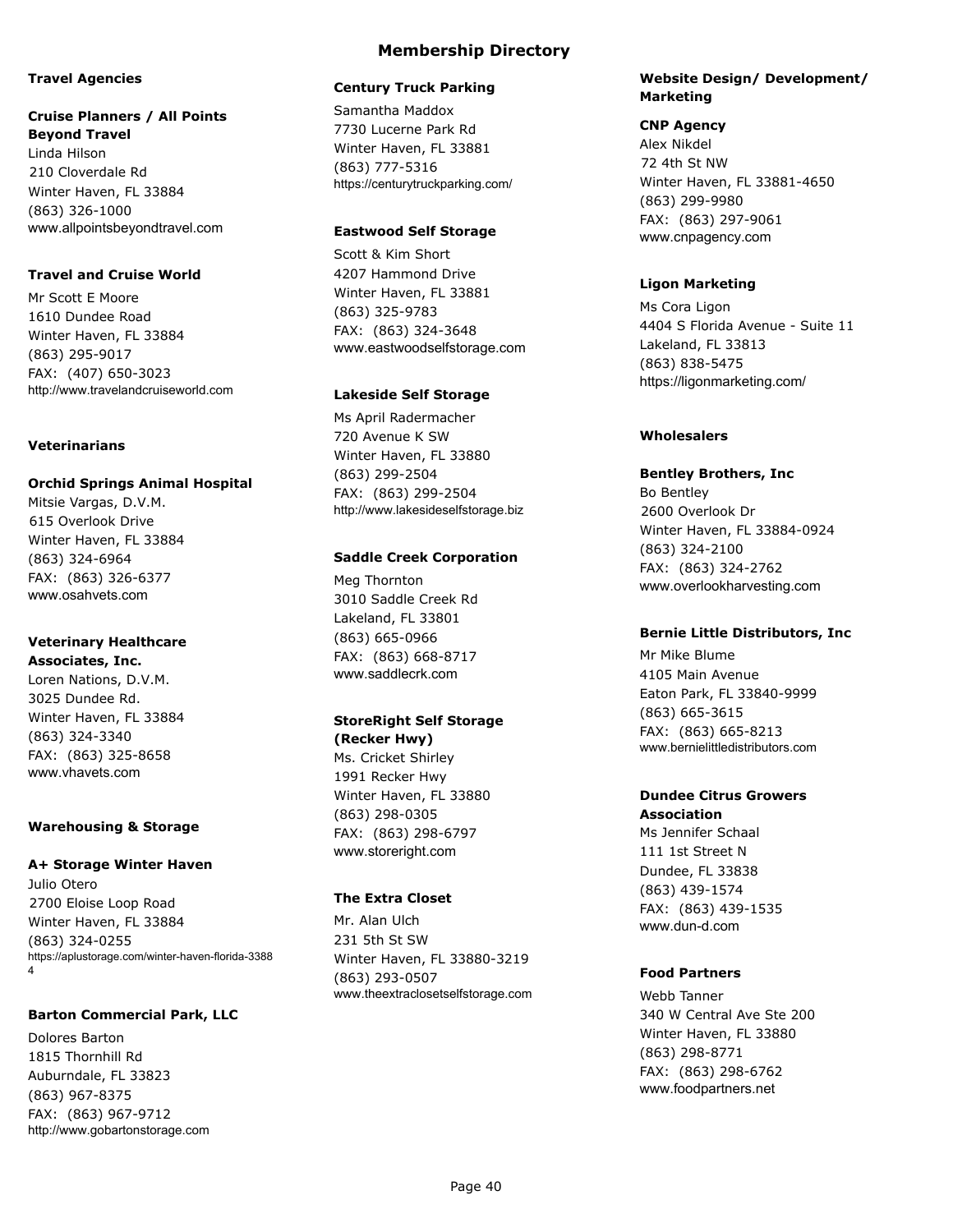# Membership Directory

## Travel Agencies

**Cruise Planners / All Points Beyond Travel**
Linda Hilson
210 Cloverdale Rd
Winter Haven, FL 33884
(863) 326-1000
www.allpointsbeyondtravel.com

**Travel and Cruise World**
Mr Scott E Moore
1610 Dundee Road
Winter Haven, FL 33884
(863) 295-9017
FAX: (407) 650-3023
http://www.travelandcruiseworld.com

## Veterinarians

**Orchid Springs Animal Hospital**
Mitsie Vargas, D.V.M.
615 Overlook Drive
Winter Haven, FL 33884
(863) 324-6964
FAX: (863) 326-6377
www.osahvets.com

**Veterinary Healthcare Associates, Inc.**
Loren Nations, D.V.M.
3025 Dundee Rd.
Winter Haven, FL 33884
(863) 324-3340
FAX: (863) 325-8658
www.vhavets.com

## Warehousing & Storage

**A+ Storage Winter Haven**
Julio Otero
2700 Eloise Loop Road
Winter Haven, FL 33884
(863) 324-0255
https://aplustorage.com/winter-haven-florida-33884

**Barton Commercial Park, LLC**
Dolores Barton
1815 Thornhill Rd
Auburndale, FL 33823
(863) 967-8375
FAX: (863) 967-9712
http://www.gobartonstorage.com

**Century Truck Parking**
Samantha Maddox
7730 Lucerne Park Rd
Winter Haven, FL 33881
(863) 777-5316
https://centurytruckparking.com/

**Eastwood Self Storage**
Scott & Kim Short
4207 Hammond Drive
Winter Haven, FL 33881
(863) 325-9783
FAX: (863) 324-3648
www.eastwoodselfstorage.com

**Lakeside Self Storage**
Ms April Radermacher
720 Avenue K SW
Winter Haven, FL 33880
(863) 299-2504
FAX: (863) 299-2504
http://www.lakesideselfstorage.biz

**Saddle Creek Corporation**
Meg Thornton
3010 Saddle Creek Rd
Lakeland, FL 33801
(863) 665-0966
FAX: (863) 668-8717
www.saddlecrk.com

**StoreRight Self Storage (Recker Hwy)**
Ms. Cricket Shirley
1991 Recker Hwy
Winter Haven, FL 33880
(863) 298-0305
FAX: (863) 298-6797
www.storeright.com

**The Extra Closet**
Mr. Alan Ulch
231 5th St SW
Winter Haven, FL 33880-3219
(863) 293-0507
www.theextraclosetselfstorage.com

## Website Design/ Development/ Marketing

**CNP Agency**
Alex Nikdel
72 4th St NW
Winter Haven, FL 33881-4650
(863) 299-9980
FAX: (863) 297-9061
www.cnpagency.com

**Ligon Marketing**
Ms Cora Ligon
4404 S Florida Avenue - Suite 11
Lakeland, FL 33813
(863) 838-5475
https://ligonmarketing.com/

## Wholesalers

**Bentley Brothers, Inc**
Bo Bentley
2600 Overlook Dr
Winter Haven, FL 33884-0924
(863) 324-2100
FAX: (863) 324-2762
www.overlookharvesting.com

**Bernie Little Distributors, Inc**
Mr Mike Blume
4105 Main Avenue
Eaton Park, FL 33840-9999
(863) 665-3615
FAX: (863) 665-8213
www.bernielittledistributors.com

**Dundee Citrus Growers Association**
Ms Jennifer Schaal
111 1st Street N
Dundee, FL 33838
(863) 439-1574
FAX: (863) 439-1535
www.dun-d.com

**Food Partners**
Webb Tanner
340 W Central Ave Ste 200
Winter Haven, FL 33880
(863) 298-8771
FAX: (863) 298-6762
www.foodpartners.net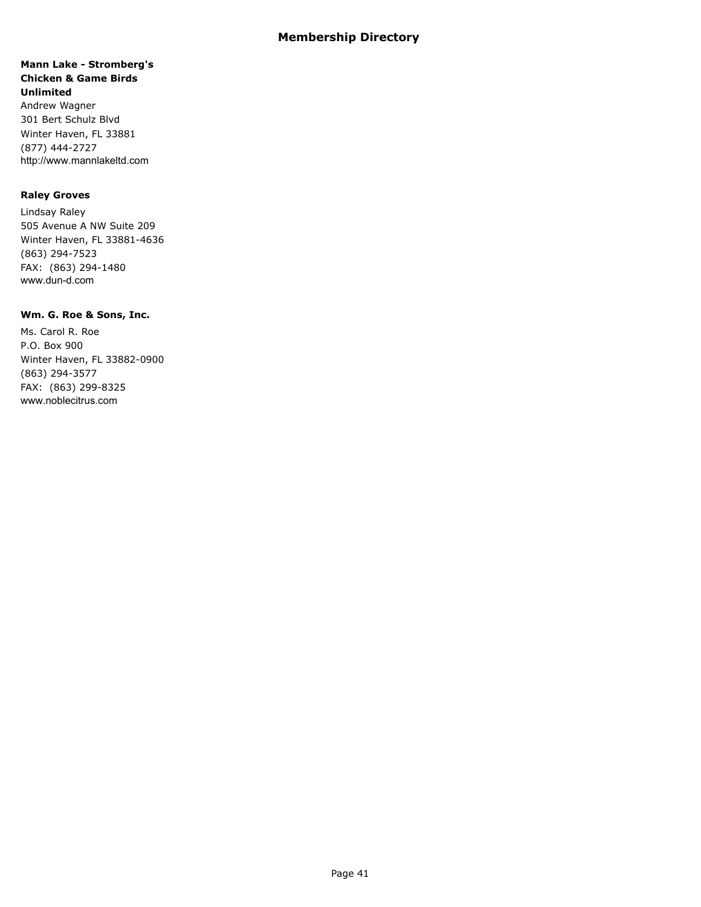## Membership Directory

**Mann Lake - Stromberg's Chicken & Game Birds Unlimited**
Andrew Wagner
301 Bert Schulz Blvd
Winter Haven, FL 33881
(877) 444-2727
http://www.mannlakeltd.com

**Raley Groves**
Lindsay Raley
505 Avenue A NW Suite 209
Winter Haven, FL 33881-4636
(863) 294-7523
FAX: (863) 294-1480
www.dun-d.com

**Wm. G. Roe & Sons, Inc.**
Ms. Carol R. Roe
P.O. Box 900
Winter Haven, FL 33882-0900
(863) 294-3577
FAX: (863) 299-8325
www.noblecitrus.com